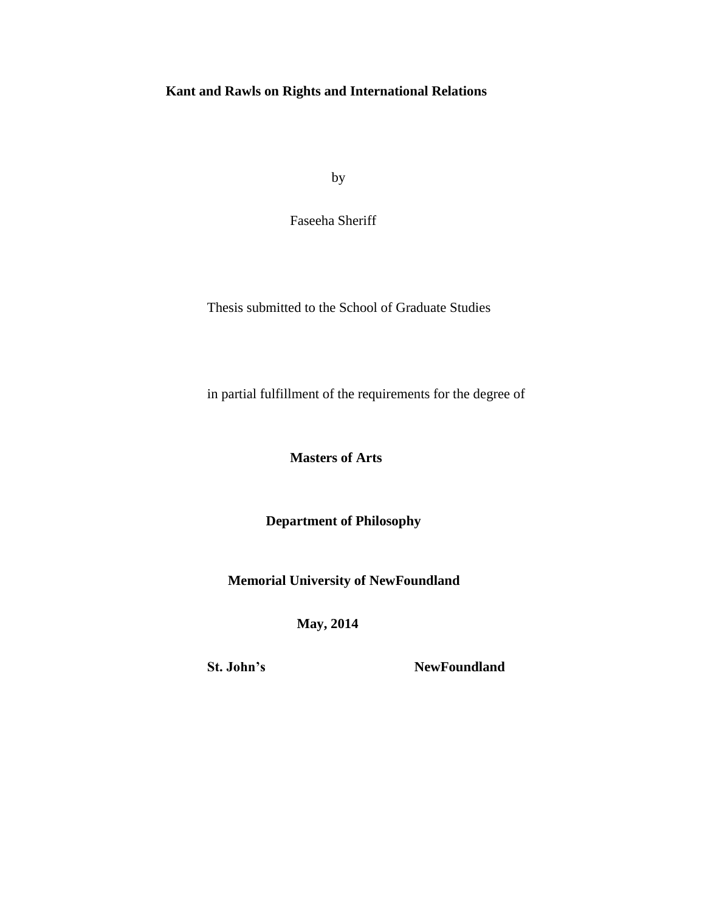# Kant and Rawls on Rights and International Relations

by

Faseeha Sheriff

Thesis submitted to the School of Graduate Studies

in partial fulfillment of the requirements for the degree of

**Masters of Arts**

**Department of Philosophy**

**Memorial University of NewFoundland**

**May, 2014**

**St. John's NewFoundland**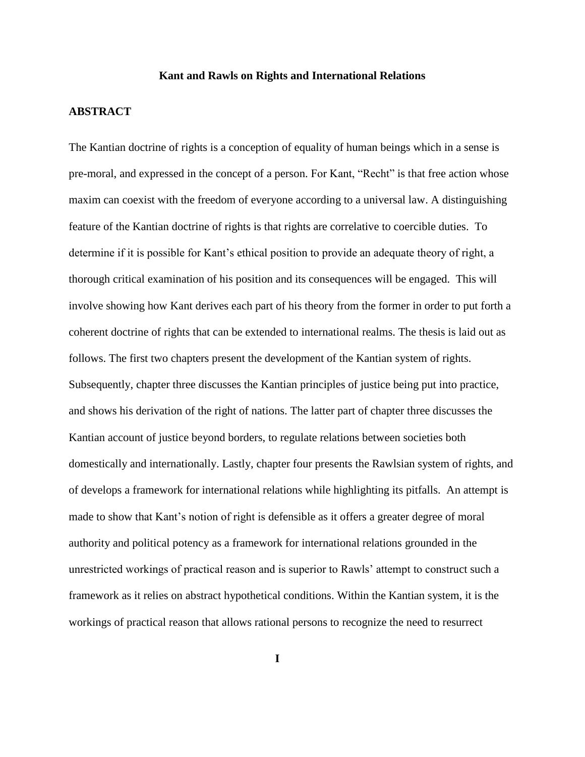**Kant and Rawls on Rights and International Relations**

## ABSTRACT

The Kantian doctrine of rights is a conception of equality of human beings which in a sense is pre-moral, and expressed in the concept of a person. For Kant, "Recht" is that free action whose maxim can coexist with the freedom of everyone according to a universal law. A distinguishing feature of the Kantian doctrine of rights is that rights are correlative to coercible duties. To determine if it is possible for Kant's ethical position to provide an adequate theory of right, a thorough critical examination of his position and its consequences will be engaged. This will involve showing how Kant derives each part of his theory from the former in order to put forth a coherent doctrine of rights that can be extended to international realms. The thesis is laid out as follows. The first two chapters present the development of the Kantian system of rights. Subsequently, chapter three discusses the Kantian principles of justice being put into practice, and shows his derivation of the right of nations. The latter part of chapter three discusses the Kantian account of justice beyond borders, to regulate relations between societies both domestically and internationally. Lastly, chapter four presents the Rawlsian system of rights, and of develops a framework for international relations while highlighting its pitfalls. An attempt is made to show that Kant's notion of right is defensible as it offers a greater degree of moral authority and political potency as a framework for international relations grounded in the unrestricted workings of practical reason and is superior to Rawls' attempt to construct such a framework as it relies on abstract hypothetical conditions. Within the Kantian system, it is the workings of practical reason that allows rational persons to recognize the need to resurrect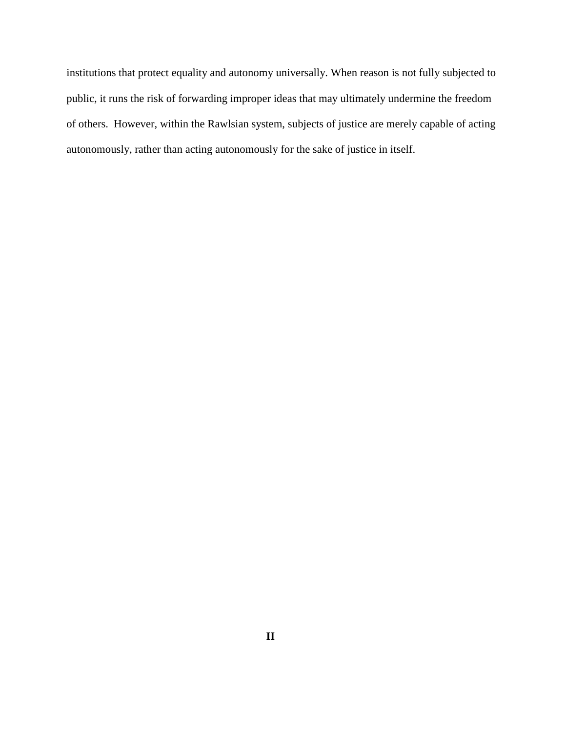institutions that protect equality and autonomy universally. When reason is not fully subjected to public, it runs the risk of forwarding improper ideas that may ultimately undermine the freedom of others. However, within the Rawlsian system, subjects of justice are merely capable of acting autonomously, rather than acting autonomously for the sake of justice in itself.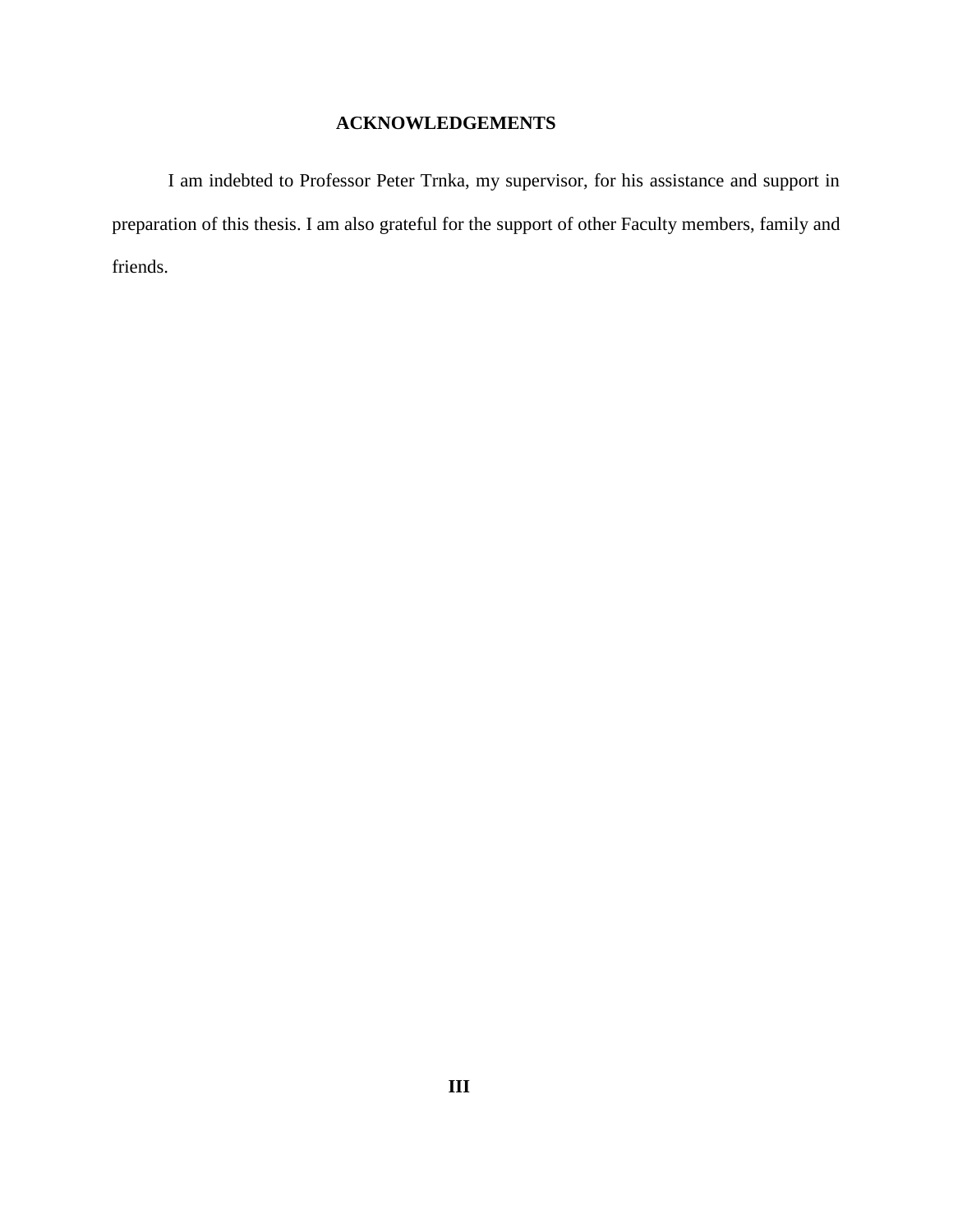## ACKNOWLEDGEMENTS

I am indebted to Professor Peter Trnka, my supervisor, for his assistance and support in preparation of this thesis. I am also grateful for the support of other Faculty members, family and friends.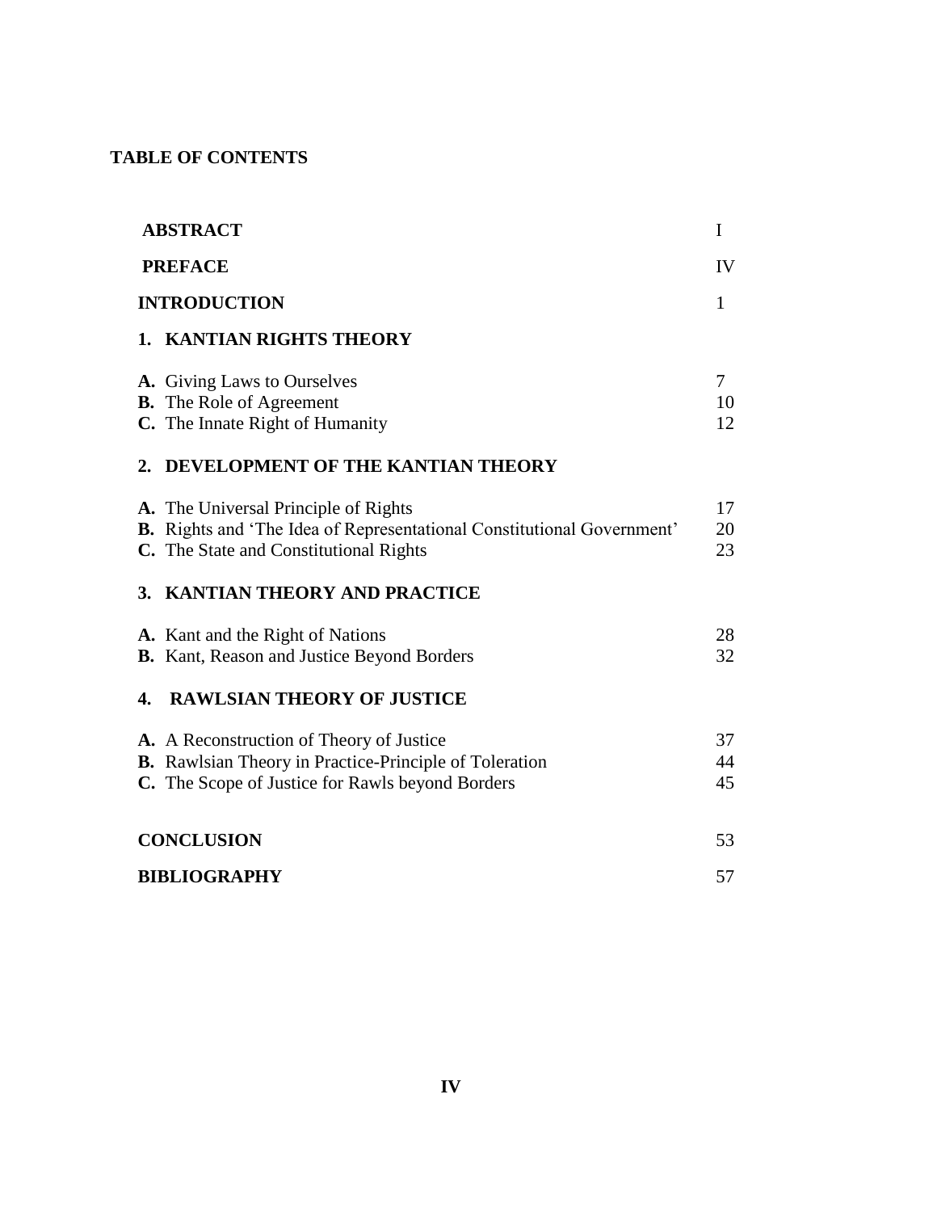# TABLE OF CONTENTS

| | |
|---|---|
| **ABSTRACT** | I |
| **PREFACE** | IV |
| **INTRODUCTION** | 1 |
| **1. KANTIAN RIGHTS THEORY** | |
| **A.** Giving Laws to Ourselves | 7 |
| **B.** The Role of Agreement | 10 |
| **C.** The Innate Right of Humanity | 12 |
| **2. DEVELOPMENT OF THE KANTIAN THEORY** | |
| **A.** The Universal Principle of Rights | 17 |
| **B.** Rights and 'The Idea of Representational Constitutional Government' | 20 |
| **C.** The State and Constitutional Rights | 23 |
| **3. KANTIAN THEORY AND PRACTICE** | |
| **A.** Kant and the Right of Nations | 28 |
| **B.** Kant, Reason and Justice Beyond Borders | 32 |
| **4. RAWLSIAN THEORY OF JUSTICE** | |
| **A.** A Reconstruction of Theory of Justice | 37 |
| **B.** Rawlsian Theory in Practice-Principle of Toleration | 44 |
| **C.** The Scope of Justice for Rawls beyond Borders | 45 |
| **CONCLUSION** | 53 |
| **BIBLIOGRAPHY** | 57 |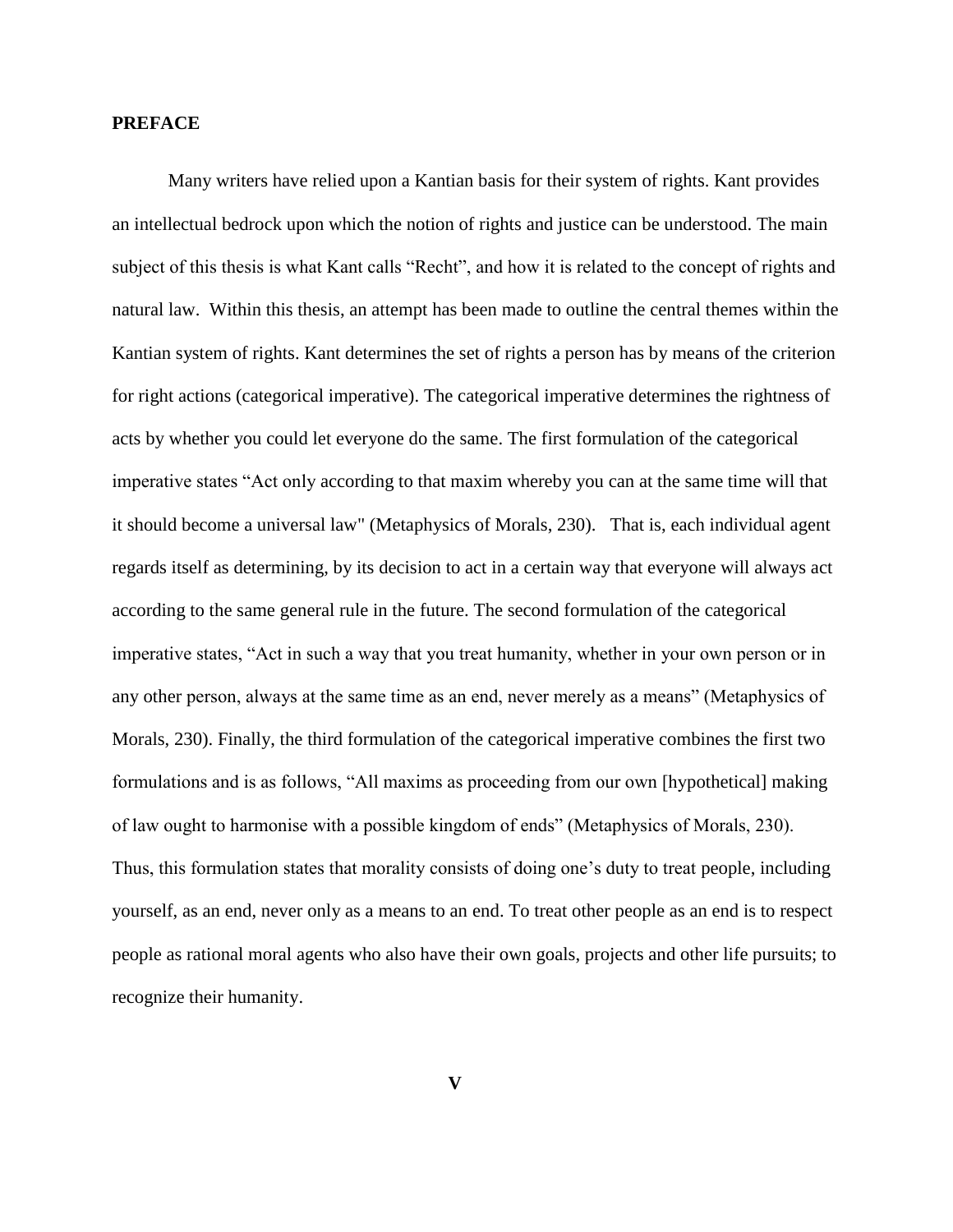**PREFACE**

Many writers have relied upon a Kantian basis for their system of rights. Kant provides an intellectual bedrock upon which the notion of rights and justice can be understood. The main subject of this thesis is what Kant calls "Recht", and how it is related to the concept of rights and natural law. Within this thesis, an attempt has been made to outline the central themes within the Kantian system of rights. Kant determines the set of rights a person has by means of the criterion for right actions (categorical imperative). The categorical imperative determines the rightness of acts by whether you could let everyone do the same. The first formulation of the categorical imperative states "Act only according to that maxim whereby you can at the same time will that it should become a universal law" (Metaphysics of Morals, 230). That is, each individual agent regards itself as determining, by its decision to act in a certain way that everyone will always act according to the same general rule in the future. The second formulation of the categorical imperative states, "Act in such a way that you treat humanity, whether in your own person or in any other person, always at the same time as an end, never merely as a means" (Metaphysics of Morals, 230). Finally, the third formulation of the categorical imperative combines the first two formulations and is as follows, "All maxims as proceeding from our own [hypothetical] making of law ought to harmonise with a possible kingdom of ends" (Metaphysics of Morals, 230). Thus, this formulation states that morality consists of doing one's duty to treat people, including yourself, as an end, never only as a means to an end. To treat other people as an end is to respect people as rational moral agents who also have their own goals, projects and other life pursuits; to recognize their humanity.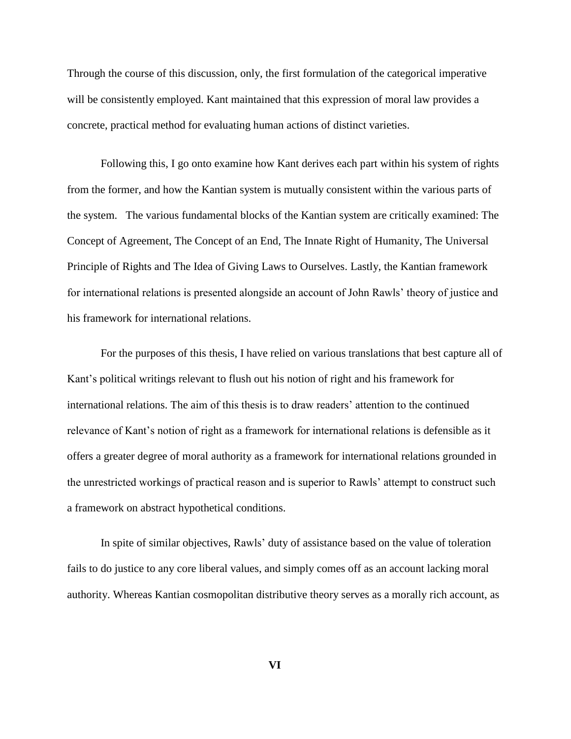Through the course of this discussion, only, the first formulation of the categorical imperative will be consistently employed. Kant maintained that this expression of moral law provides a concrete, practical method for evaluating human actions of distinct varieties.

Following this, I go onto examine how Kant derives each part within his system of rights from the former, and how the Kantian system is mutually consistent within the various parts of the system. The various fundamental blocks of the Kantian system are critically examined: The Concept of Agreement, The Concept of an End, The Innate Right of Humanity, The Universal Principle of Rights and The Idea of Giving Laws to Ourselves. Lastly, the Kantian framework for international relations is presented alongside an account of John Rawls' theory of justice and his framework for international relations.

For the purposes of this thesis, I have relied on various translations that best capture all of Kant's political writings relevant to flush out his notion of right and his framework for international relations. The aim of this thesis is to draw readers' attention to the continued relevance of Kant's notion of right as a framework for international relations is defensible as it offers a greater degree of moral authority as a framework for international relations grounded in the unrestricted workings of practical reason and is superior to Rawls' attempt to construct such a framework on abstract hypothetical conditions.

In spite of similar objectives, Rawls' duty of assistance based on the value of toleration fails to do justice to any core liberal values, and simply comes off as an account lacking moral authority. Whereas Kantian cosmopolitan distributive theory serves as a morally rich account, as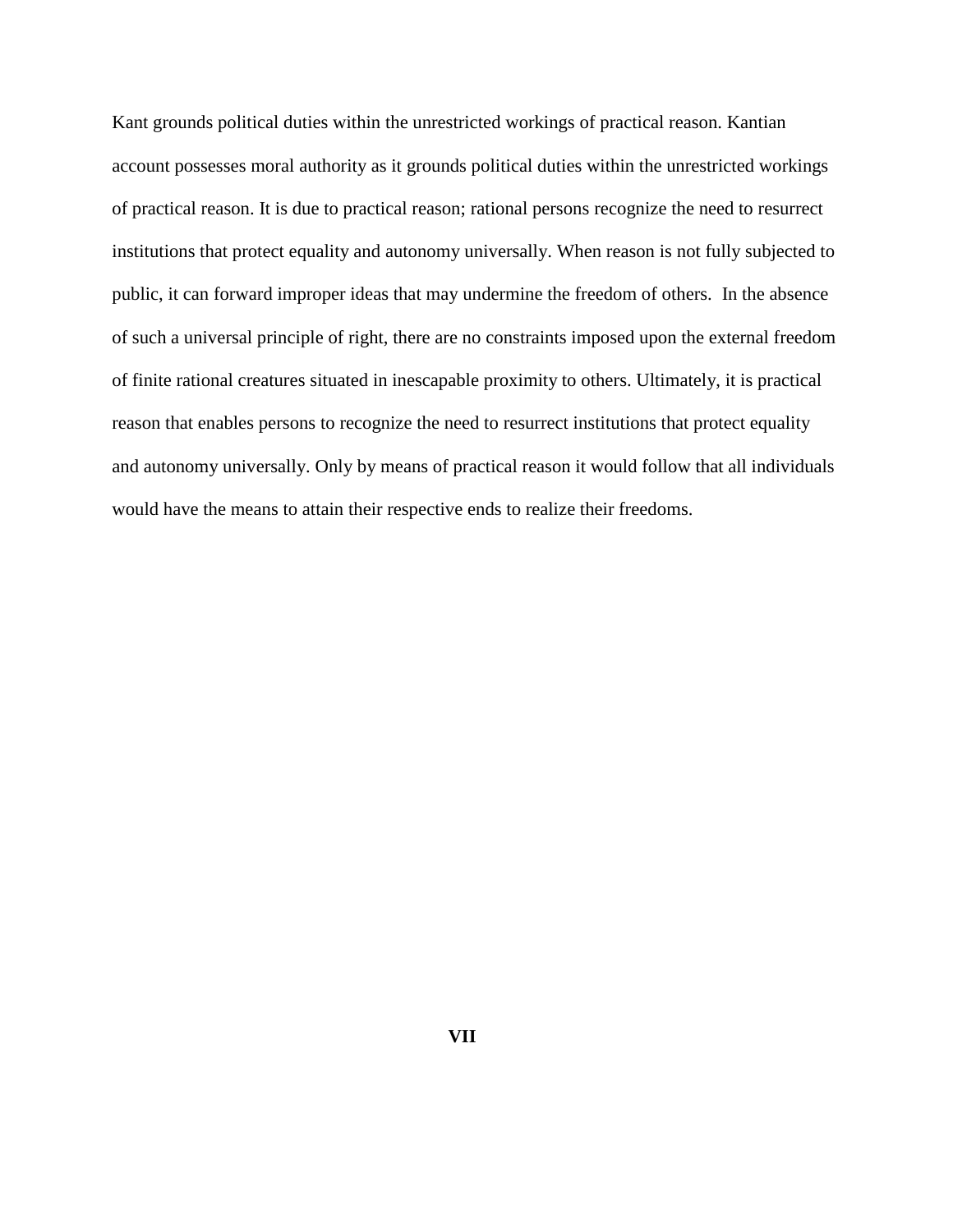Kant grounds political duties within the unrestricted workings of practical reason. Kantian account possesses moral authority as it grounds political duties within the unrestricted workings of practical reason. It is due to practical reason; rational persons recognize the need to resurrect institutions that protect equality and autonomy universally. When reason is not fully subjected to public, it can forward improper ideas that may undermine the freedom of others.  In the absence of such a universal principle of right, there are no constraints imposed upon the external freedom of finite rational creatures situated in inescapable proximity to others. Ultimately, it is practical reason that enables persons to recognize the need to resurrect institutions that protect equality and autonomy universally. Only by means of practical reason it would follow that all individuals would have the means to attain their respective ends to realize their freedoms.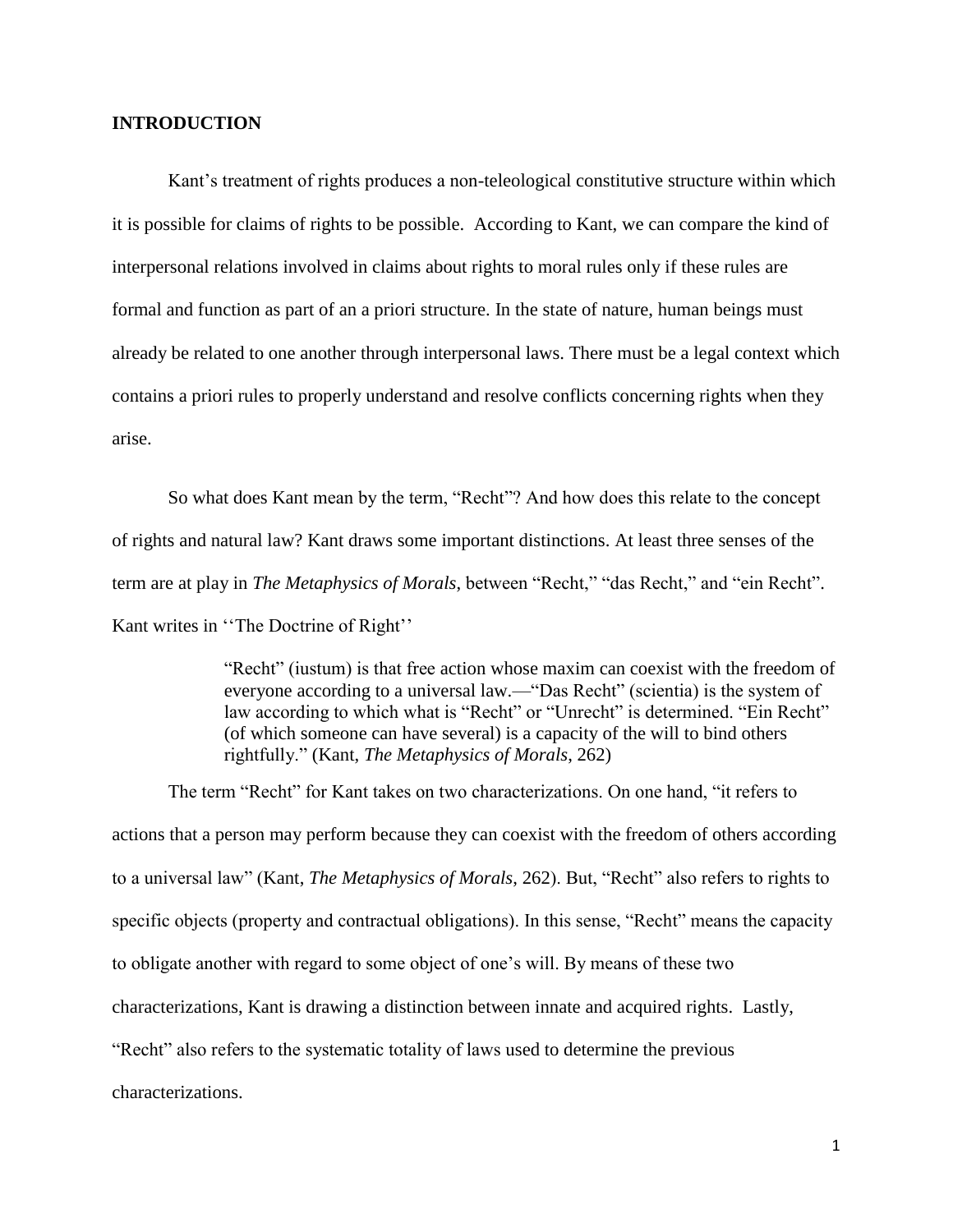## INTRODUCTION

Kant's treatment of rights produces a non-teleological constitutive structure within which it is possible for claims of rights to be possible. According to Kant, we can compare the kind of interpersonal relations involved in claims about rights to moral rules only if these rules are formal and function as part of an a priori structure. In the state of nature, human beings must already be related to one another through interpersonal laws. There must be a legal context which contains a priori rules to properly understand and resolve conflicts concerning rights when they arise.

So what does Kant mean by the term, "Recht"? And how does this relate to the concept of rights and natural law? Kant draws some important distinctions. At least three senses of the term are at play in *The Metaphysics of Morals*, between "Recht," "das Recht," and "ein Recht". Kant writes in ''The Doctrine of Right''

> "Recht" (iustum) is that free action whose maxim can coexist with the freedom of everyone according to a universal law.—"Das Recht" (scientia) is the system of law according to which what is "Recht" or "Unrecht" is determined. "Ein Recht" (of which someone can have several) is a capacity of the will to bind others rightfully." (Kant, *The Metaphysics of Morals*, 262)

The term "Recht" for Kant takes on two characterizations. On one hand, "it refers to actions that a person may perform because they can coexist with the freedom of others according to a universal law" (Kant, *The Metaphysics of Morals*, 262). But, "Recht" also refers to rights to specific objects (property and contractual obligations). In this sense, "Recht" means the capacity to obligate another with regard to some object of one's will. By means of these two characterizations, Kant is drawing a distinction between innate and acquired rights. Lastly, "Recht" also refers to the systematic totality of laws used to determine the previous characterizations.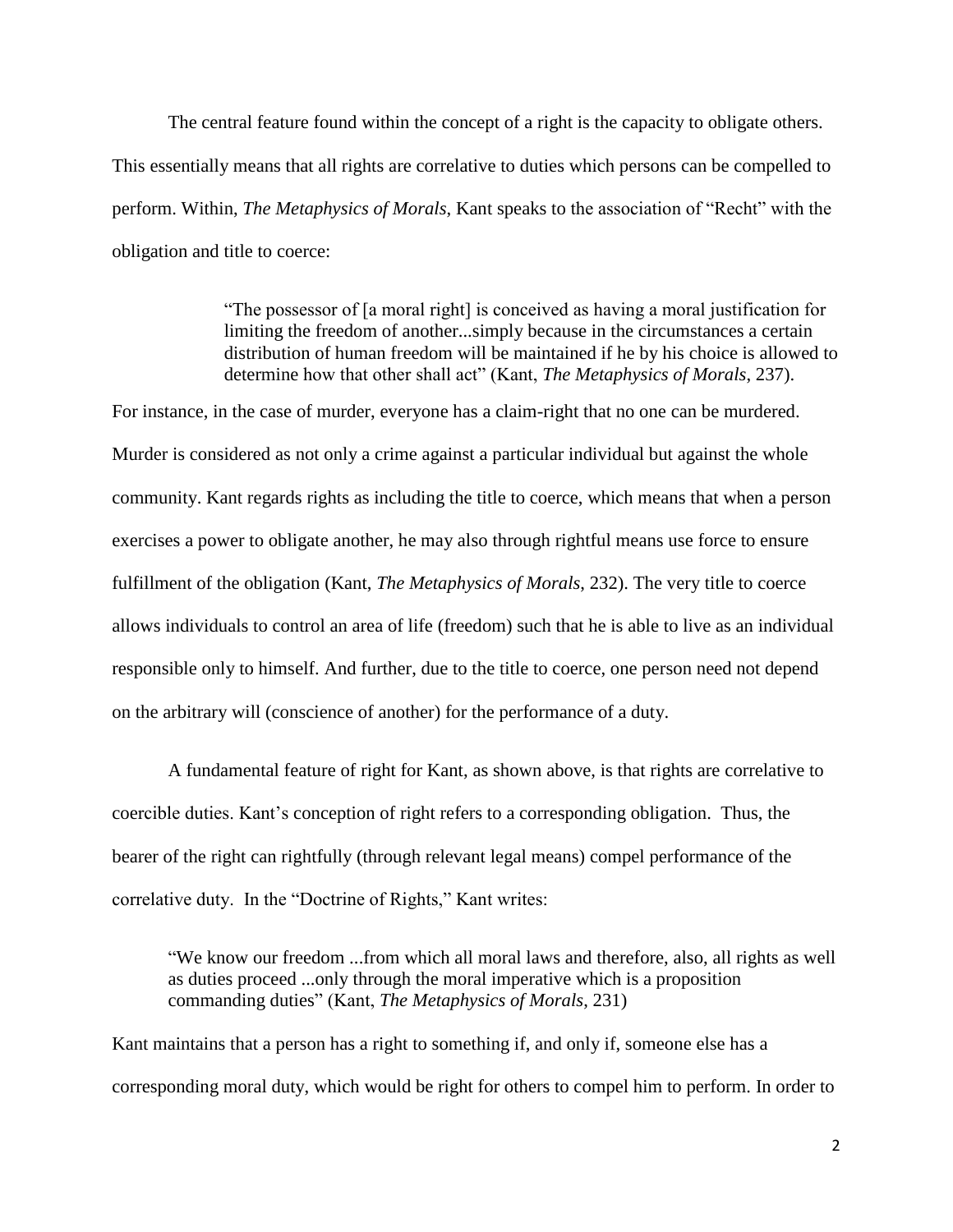The central feature found within the concept of a right is the capacity to obligate others. This essentially means that all rights are correlative to duties which persons can be compelled to perform. Within, *The Metaphysics of Morals*, Kant speaks to the association of "Recht" with the obligation and title to coerce:

> "The possessor of [a moral right] is conceived as having a moral justification for limiting the freedom of another...simply because in the circumstances a certain distribution of human freedom will be maintained if he by his choice is allowed to determine how that other shall act" (Kant, *The Metaphysics of Morals*, 237).

For instance, in the case of murder, everyone has a claim-right that no one can be murdered. Murder is considered as not only a crime against a particular individual but against the whole community. Kant regards rights as including the title to coerce, which means that when a person exercises a power to obligate another, he may also through rightful means use force to ensure fulfillment of the obligation (Kant, *The Metaphysics of Morals*, 232). The very title to coerce allows individuals to control an area of life (freedom) such that he is able to live as an individual responsible only to himself. And further, due to the title to coerce, one person need not depend on the arbitrary will (conscience of another) for the performance of a duty.

A fundamental feature of right for Kant, as shown above, is that rights are correlative to coercible duties. Kant's conception of right refers to a corresponding obligation. Thus, the bearer of the right can rightfully (through relevant legal means) compel performance of the correlative duty. In the "Doctrine of Rights," Kant writes:

> "We know our freedom ...from which all moral laws and therefore, also, all rights as well as duties proceed ...only through the moral imperative which is a proposition commanding duties" (Kant, *The Metaphysics of Morals*, 231)

Kant maintains that a person has a right to something if, and only if, someone else has a corresponding moral duty, which would be right for others to compel him to perform. In order to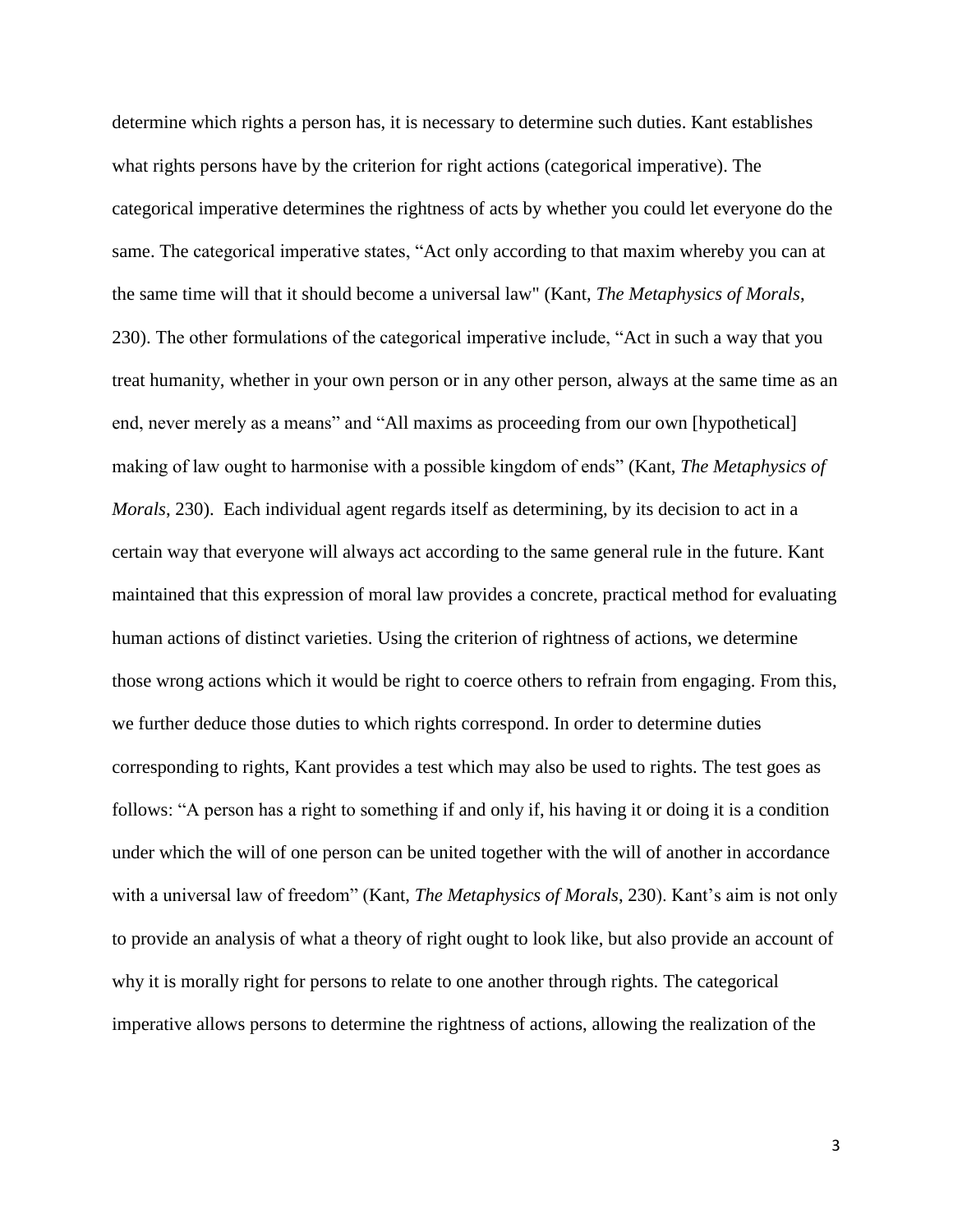determine which rights a person has, it is necessary to determine such duties. Kant establishes what rights persons have by the criterion for right actions (categorical imperative). The categorical imperative determines the rightness of acts by whether you could let everyone do the same. The categorical imperative states, "Act only according to that maxim whereby you can at the same time will that it should become a universal law" (Kant, *The Metaphysics of Morals*, 230). The other formulations of the categorical imperative include, "Act in such a way that you treat humanity, whether in your own person or in any other person, always at the same time as an end, never merely as a means" and "All maxims as proceeding from our own [hypothetical] making of law ought to harmonise with a possible kingdom of ends" (Kant, *The Metaphysics of Morals*, 230). Each individual agent regards itself as determining, by its decision to act in a certain way that everyone will always act according to the same general rule in the future. Kant maintained that this expression of moral law provides a concrete, practical method for evaluating human actions of distinct varieties. Using the criterion of rightness of actions, we determine those wrong actions which it would be right to coerce others to refrain from engaging. From this, we further deduce those duties to which rights correspond. In order to determine duties corresponding to rights, Kant provides a test which may also be used to rights. The test goes as follows: "A person has a right to something if and only if, his having it or doing it is a condition under which the will of one person can be united together with the will of another in accordance with a universal law of freedom" (Kant, *The Metaphysics of Morals*, 230). Kant's aim is not only to provide an analysis of what a theory of right ought to look like, but also provide an account of why it is morally right for persons to relate to one another through rights. The categorical imperative allows persons to determine the rightness of actions, allowing the realization of the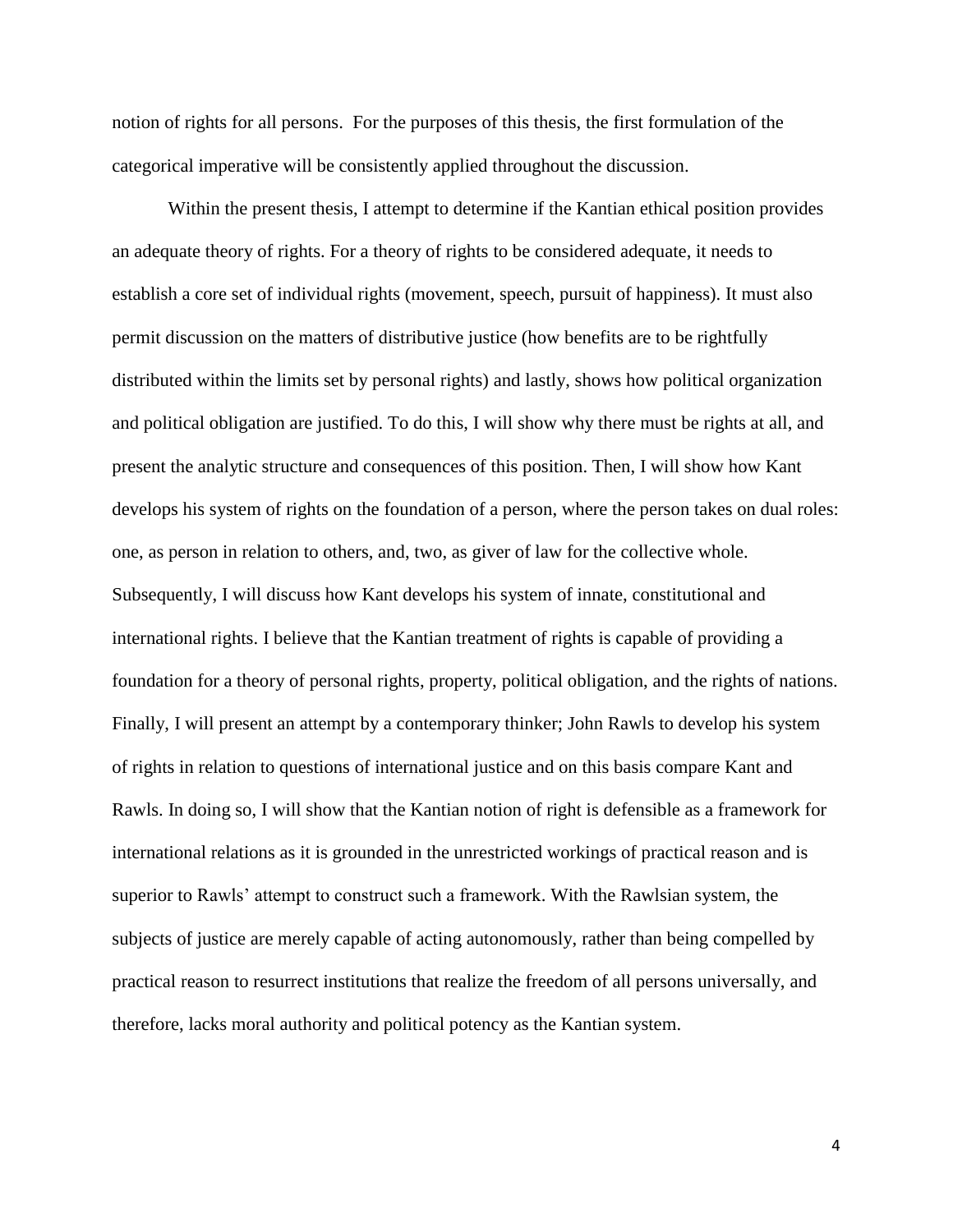notion of rights for all persons. For the purposes of this thesis, the first formulation of the categorical imperative will be consistently applied throughout the discussion.

Within the present thesis, I attempt to determine if the Kantian ethical position provides an adequate theory of rights. For a theory of rights to be considered adequate, it needs to establish a core set of individual rights (movement, speech, pursuit of happiness). It must also permit discussion on the matters of distributive justice (how benefits are to be rightfully distributed within the limits set by personal rights) and lastly, shows how political organization and political obligation are justified. To do this, I will show why there must be rights at all, and present the analytic structure and consequences of this position. Then, I will show how Kant develops his system of rights on the foundation of a person, where the person takes on dual roles: one, as person in relation to others, and, two, as giver of law for the collective whole. Subsequently, I will discuss how Kant develops his system of innate, constitutional and international rights. I believe that the Kantian treatment of rights is capable of providing a foundation for a theory of personal rights, property, political obligation, and the rights of nations. Finally, I will present an attempt by a contemporary thinker; John Rawls to develop his system of rights in relation to questions of international justice and on this basis compare Kant and Rawls. In doing so, I will show that the Kantian notion of right is defensible as a framework for international relations as it is grounded in the unrestricted workings of practical reason and is superior to Rawls' attempt to construct such a framework. With the Rawlsian system, the subjects of justice are merely capable of acting autonomously, rather than being compelled by practical reason to resurrect institutions that realize the freedom of all persons universally, and therefore, lacks moral authority and political potency as the Kantian system.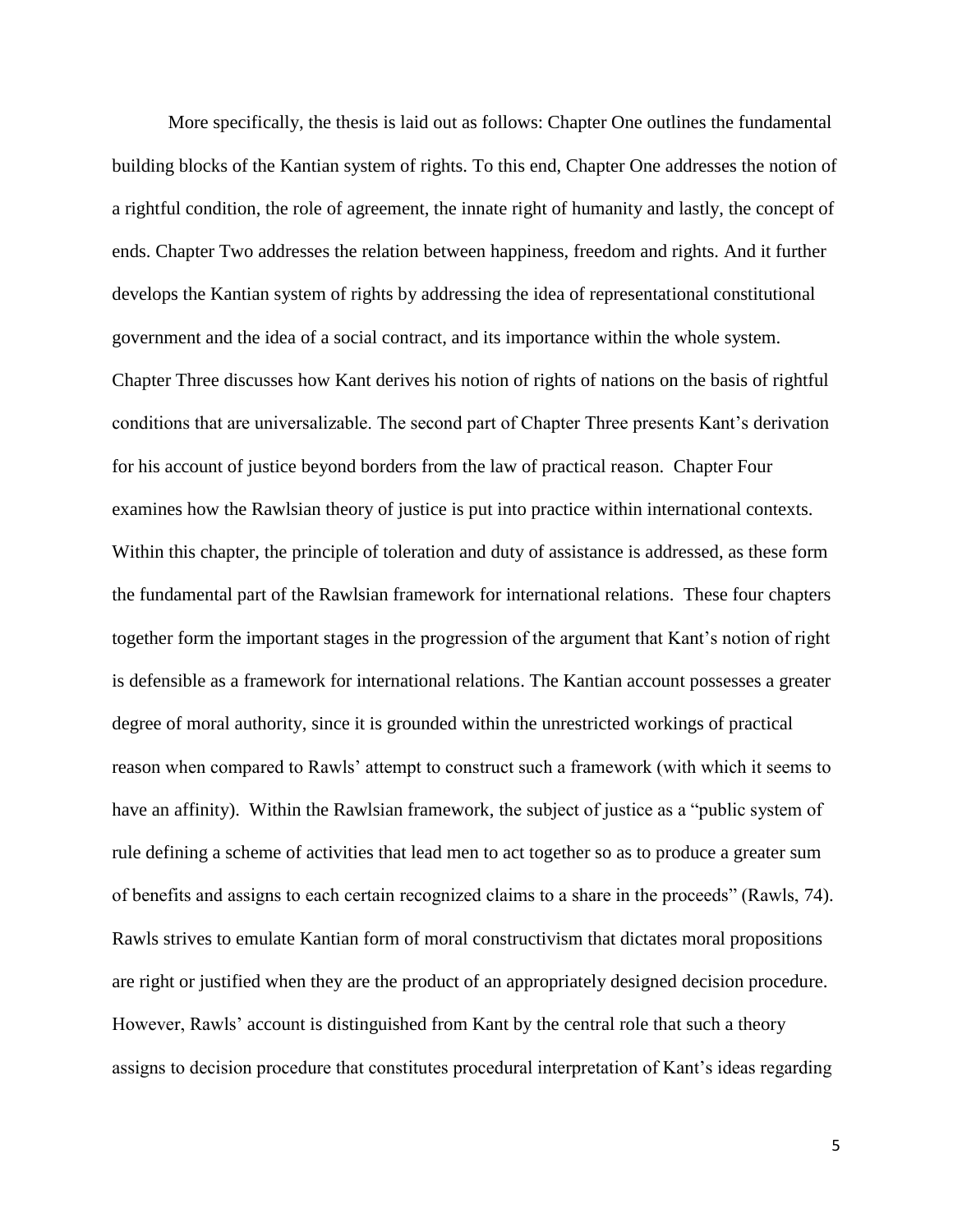More specifically, the thesis is laid out as follows: Chapter One outlines the fundamental building blocks of the Kantian system of rights. To this end, Chapter One addresses the notion of a rightful condition, the role of agreement, the innate right of humanity and lastly, the concept of ends. Chapter Two addresses the relation between happiness, freedom and rights. And it further develops the Kantian system of rights by addressing the idea of representational constitutional government and the idea of a social contract, and its importance within the whole system. Chapter Three discusses how Kant derives his notion of rights of nations on the basis of rightful conditions that are universalizable. The second part of Chapter Three presents Kant's derivation for his account of justice beyond borders from the law of practical reason. Chapter Four examines how the Rawlsian theory of justice is put into practice within international contexts. Within this chapter, the principle of toleration and duty of assistance is addressed, as these form the fundamental part of the Rawlsian framework for international relations. These four chapters together form the important stages in the progression of the argument that Kant's notion of right is defensible as a framework for international relations. The Kantian account possesses a greater degree of moral authority, since it is grounded within the unrestricted workings of practical reason when compared to Rawls' attempt to construct such a framework (with which it seems to have an affinity). Within the Rawlsian framework, the subject of justice as a "public system of rule defining a scheme of activities that lead men to act together so as to produce a greater sum of benefits and assigns to each certain recognized claims to a share in the proceeds" (Rawls, 74). Rawls strives to emulate Kantian form of moral constructivism that dictates moral propositions are right or justified when they are the product of an appropriately designed decision procedure. However, Rawls' account is distinguished from Kant by the central role that such a theory assigns to decision procedure that constitutes procedural interpretation of Kant's ideas regarding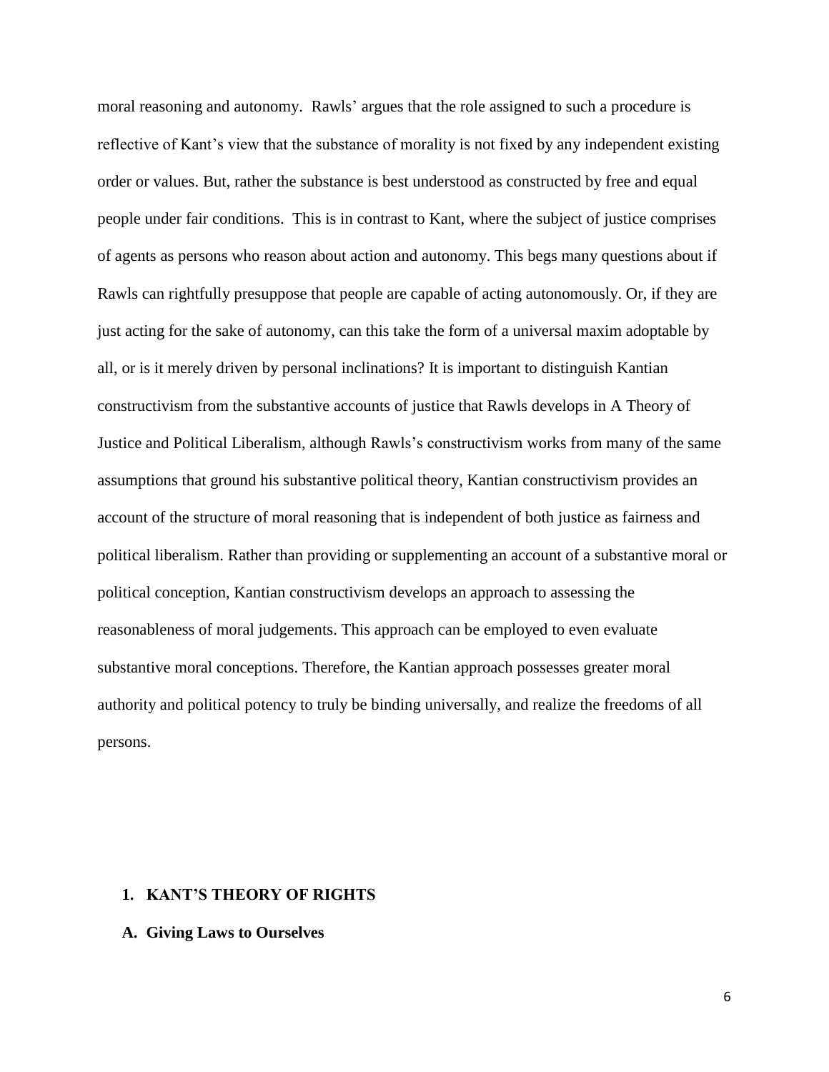moral reasoning and autonomy. Rawls' argues that the role assigned to such a procedure is reflective of Kant's view that the substance of morality is not fixed by any independent existing order or values. But, rather the substance is best understood as constructed by free and equal people under fair conditions. This is in contrast to Kant, where the subject of justice comprises of agents as persons who reason about action and autonomy. This begs many questions about if Rawls can rightfully presuppose that people are capable of acting autonomously. Or, if they are just acting for the sake of autonomy, can this take the form of a universal maxim adoptable by all, or is it merely driven by personal inclinations? It is important to distinguish Kantian constructivism from the substantive accounts of justice that Rawls develops in A Theory of Justice and Political Liberalism, although Rawls's constructivism works from many of the same assumptions that ground his substantive political theory, Kantian constructivism provides an account of the structure of moral reasoning that is independent of both justice as fairness and political liberalism. Rather than providing or supplementing an account of a substantive moral or political conception, Kantian constructivism develops an approach to assessing the reasonableness of moral judgements. This approach can be employed to even evaluate substantive moral conceptions. Therefore, the Kantian approach possesses greater moral authority and political potency to truly be binding universally, and realize the freedoms of all persons.

## 1. KANT'S THEORY OF RIGHTS

### A. Giving Laws to Ourselves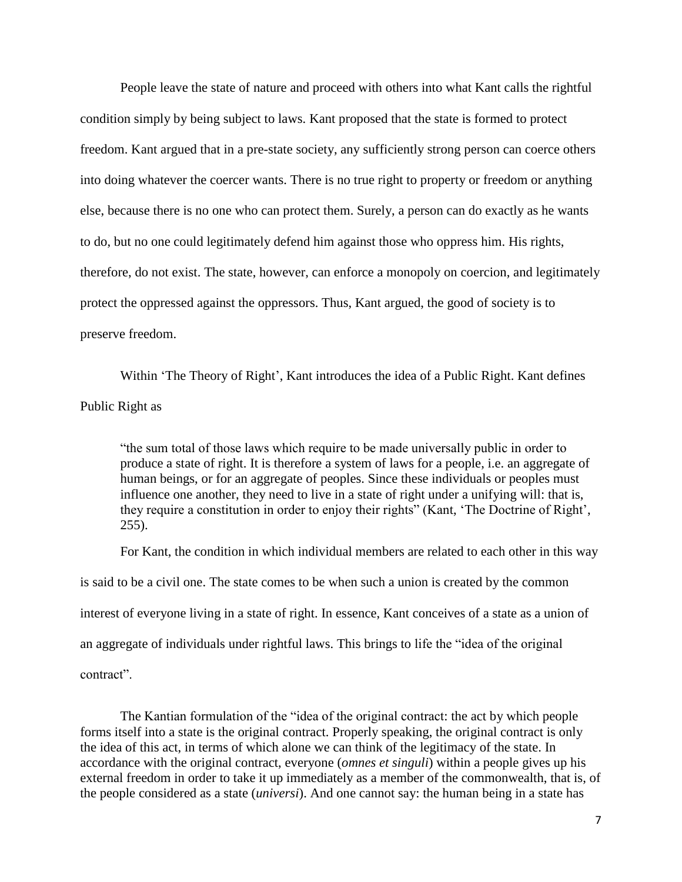People leave the state of nature and proceed with others into what Kant calls the rightful condition simply by being subject to laws. Kant proposed that the state is formed to protect freedom. Kant argued that in a pre-state society, any sufficiently strong person can coerce others into doing whatever the coercer wants. There is no true right to property or freedom or anything else, because there is no one who can protect them. Surely, a person can do exactly as he wants to do, but no one could legitimately defend him against those who oppress him. His rights, therefore, do not exist. The state, however, can enforce a monopoly on coercion, and legitimately protect the oppressed against the oppressors. Thus, Kant argued, the good of society is to preserve freedom.

Within 'The Theory of Right', Kant introduces the idea of a Public Right. Kant defines Public Right as

> "the sum total of those laws which require to be made universally public in order to produce a state of right. It is therefore a system of laws for a people, i.e. an aggregate of human beings, or for an aggregate of peoples. Since these individuals or peoples must influence one another, they need to live in a state of right under a unifying will: that is, they require a constitution in order to enjoy their rights" (Kant, 'The Doctrine of Right', 255).

For Kant, the condition in which individual members are related to each other in this way is said to be a civil one. The state comes to be when such a union is created by the common interest of everyone living in a state of right. In essence, Kant conceives of a state as a union of an aggregate of individuals under rightful laws. This brings to life the "idea of the original contract".

The Kantian formulation of the "idea of the original contract: the act by which people forms itself into a state is the original contract. Properly speaking, the original contract is only the idea of this act, in terms of which alone we can think of the legitimacy of the state. In accordance with the original contract, everyone (*omnes et singuli*) within a people gives up his external freedom in order to take it up immediately as a member of the commonwealth, that is, of the people considered as a state (*universi*). And one cannot say: the human being in a state has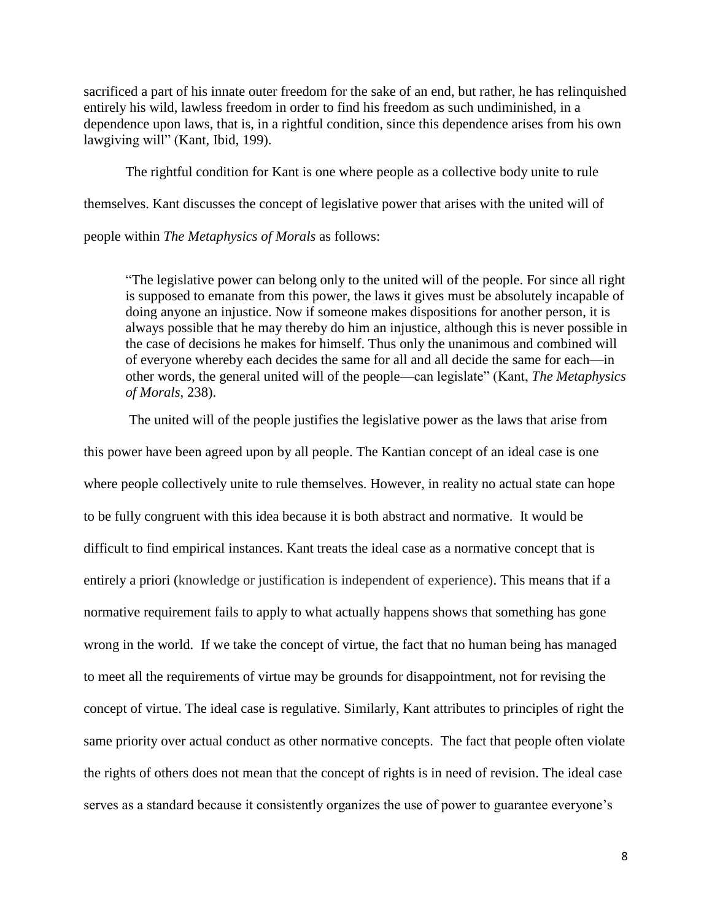sacrificed a part of his innate outer freedom for the sake of an end, but rather, he has relinquished entirely his wild, lawless freedom in order to find his freedom as such undiminished, in a dependence upon laws, that is, in a rightful condition, since this dependence arises from his own lawgiving will" (Kant, Ibid, 199).

The rightful condition for Kant is one where people as a collective body unite to rule themselves. Kant discusses the concept of legislative power that arises with the united will of people within *The Metaphysics of Morals* as follows:

> "The legislative power can belong only to the united will of the people. For since all right is supposed to emanate from this power, the laws it gives must be absolutely incapable of doing anyone an injustice. Now if someone makes dispositions for another person, it is always possible that he may thereby do him an injustice, although this is never possible in the case of decisions he makes for himself. Thus only the unanimous and combined will of everyone whereby each decides the same for all and all decide the same for each—in other words, the general united will of the people—can legislate" (Kant, *The Metaphysics of Morals*, 238).

The united will of the people justifies the legislative power as the laws that arise from this power have been agreed upon by all people. The Kantian concept of an ideal case is one where people collectively unite to rule themselves. However, in reality no actual state can hope to be fully congruent with this idea because it is both abstract and normative. It would be difficult to find empirical instances. Kant treats the ideal case as a normative concept that is entirely a priori (knowledge or justification is independent of experience). This means that if a normative requirement fails to apply to what actually happens shows that something has gone wrong in the world. If we take the concept of virtue, the fact that no human being has managed to meet all the requirements of virtue may be grounds for disappointment, not for revising the concept of virtue. The ideal case is regulative. Similarly, Kant attributes to principles of right the same priority over actual conduct as other normative concepts. The fact that people often violate the rights of others does not mean that the concept of rights is in need of revision. The ideal case serves as a standard because it consistently organizes the use of power to guarantee everyone's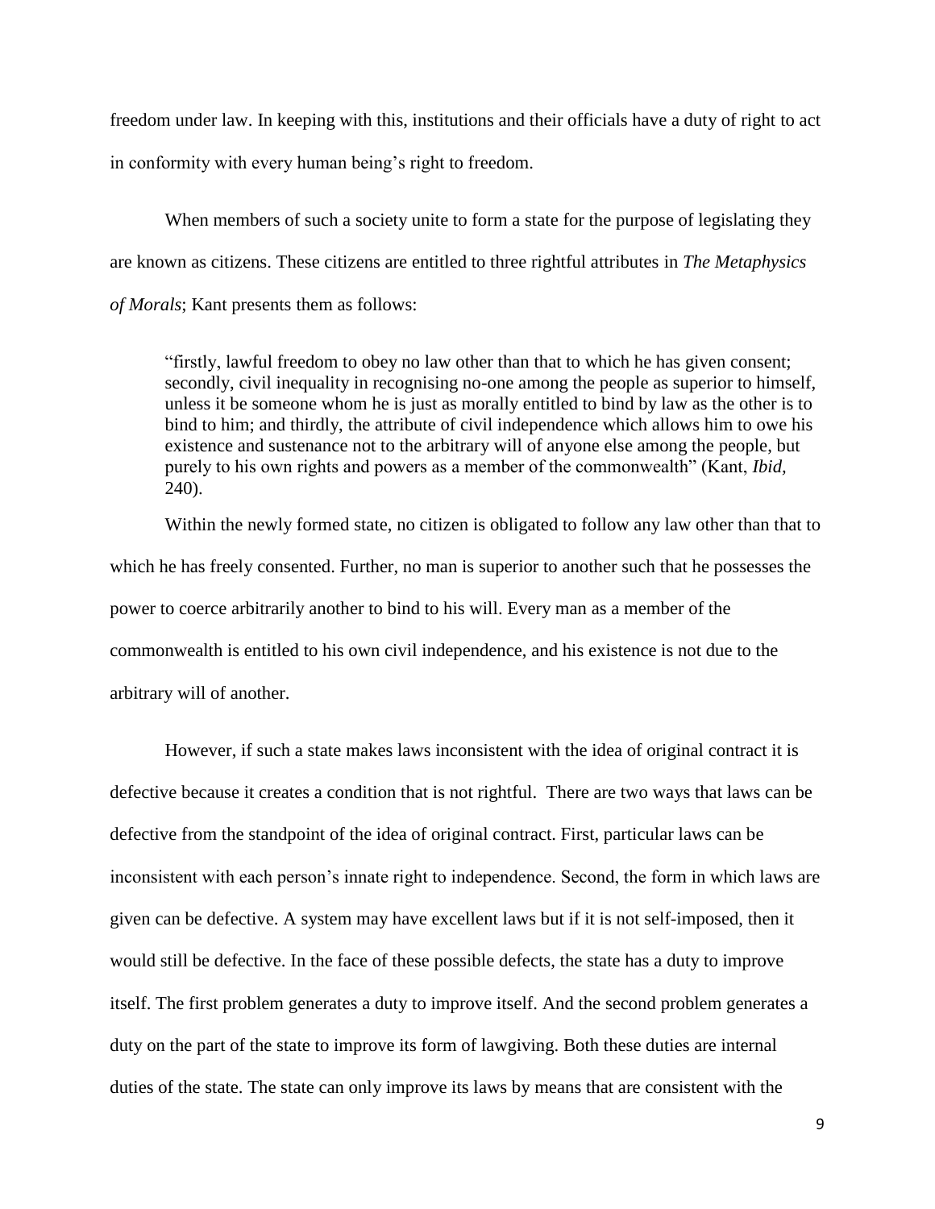freedom under law. In keeping with this, institutions and their officials have a duty of right to act in conformity with every human being's right to freedom.

When members of such a society unite to form a state for the purpose of legislating they are known as citizens. These citizens are entitled to three rightful attributes in *The Metaphysics of Morals*; Kant presents them as follows:

> "firstly, lawful freedom to obey no law other than that to which he has given consent; secondly, civil inequality in recognising no-one among the people as superior to himself, unless it be someone whom he is just as morally entitled to bind by law as the other is to bind to him; and thirdly, the attribute of civil independence which allows him to owe his existence and sustenance not to the arbitrary will of anyone else among the people, but purely to his own rights and powers as a member of the commonwealth" (Kant, *Ibid*, 240).

Within the newly formed state, no citizen is obligated to follow any law other than that to which he has freely consented. Further, no man is superior to another such that he possesses the power to coerce arbitrarily another to bind to his will. Every man as a member of the commonwealth is entitled to his own civil independence, and his existence is not due to the arbitrary will of another.

However, if such a state makes laws inconsistent with the idea of original contract it is defective because it creates a condition that is not rightful. There are two ways that laws can be defective from the standpoint of the idea of original contract. First, particular laws can be inconsistent with each person's innate right to independence. Second, the form in which laws are given can be defective. A system may have excellent laws but if it is not self-imposed, then it would still be defective. In the face of these possible defects, the state has a duty to improve itself. The first problem generates a duty to improve itself. And the second problem generates a duty on the part of the state to improve its form of lawgiving. Both these duties are internal duties of the state. The state can only improve its laws by means that are consistent with the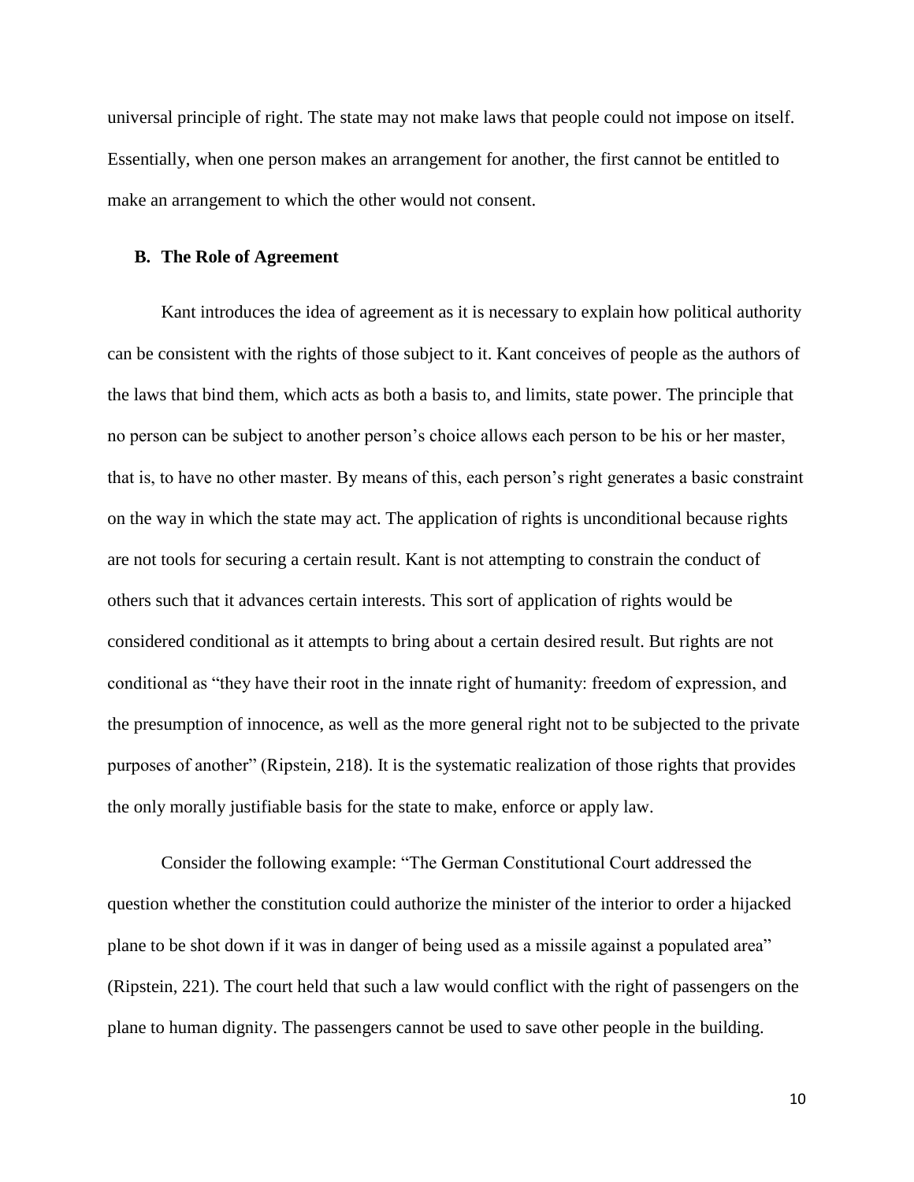universal principle of right. The state may not make laws that people could not impose on itself. Essentially, when one person makes an arrangement for another, the first cannot be entitled to make an arrangement to which the other would not consent.

### B. The Role of Agreement

Kant introduces the idea of agreement as it is necessary to explain how political authority can be consistent with the rights of those subject to it. Kant conceives of people as the authors of the laws that bind them, which acts as both a basis to, and limits, state power. The principle that no person can be subject to another person's choice allows each person to be his or her master, that is, to have no other master. By means of this, each person's right generates a basic constraint on the way in which the state may act. The application of rights is unconditional because rights are not tools for securing a certain result. Kant is not attempting to constrain the conduct of others such that it advances certain interests. This sort of application of rights would be considered conditional as it attempts to bring about a certain desired result. But rights are not conditional as "they have their root in the innate right of humanity: freedom of expression, and the presumption of innocence, as well as the more general right not to be subjected to the private purposes of another" (Ripstein, 218). It is the systematic realization of those rights that provides the only morally justifiable basis for the state to make, enforce or apply law.

Consider the following example: "The German Constitutional Court addressed the question whether the constitution could authorize the minister of the interior to order a hijacked plane to be shot down if it was in danger of being used as a missile against a populated area" (Ripstein, 221). The court held that such a law would conflict with the right of passengers on the plane to human dignity. The passengers cannot be used to save other people in the building.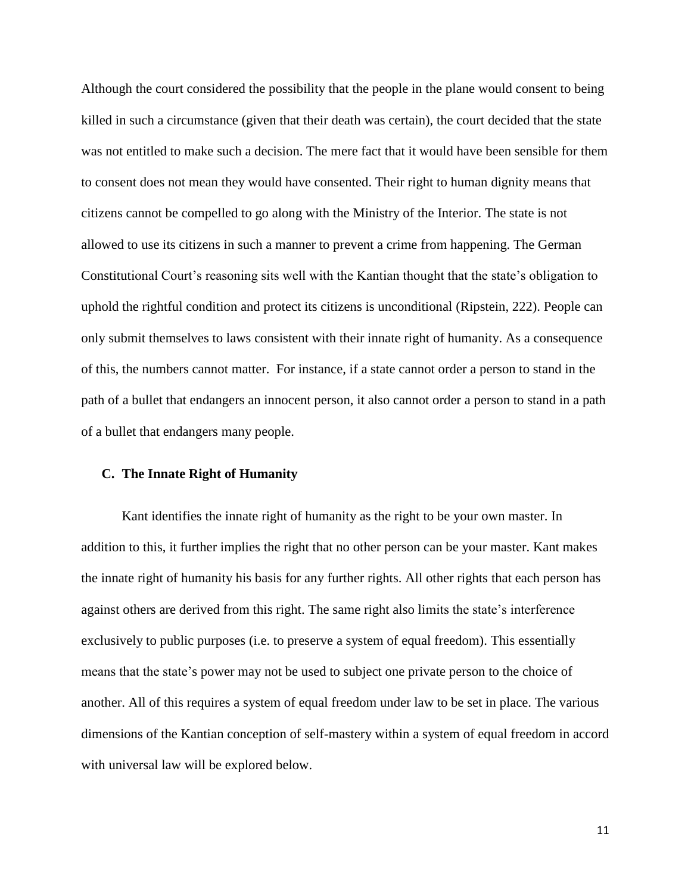Although the court considered the possibility that the people in the plane would consent to being killed in such a circumstance (given that their death was certain), the court decided that the state was not entitled to make such a decision. The mere fact that it would have been sensible for them to consent does not mean they would have consented. Their right to human dignity means that citizens cannot be compelled to go along with the Ministry of the Interior. The state is not allowed to use its citizens in such a manner to prevent a crime from happening. The German Constitutional Court's reasoning sits well with the Kantian thought that the state's obligation to uphold the rightful condition and protect its citizens is unconditional (Ripstein, 222). People can only submit themselves to laws consistent with their innate right of humanity. As a consequence of this, the numbers cannot matter. For instance, if a state cannot order a person to stand in the path of a bullet that endangers an innocent person, it also cannot order a person to stand in a path of a bullet that endangers many people.

### C. The Innate Right of Humanity

Kant identifies the innate right of humanity as the right to be your own master. In addition to this, it further implies the right that no other person can be your master. Kant makes the innate right of humanity his basis for any further rights. All other rights that each person has against others are derived from this right. The same right also limits the state's interference exclusively to public purposes (i.e. to preserve a system of equal freedom). This essentially means that the state's power may not be used to subject one private person to the choice of another. All of this requires a system of equal freedom under law to be set in place. The various dimensions of the Kantian conception of self-mastery within a system of equal freedom in accord with universal law will be explored below.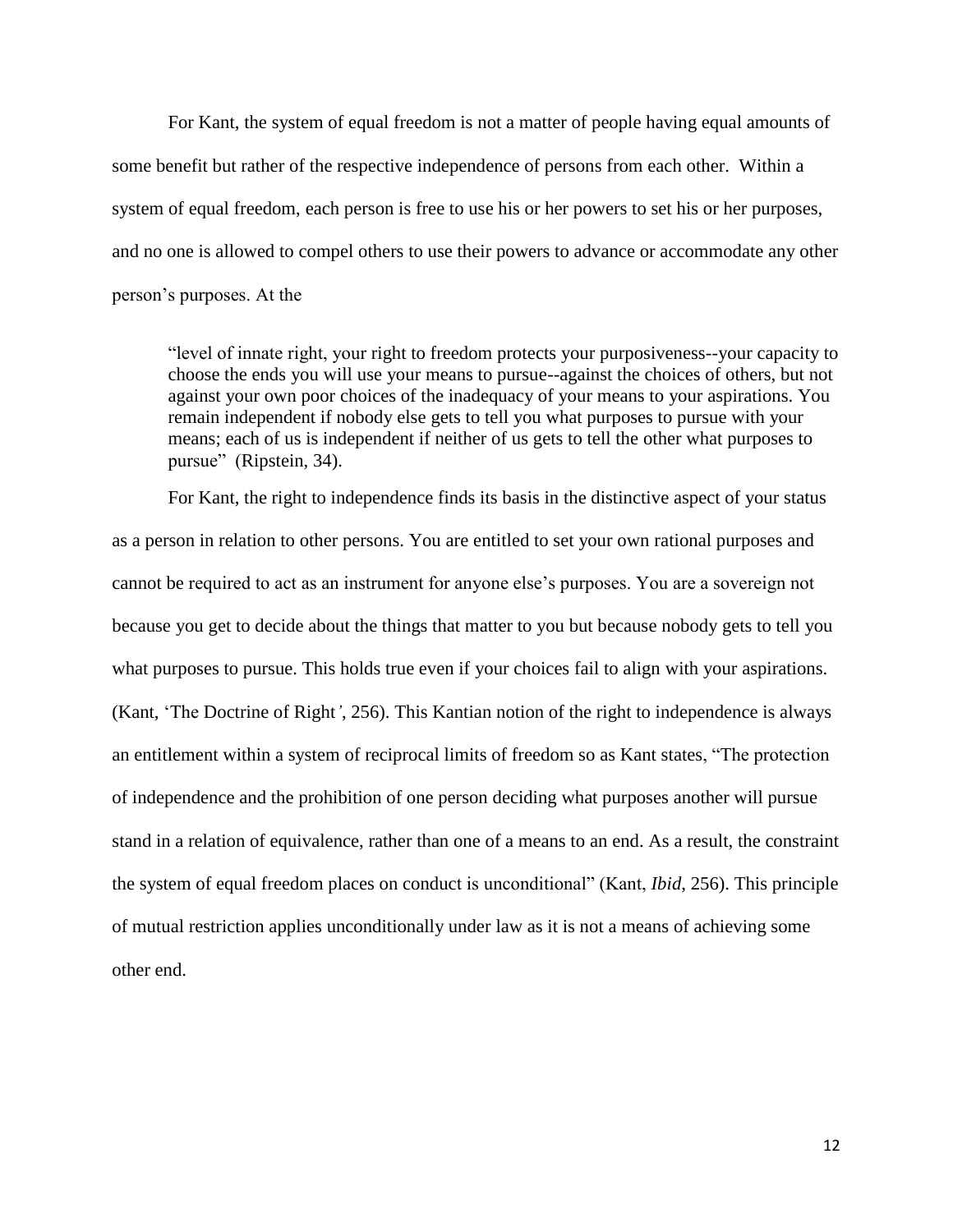For Kant, the system of equal freedom is not a matter of people having equal amounts of some benefit but rather of the respective independence of persons from each other. Within a system of equal freedom, each person is free to use his or her powers to set his or her purposes, and no one is allowed to compel others to use their powers to advance or accommodate any other person's purposes. At the

> "level of innate right, your right to freedom protects your purposiveness--your capacity to choose the ends you will use your means to pursue--against the choices of others, but not against your own poor choices of the inadequacy of your means to your aspirations. You remain independent if nobody else gets to tell you what purposes to pursue with your means; each of us is independent if neither of us gets to tell the other what purposes to pursue" (Ripstein, 34).

For Kant, the right to independence finds its basis in the distinctive aspect of your status as a person in relation to other persons. You are entitled to set your own rational purposes and cannot be required to act as an instrument for anyone else's purposes. You are a sovereign not because you get to decide about the things that matter to you but because nobody gets to tell you what purposes to pursue. This holds true even if your choices fail to align with your aspirations. (Kant, 'The Doctrine of Right', 256). This Kantian notion of the right to independence is always an entitlement within a system of reciprocal limits of freedom so as Kant states, "The protection of independence and the prohibition of one person deciding what purposes another will pursue stand in a relation of equivalence, rather than one of a means to an end. As a result, the constraint the system of equal freedom places on conduct is unconditional" (Kant, *Ibid*, 256). This principle of mutual restriction applies unconditionally under law as it is not a means of achieving some other end.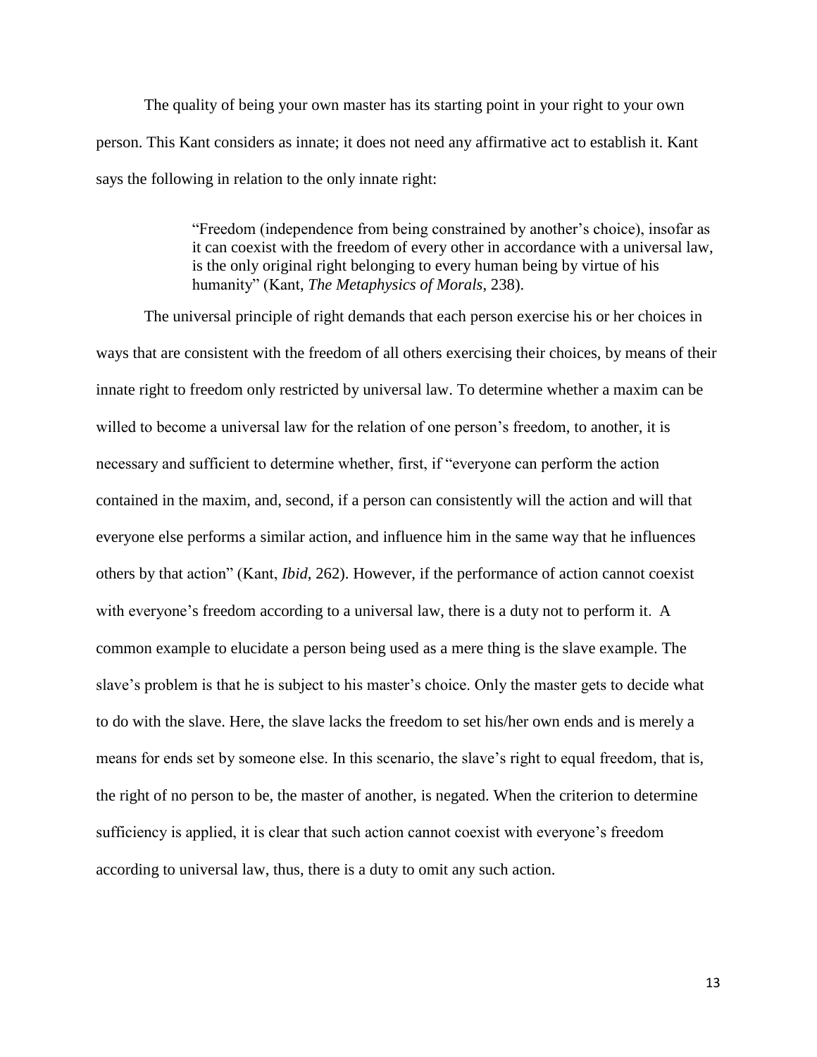The quality of being your own master has its starting point in your right to your own person. This Kant considers as innate; it does not need any affirmative act to establish it. Kant says the following in relation to the only innate right:

> "Freedom (independence from being constrained by another's choice), insofar as it can coexist with the freedom of every other in accordance with a universal law, is the only original right belonging to every human being by virtue of his humanity" (Kant, *The Metaphysics of Morals*, 238).

The universal principle of right demands that each person exercise his or her choices in ways that are consistent with the freedom of all others exercising their choices, by means of their innate right to freedom only restricted by universal law. To determine whether a maxim can be willed to become a universal law for the relation of one person's freedom, to another, it is necessary and sufficient to determine whether, first, if "everyone can perform the action contained in the maxim, and, second, if a person can consistently will the action and will that everyone else performs a similar action, and influence him in the same way that he influences others by that action" (Kant, *Ibid*, 262). However, if the performance of action cannot coexist with everyone's freedom according to a universal law, there is a duty not to perform it. A common example to elucidate a person being used as a mere thing is the slave example. The slave's problem is that he is subject to his master's choice. Only the master gets to decide what to do with the slave. Here, the slave lacks the freedom to set his/her own ends and is merely a means for ends set by someone else. In this scenario, the slave's right to equal freedom, that is, the right of no person to be, the master of another, is negated. When the criterion to determine sufficiency is applied, it is clear that such action cannot coexist with everyone's freedom according to universal law, thus, there is a duty to omit any such action.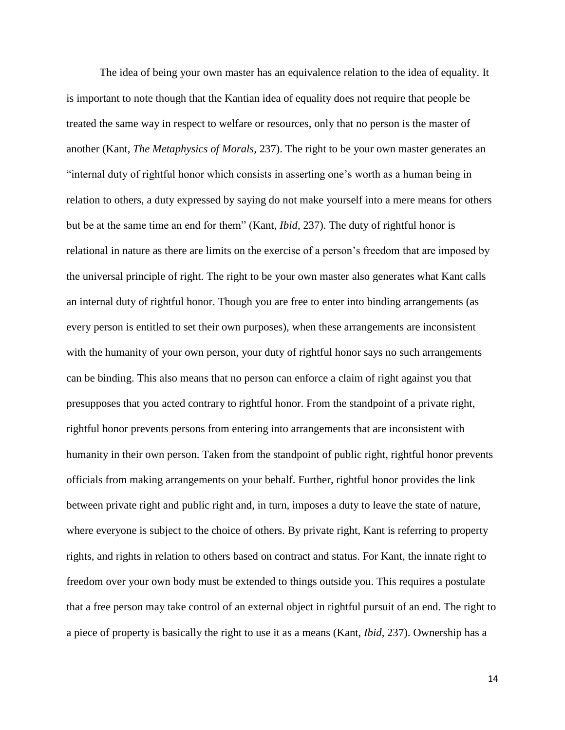The idea of being your own master has an equivalence relation to the idea of equality. It is important to note though that the Kantian idea of equality does not require that people be treated the same way in respect to welfare or resources, only that no person is the master of another (Kant, *The Metaphysics of Morals*, 237). The right to be your own master generates an "internal duty of rightful honor which consists in asserting one's worth as a human being in relation to others, a duty expressed by saying do not make yourself into a mere means for others but be at the same time an end for them" (Kant, *Ibid*, 237). The duty of rightful honor is relational in nature as there are limits on the exercise of a person's freedom that are imposed by the universal principle of right. The right to be your own master also generates what Kant calls an internal duty of rightful honor. Though you are free to enter into binding arrangements (as every person is entitled to set their own purposes), when these arrangements are inconsistent with the humanity of your own person, your duty of rightful honor says no such arrangements can be binding. This also means that no person can enforce a claim of right against you that presupposes that you acted contrary to rightful honor. From the standpoint of a private right, rightful honor prevents persons from entering into arrangements that are inconsistent with humanity in their own person. Taken from the standpoint of public right, rightful honor prevents officials from making arrangements on your behalf. Further, rightful honor provides the link between private right and public right and, in turn, imposes a duty to leave the state of nature, where everyone is subject to the choice of others. By private right, Kant is referring to property rights, and rights in relation to others based on contract and status. For Kant, the innate right to freedom over your own body must be extended to things outside you. This requires a postulate that a free person may take control of an external object in rightful pursuit of an end. The right to a piece of property is basically the right to use it as a means (Kant, *Ibid*, 237). Ownership has a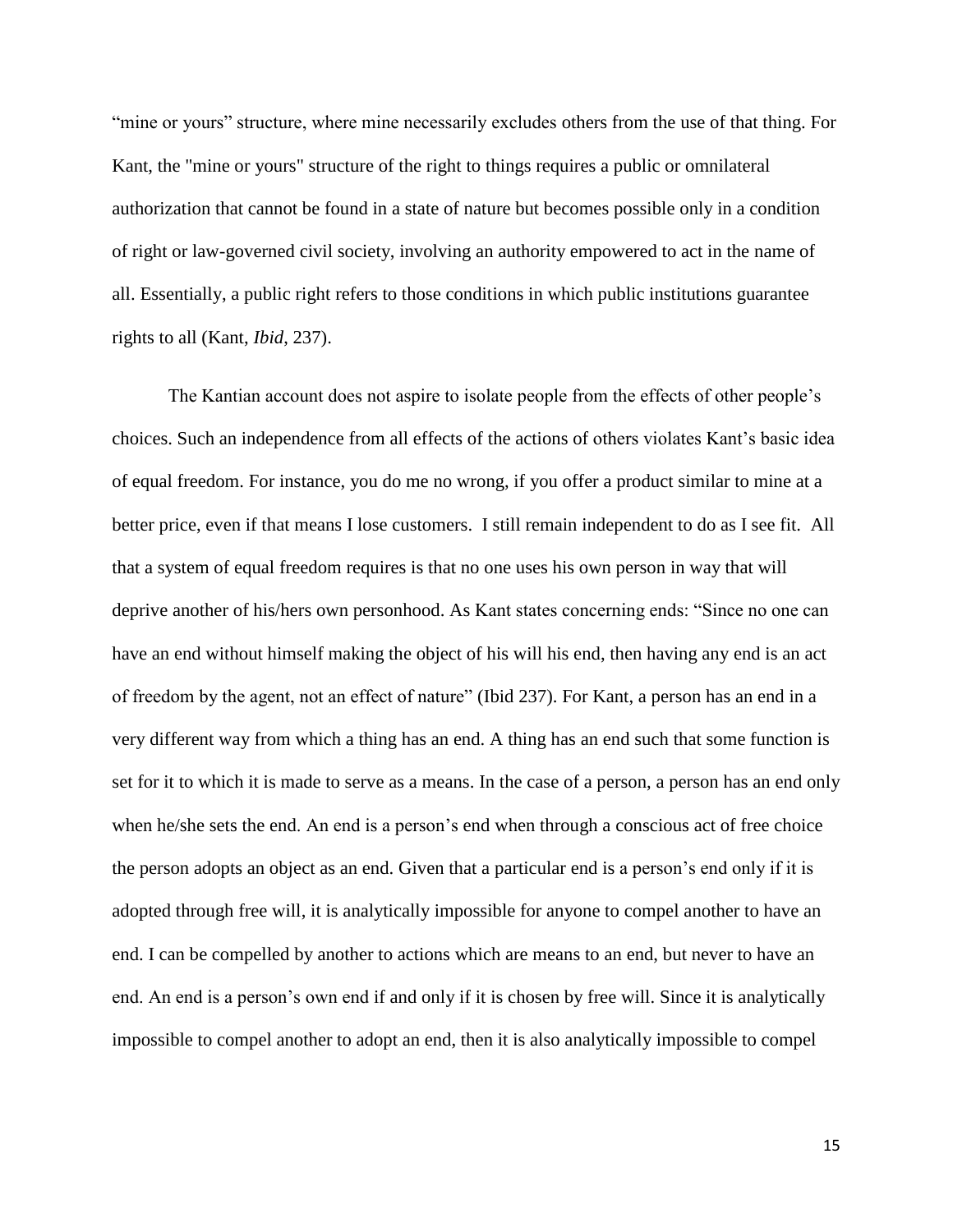“mine or yours” structure, where mine necessarily excludes others from the use of that thing. For Kant, the "mine or yours" structure of the right to things requires a public or omnilateral authorization that cannot be found in a state of nature but becomes possible only in a condition of right or law-governed civil society, involving an authority empowered to act in the name of all. Essentially, a public right refers to those conditions in which public institutions guarantee rights to all (Kant, *Ibid*, 237).

The Kantian account does not aspire to isolate people from the effects of other people’s choices. Such an independence from all effects of the actions of others violates Kant’s basic idea of equal freedom. For instance, you do me no wrong, if you offer a product similar to mine at a better price, even if that means I lose customers. I still remain independent to do as I see fit. All that a system of equal freedom requires is that no one uses his own person in way that will deprive another of his/hers own personhood. As Kant states concerning ends: “Since no one can have an end without himself making the object of his will his end, then having any end is an act of freedom by the agent, not an effect of nature” (Ibid 237). For Kant, a person has an end in a very different way from which a thing has an end. A thing has an end such that some function is set for it to which it is made to serve as a means. In the case of a person, a person has an end only when he/she sets the end. An end is a person’s end when through a conscious act of free choice the person adopts an object as an end. Given that a particular end is a person’s end only if it is adopted through free will, it is analytically impossible for anyone to compel another to have an end. I can be compelled by another to actions which are means to an end, but never to have an end. An end is a person’s own end if and only if it is chosen by free will. Since it is analytically impossible to compel another to adopt an end, then it is also analytically impossible to compel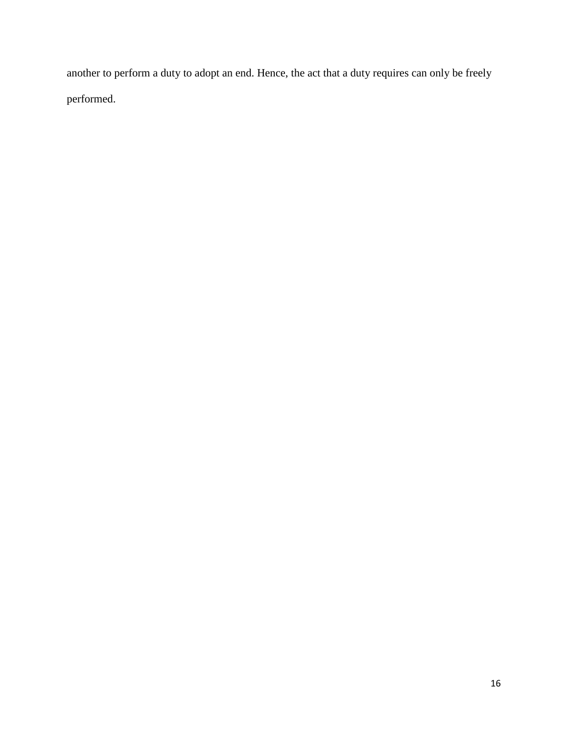another to perform a duty to adopt an end. Hence, the act that a duty requires can only be freely performed.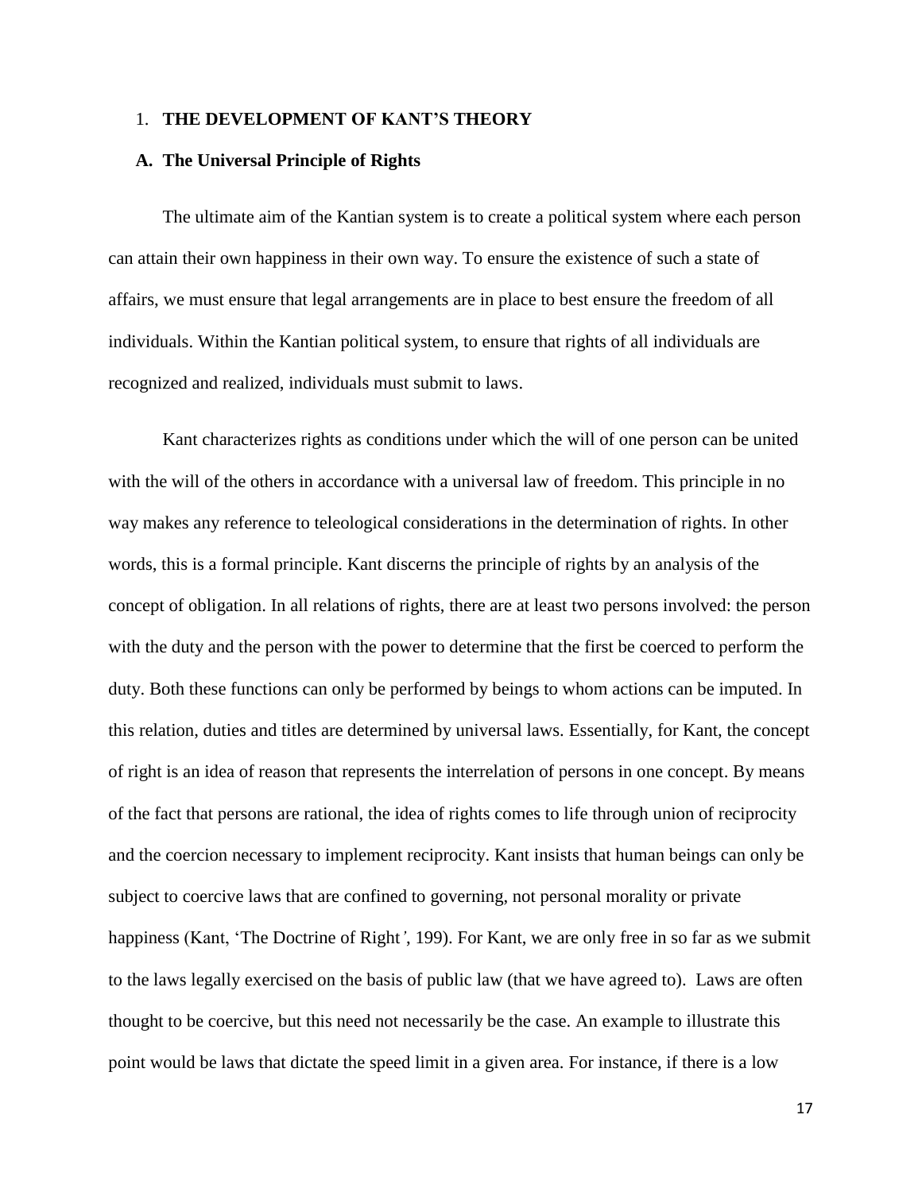## 1. THE DEVELOPMENT OF KANT'S THEORY

### A. The Universal Principle of Rights

The ultimate aim of the Kantian system is to create a political system where each person can attain their own happiness in their own way. To ensure the existence of such a state of affairs, we must ensure that legal arrangements are in place to best ensure the freedom of all individuals. Within the Kantian political system, to ensure that rights of all individuals are recognized and realized, individuals must submit to laws.

Kant characterizes rights as conditions under which the will of one person can be united with the will of the others in accordance with a universal law of freedom. This principle in no way makes any reference to teleological considerations in the determination of rights. In other words, this is a formal principle. Kant discerns the principle of rights by an analysis of the concept of obligation. In all relations of rights, there are at least two persons involved: the person with the duty and the person with the power to determine that the first be coerced to perform the duty. Both these functions can only be performed by beings to whom actions can be imputed. In this relation, duties and titles are determined by universal laws. Essentially, for Kant, the concept of right is an idea of reason that represents the interrelation of persons in one concept. By means of the fact that persons are rational, the idea of rights comes to life through union of reciprocity and the coercion necessary to implement reciprocity. Kant insists that human beings can only be subject to coercive laws that are confined to governing, not personal morality or private happiness (Kant, 'The Doctrine of Right', 199). For Kant, we are only free in so far as we submit to the laws legally exercised on the basis of public law (that we have agreed to). Laws are often thought to be coercive, but this need not necessarily be the case. An example to illustrate this point would be laws that dictate the speed limit in a given area. For instance, if there is a low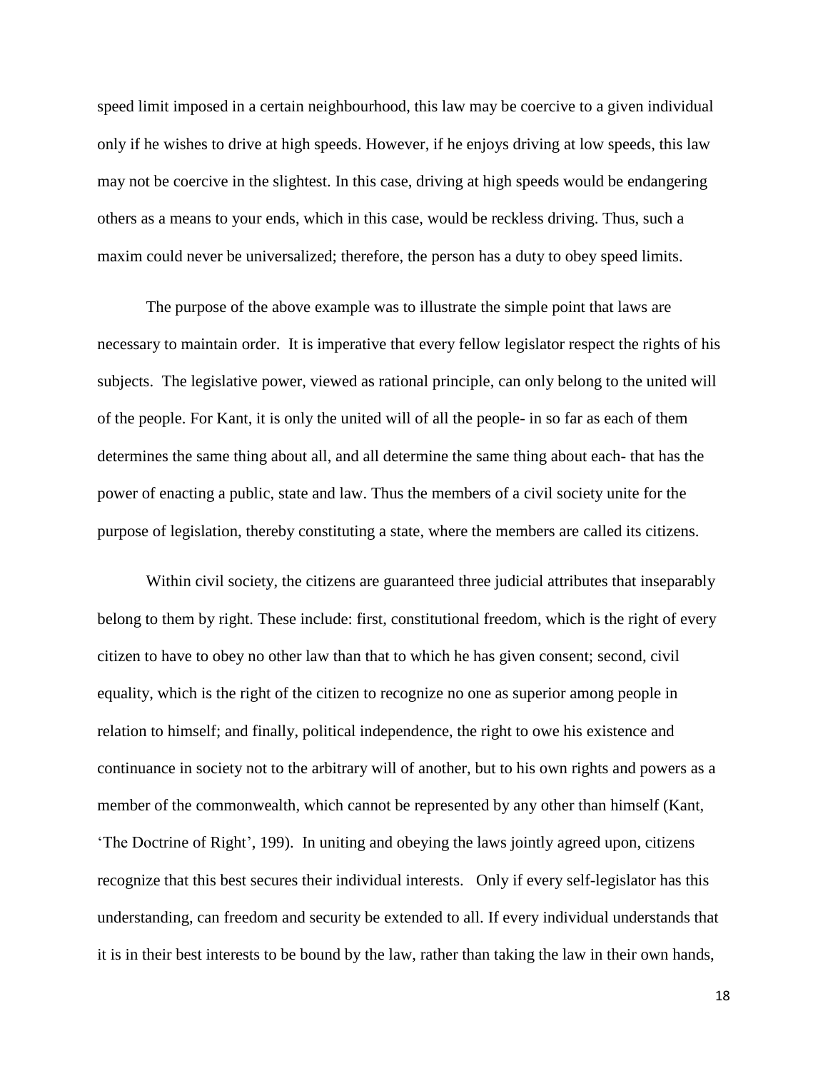speed limit imposed in a certain neighbourhood, this law may be coercive to a given individual only if he wishes to drive at high speeds. However, if he enjoys driving at low speeds, this law may not be coercive in the slightest. In this case, driving at high speeds would be endangering others as a means to your ends, which in this case, would be reckless driving. Thus, such a maxim could never be universalized; therefore, the person has a duty to obey speed limits.

The purpose of the above example was to illustrate the simple point that laws are necessary to maintain order. It is imperative that every fellow legislator respect the rights of his subjects. The legislative power, viewed as rational principle, can only belong to the united will of the people. For Kant, it is only the united will of all the people- in so far as each of them determines the same thing about all, and all determine the same thing about each- that has the power of enacting a public, state and law. Thus the members of a civil society unite for the purpose of legislation, thereby constituting a state, where the members are called its citizens.

Within civil society, the citizens are guaranteed three judicial attributes that inseparably belong to them by right. These include: first, constitutional freedom, which is the right of every citizen to have to obey no other law than that to which he has given consent; second, civil equality, which is the right of the citizen to recognize no one as superior among people in relation to himself; and finally, political independence, the right to owe his existence and continuance in society not to the arbitrary will of another, but to his own rights and powers as a member of the commonwealth, which cannot be represented by any other than himself (Kant, 'The Doctrine of Right', 199). In uniting and obeying the laws jointly agreed upon, citizens recognize that this best secures their individual interests. Only if every self-legislator has this understanding, can freedom and security be extended to all. If every individual understands that it is in their best interests to be bound by the law, rather than taking the law in their own hands,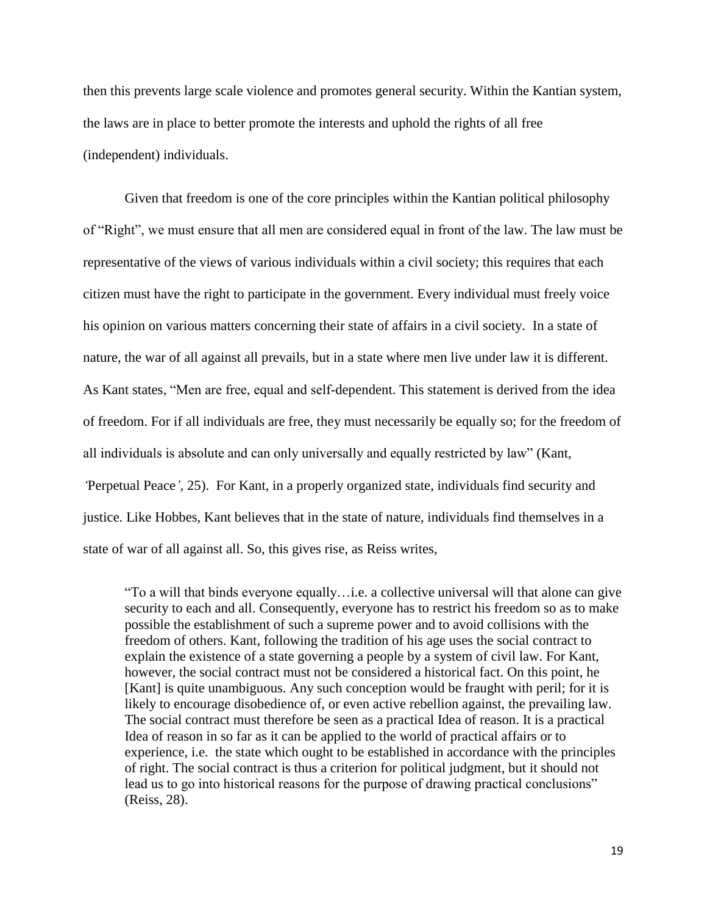then this prevents large scale violence and promotes general security. Within the Kantian system, the laws are in place to better promote the interests and uphold the rights of all free (independent) individuals.

Given that freedom is one of the core principles within the Kantian political philosophy of "Right", we must ensure that all men are considered equal in front of the law. The law must be representative of the views of various individuals within a civil society; this requires that each citizen must have the right to participate in the government. Every individual must freely voice his opinion on various matters concerning their state of affairs in a civil society. In a state of nature, the war of all against all prevails, but in a state where men live under law it is different. As Kant states, "Men are free, equal and self-dependent. This statement is derived from the idea of freedom. For if all individuals are free, they must necessarily be equally so; for the freedom of all individuals is absolute and can only universally and equally restricted by law" (Kant, *'Perpetual Peace'*, 25). For Kant, in a properly organized state, individuals find security and justice. Like Hobbes, Kant believes that in the state of nature, individuals find themselves in a state of war of all against all. So, this gives rise, as Reiss writes,

> "To a will that binds everyone equally…i.e. a collective universal will that alone can give security to each and all. Consequently, everyone has to restrict his freedom so as to make possible the establishment of such a supreme power and to avoid collisions with the freedom of others. Kant, following the tradition of his age uses the social contract to explain the existence of a state governing a people by a system of civil law. For Kant, however, the social contract must not be considered a historical fact. On this point, he [Kant] is quite unambiguous. Any such conception would be fraught with peril; for it is likely to encourage disobedience of, or even active rebellion against, the prevailing law. The social contract must therefore be seen as a practical Idea of reason. It is a practical Idea of reason in so far as it can be applied to the world of practical affairs or to experience, i.e. the state which ought to be established in accordance with the principles of right. The social contract is thus a criterion for political judgment, but it should not lead us to go into historical reasons for the purpose of drawing practical conclusions" (Reiss, 28).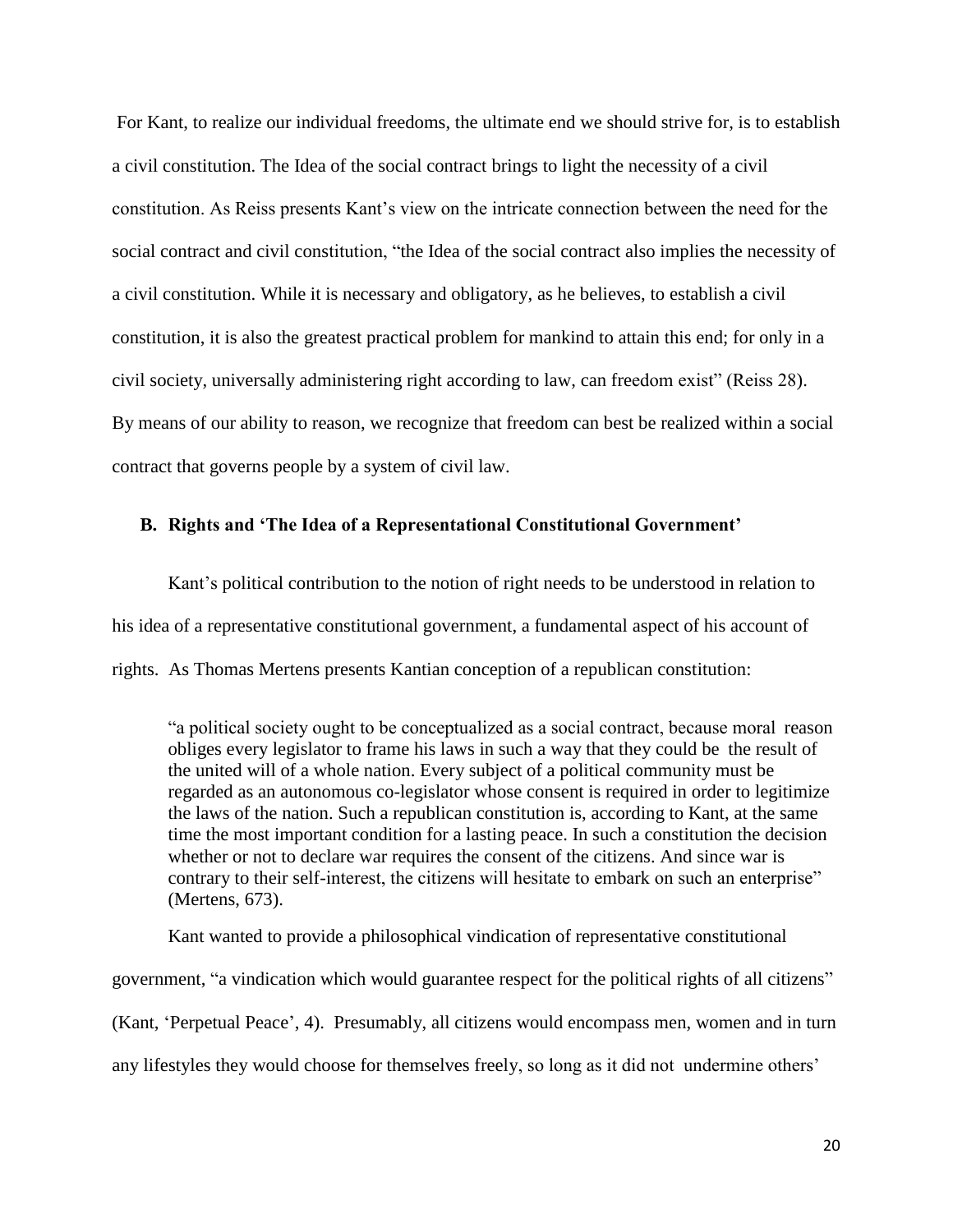For Kant, to realize our individual freedoms, the ultimate end we should strive for, is to establish a civil constitution. The Idea of the social contract brings to light the necessity of a civil constitution. As Reiss presents Kant's view on the intricate connection between the need for the social contract and civil constitution, "the Idea of the social contract also implies the necessity of a civil constitution. While it is necessary and obligatory, as he believes, to establish a civil constitution, it is also the greatest practical problem for mankind to attain this end; for only in a civil society, universally administering right according to law, can freedom exist" (Reiss 28). By means of our ability to reason, we recognize that freedom can best be realized within a social contract that governs people by a system of civil law.

### B. Rights and 'The Idea of a Representational Constitutional Government'

Kant's political contribution to the notion of right needs to be understood in relation to his idea of a representative constitutional government, a fundamental aspect of his account of rights. As Thomas Mertens presents Kantian conception of a republican constitution:

> "a political society ought to be conceptualized as a social contract, because moral reason obliges every legislator to frame his laws in such a way that they could be the result of the united will of a whole nation. Every subject of a political community must be regarded as an autonomous co-legislator whose consent is required in order to legitimize the laws of the nation. Such a republican constitution is, according to Kant, at the same time the most important condition for a lasting peace. In such a constitution the decision whether or not to declare war requires the consent of the citizens. And since war is contrary to their self-interest, the citizens will hesitate to embark on such an enterprise" (Mertens, 673).

Kant wanted to provide a philosophical vindication of representative constitutional government, "a vindication which would guarantee respect for the political rights of all citizens" (Kant, 'Perpetual Peace', 4). Presumably, all citizens would encompass men, women and in turn any lifestyles they would choose for themselves freely, so long as it did not undermine others'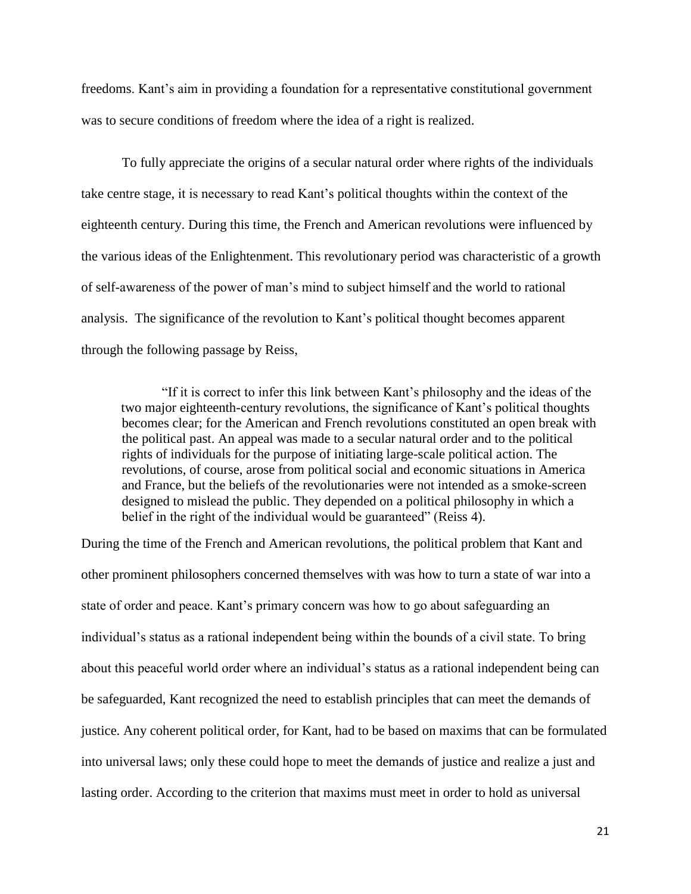freedoms. Kant's aim in providing a foundation for a representative constitutional government was to secure conditions of freedom where the idea of a right is realized.

To fully appreciate the origins of a secular natural order where rights of the individuals take centre stage, it is necessary to read Kant's political thoughts within the context of the eighteenth century. During this time, the French and American revolutions were influenced by the various ideas of the Enlightenment. This revolutionary period was characteristic of a growth of self-awareness of the power of man's mind to subject himself and the world to rational analysis. The significance of the revolution to Kant's political thought becomes apparent through the following passage by Reiss,

> "If it is correct to infer this link between Kant's philosophy and the ideas of the two major eighteenth-century revolutions, the significance of Kant's political thoughts becomes clear; for the American and French revolutions constituted an open break with the political past. An appeal was made to a secular natural order and to the political rights of individuals for the purpose of initiating large-scale political action. The revolutions, of course, arose from political social and economic situations in America and France, but the beliefs of the revolutionaries were not intended as a smoke-screen designed to mislead the public. They depended on a political philosophy in which a belief in the right of the individual would be guaranteed" (Reiss 4).

During the time of the French and American revolutions, the political problem that Kant and other prominent philosophers concerned themselves with was how to turn a state of war into a state of order and peace. Kant's primary concern was how to go about safeguarding an individual's status as a rational independent being within the bounds of a civil state. To bring about this peaceful world order where an individual's status as a rational independent being can be safeguarded, Kant recognized the need to establish principles that can meet the demands of justice. Any coherent political order, for Kant, had to be based on maxims that can be formulated into universal laws; only these could hope to meet the demands of justice and realize a just and lasting order. According to the criterion that maxims must meet in order to hold as universal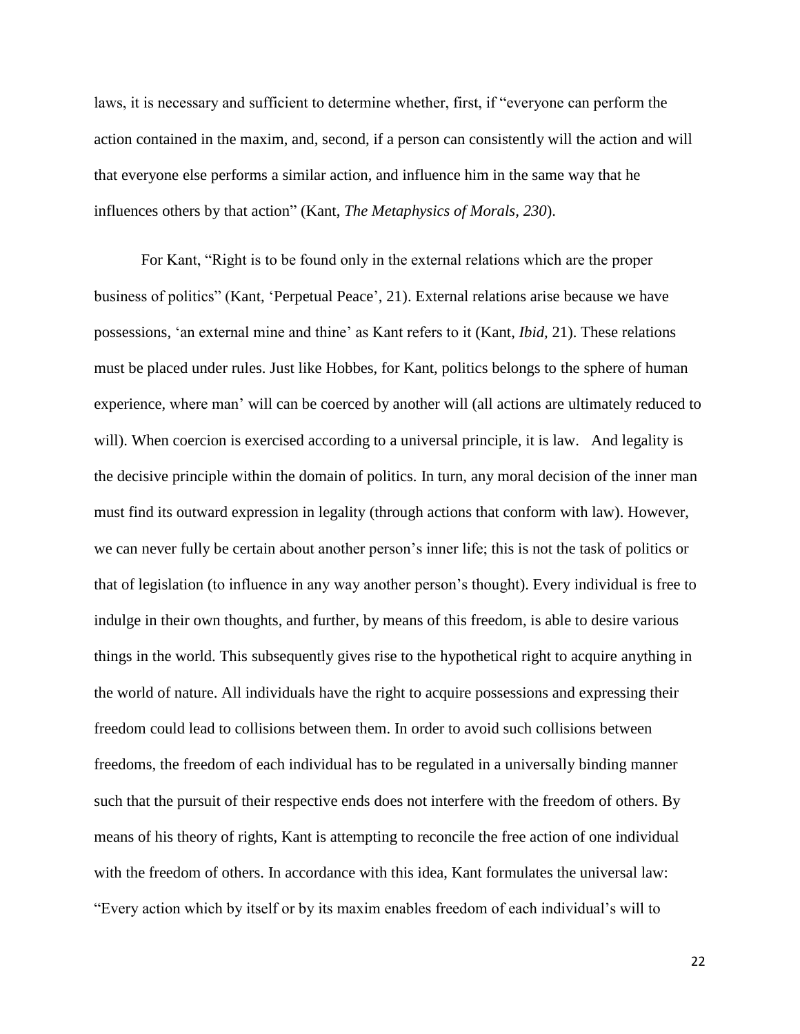laws, it is necessary and sufficient to determine whether, first, if "everyone can perform the action contained in the maxim, and, second, if a person can consistently will the action and will that everyone else performs a similar action, and influence him in the same way that he influences others by that action" (Kant, *The Metaphysics of Morals, 230*).

For Kant, "Right is to be found only in the external relations which are the proper business of politics" (Kant, 'Perpetual Peace', 21). External relations arise because we have possessions, 'an external mine and thine' as Kant refers to it (Kant, *Ibid*, 21). These relations must be placed under rules. Just like Hobbes, for Kant, politics belongs to the sphere of human experience, where man' will can be coerced by another will (all actions are ultimately reduced to will). When coercion is exercised according to a universal principle, it is law. And legality is the decisive principle within the domain of politics. In turn, any moral decision of the inner man must find its outward expression in legality (through actions that conform with law). However, we can never fully be certain about another person's inner life; this is not the task of politics or that of legislation (to influence in any way another person's thought). Every individual is free to indulge in their own thoughts, and further, by means of this freedom, is able to desire various things in the world. This subsequently gives rise to the hypothetical right to acquire anything in the world of nature. All individuals have the right to acquire possessions and expressing their freedom could lead to collisions between them. In order to avoid such collisions between freedoms, the freedom of each individual has to be regulated in a universally binding manner such that the pursuit of their respective ends does not interfere with the freedom of others. By means of his theory of rights, Kant is attempting to reconcile the free action of one individual with the freedom of others. In accordance with this idea, Kant formulates the universal law: "Every action which by itself or by its maxim enables freedom of each individual's will to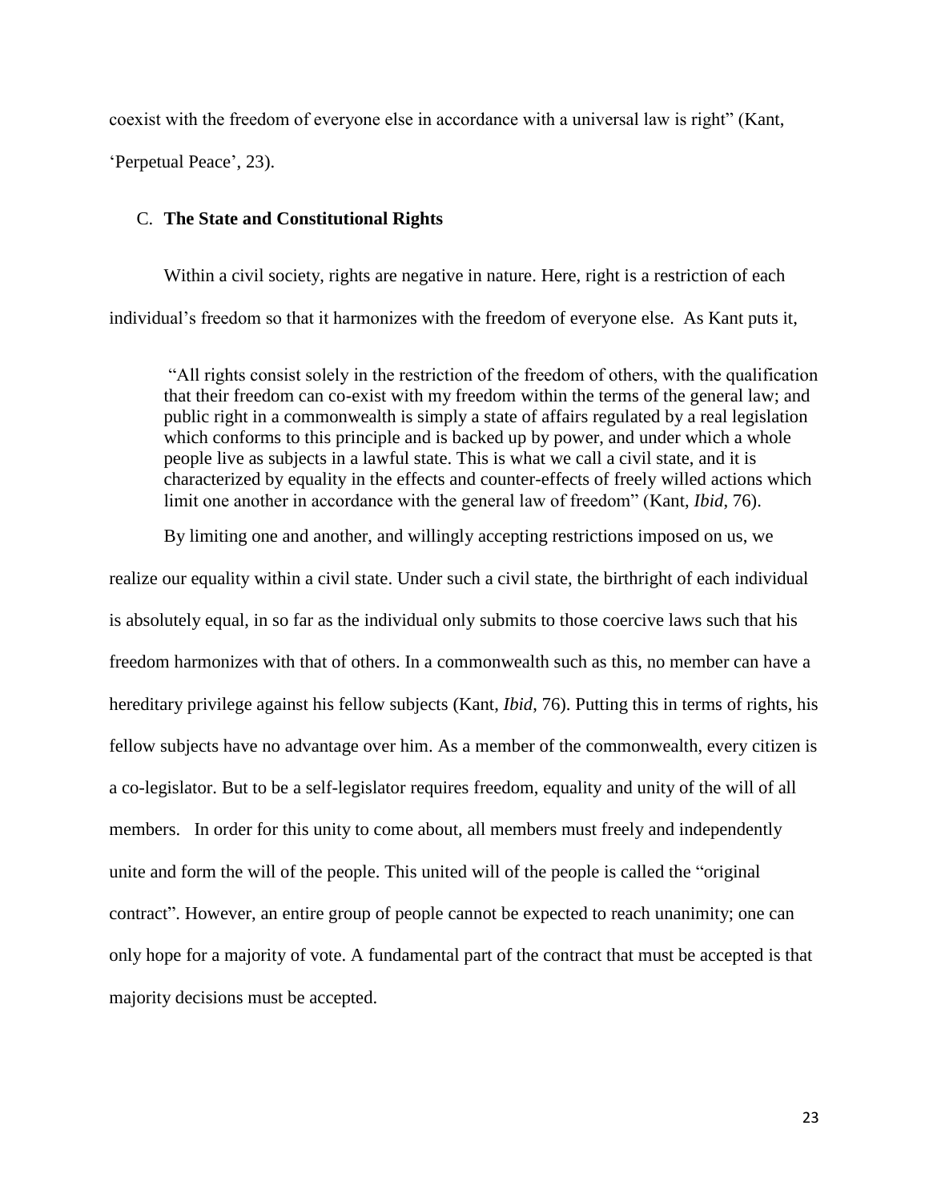coexist with the freedom of everyone else in accordance with a universal law is right" (Kant, 'Perpetual Peace', 23).

### C. **The State and Constitutional Rights**

Within a civil society, rights are negative in nature. Here, right is a restriction of each individual's freedom so that it harmonizes with the freedom of everyone else. As Kant puts it,

> "All rights consist solely in the restriction of the freedom of others, with the qualification that their freedom can co-exist with my freedom within the terms of the general law; and public right in a commonwealth is simply a state of affairs regulated by a real legislation which conforms to this principle and is backed up by power, and under which a whole people live as subjects in a lawful state. This is what we call a civil state, and it is characterized by equality in the effects and counter-effects of freely willed actions which limit one another in accordance with the general law of freedom" (Kant, *Ibid*, 76).

By limiting one and another, and willingly accepting restrictions imposed on us, we realize our equality within a civil state. Under such a civil state, the birthright of each individual is absolutely equal, in so far as the individual only submits to those coercive laws such that his freedom harmonizes with that of others. In a commonwealth such as this, no member can have a hereditary privilege against his fellow subjects (Kant, *Ibid*, 76). Putting this in terms of rights, his fellow subjects have no advantage over him. As a member of the commonwealth, every citizen is a co-legislator. But to be a self-legislator requires freedom, equality and unity of the will of all members. In order for this unity to come about, all members must freely and independently unite and form the will of the people. This united will of the people is called the "original contract". However, an entire group of people cannot be expected to reach unanimity; one can only hope for a majority of vote. A fundamental part of the contract that must be accepted is that majority decisions must be accepted.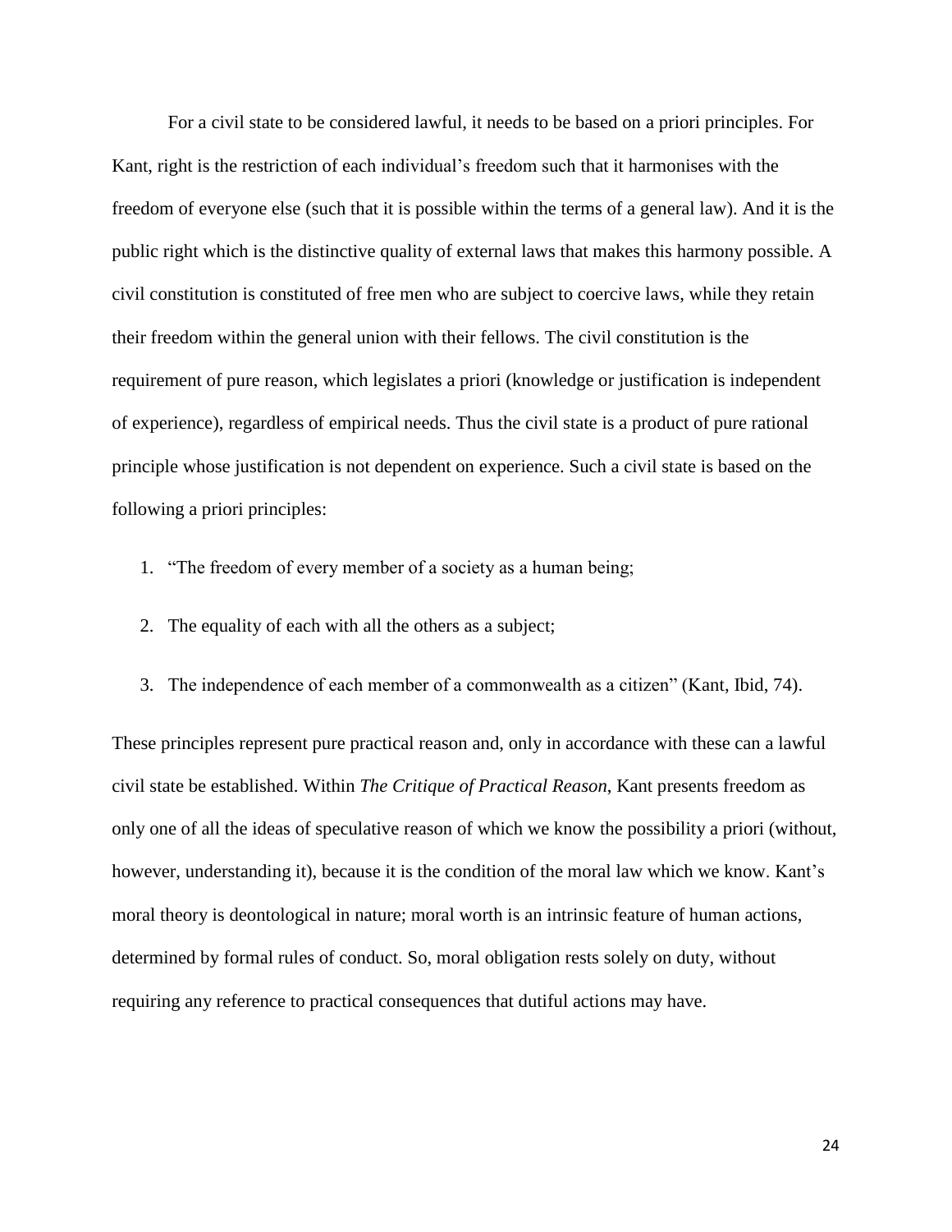For a civil state to be considered lawful, it needs to be based on a priori principles. For Kant, right is the restriction of each individual's freedom such that it harmonises with the freedom of everyone else (such that it is possible within the terms of a general law). And it is the public right which is the distinctive quality of external laws that makes this harmony possible. A civil constitution is constituted of free men who are subject to coercive laws, while they retain their freedom within the general union with their fellows. The civil constitution is the requirement of pure reason, which legislates a priori (knowledge or justification is independent of experience), regardless of empirical needs. Thus the civil state is a product of pure rational principle whose justification is not dependent on experience. Such a civil state is based on the following a priori principles:

1. "The freedom of every member of a society as a human being;
2. The equality of each with all the others as a subject;
3. The independence of each member of a commonwealth as a citizen" (Kant, Ibid, 74).

These principles represent pure practical reason and, only in accordance with these can a lawful civil state be established. Within *The Critique of Practical Reason*, Kant presents freedom as only one of all the ideas of speculative reason of which we know the possibility a priori (without, however, understanding it), because it is the condition of the moral law which we know. Kant's moral theory is deontological in nature; moral worth is an intrinsic feature of human actions, determined by formal rules of conduct. So, moral obligation rests solely on duty, without requiring any reference to practical consequences that dutiful actions may have.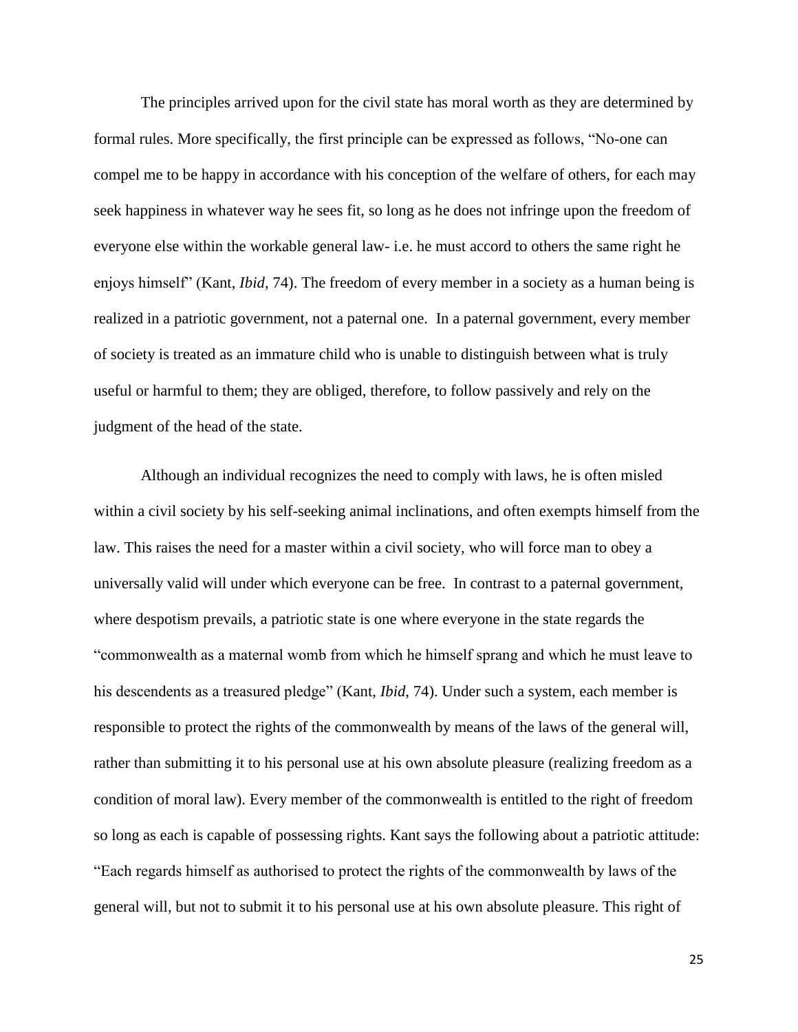The principles arrived upon for the civil state has moral worth as they are determined by formal rules. More specifically, the first principle can be expressed as follows, "No-one can compel me to be happy in accordance with his conception of the welfare of others, for each may seek happiness in whatever way he sees fit, so long as he does not infringe upon the freedom of everyone else within the workable general law- i.e. he must accord to others the same right he enjoys himself" (Kant, *Ibid*, 74). The freedom of every member in a society as a human being is realized in a patriotic government, not a paternal one. In a paternal government, every member of society is treated as an immature child who is unable to distinguish between what is truly useful or harmful to them; they are obliged, therefore, to follow passively and rely on the judgment of the head of the state.

Although an individual recognizes the need to comply with laws, he is often misled within a civil society by his self-seeking animal inclinations, and often exempts himself from the law. This raises the need for a master within a civil society, who will force man to obey a universally valid will under which everyone can be free. In contrast to a paternal government, where despotism prevails, a patriotic state is one where everyone in the state regards the "commonwealth as a maternal womb from which he himself sprang and which he must leave to his descendents as a treasured pledge" (Kant, *Ibid*, 74). Under such a system, each member is responsible to protect the rights of the commonwealth by means of the laws of the general will, rather than submitting it to his personal use at his own absolute pleasure (realizing freedom as a condition of moral law). Every member of the commonwealth is entitled to the right of freedom so long as each is capable of possessing rights. Kant says the following about a patriotic attitude: "Each regards himself as authorised to protect the rights of the commonwealth by laws of the general will, but not to submit it to his personal use at his own absolute pleasure. This right of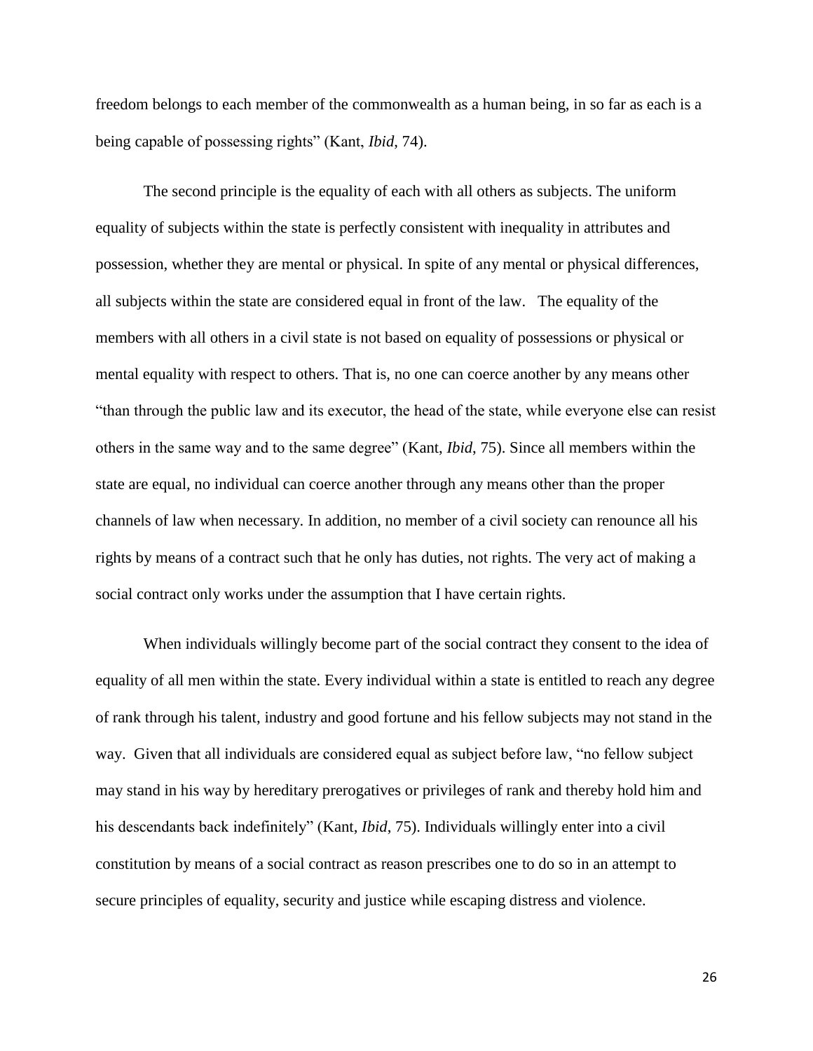freedom belongs to each member of the commonwealth as a human being, in so far as each is a being capable of possessing rights" (Kant, *Ibid*, 74).

The second principle is the equality of each with all others as subjects. The uniform equality of subjects within the state is perfectly consistent with inequality in attributes and possession, whether they are mental or physical. In spite of any mental or physical differences, all subjects within the state are considered equal in front of the law. The equality of the members with all others in a civil state is not based on equality of possessions or physical or mental equality with respect to others. That is, no one can coerce another by any means other "than through the public law and its executor, the head of the state, while everyone else can resist others in the same way and to the same degree" (Kant, *Ibid*, 75). Since all members within the state are equal, no individual can coerce another through any means other than the proper channels of law when necessary. In addition, no member of a civil society can renounce all his rights by means of a contract such that he only has duties, not rights. The very act of making a social contract only works under the assumption that I have certain rights.

When individuals willingly become part of the social contract they consent to the idea of equality of all men within the state. Every individual within a state is entitled to reach any degree of rank through his talent, industry and good fortune and his fellow subjects may not stand in the way. Given that all individuals are considered equal as subject before law, "no fellow subject may stand in his way by hereditary prerogatives or privileges of rank and thereby hold him and his descendants back indefinitely" (Kant, *Ibid*, 75). Individuals willingly enter into a civil constitution by means of a social contract as reason prescribes one to do so in an attempt to secure principles of equality, security and justice while escaping distress and violence.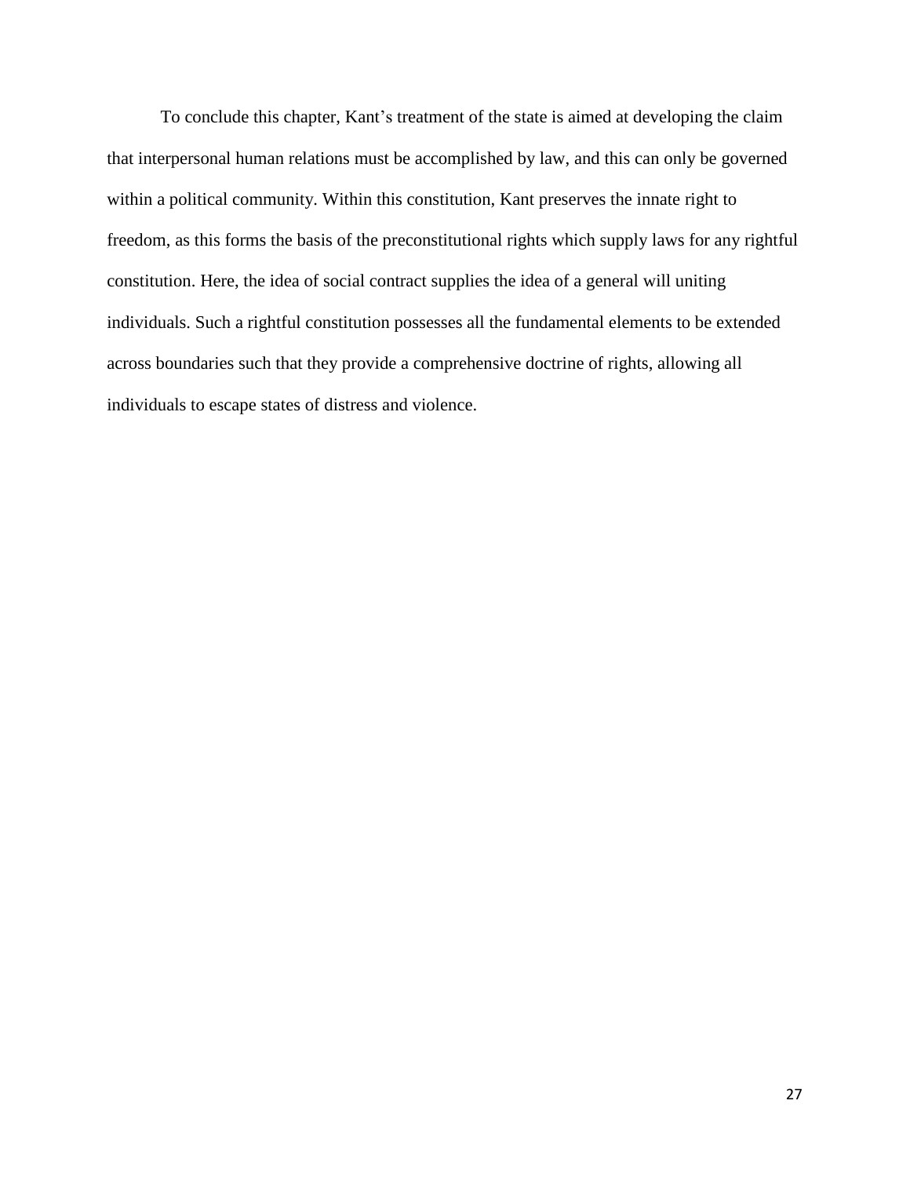To conclude this chapter, Kant's treatment of the state is aimed at developing the claim that interpersonal human relations must be accomplished by law, and this can only be governed within a political community. Within this constitution, Kant preserves the innate right to freedom, as this forms the basis of the preconstitutional rights which supply laws for any rightful constitution. Here, the idea of social contract supplies the idea of a general will uniting individuals. Such a rightful constitution possesses all the fundamental elements to be extended across boundaries such that they provide a comprehensive doctrine of rights, allowing all individuals to escape states of distress and violence.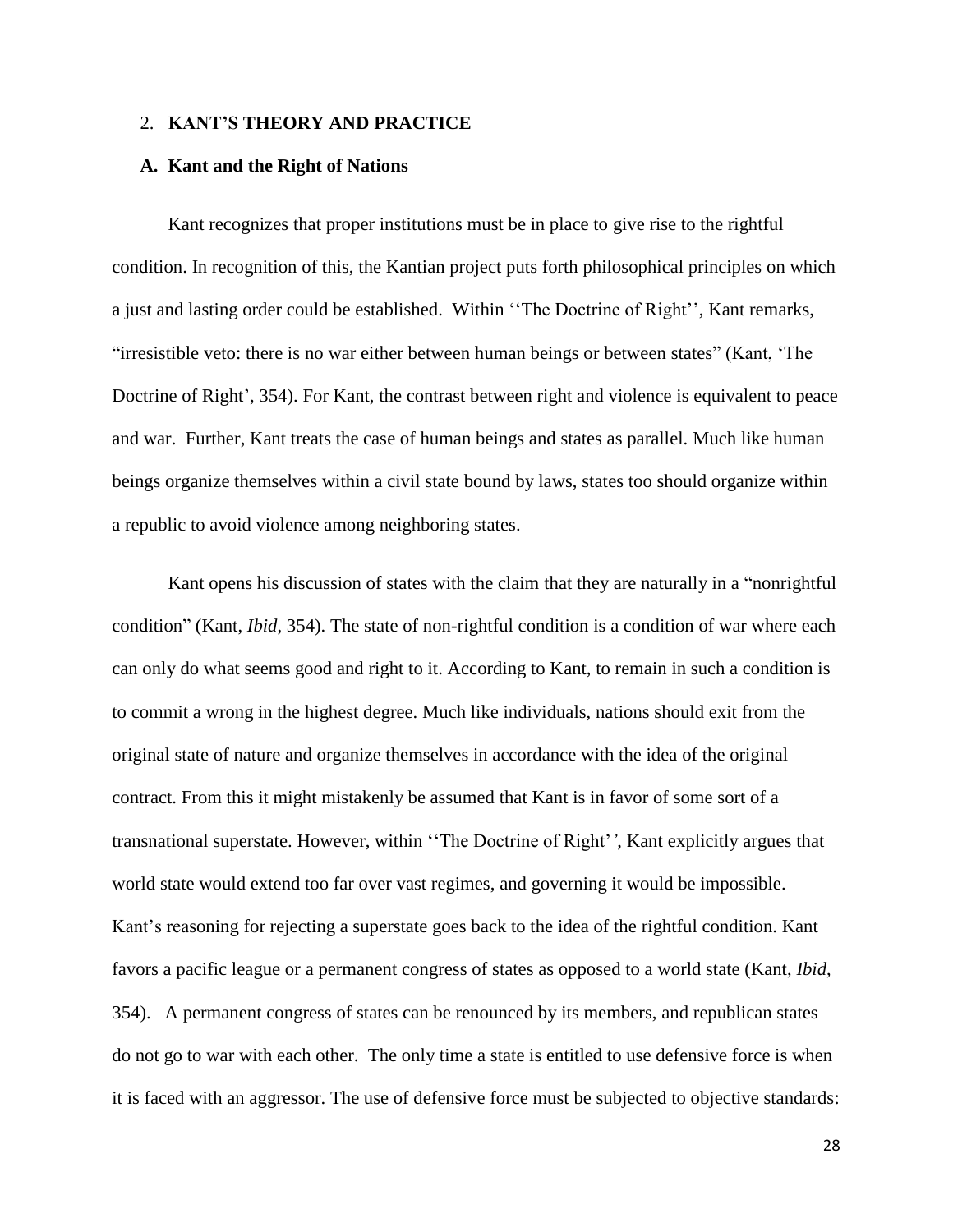## 2. **KANT'S THEORY AND PRACTICE**

### A. Kant and the Right of Nations

Kant recognizes that proper institutions must be in place to give rise to the rightful condition. In recognition of this, the Kantian project puts forth philosophical principles on which a just and lasting order could be established. Within ''The Doctrine of Right'', Kant remarks, "irresistible veto: there is no war either between human beings or between states" (Kant, 'The Doctrine of Right', 354). For Kant, the contrast between right and violence is equivalent to peace and war. Further, Kant treats the case of human beings and states as parallel. Much like human beings organize themselves within a civil state bound by laws, states too should organize within a republic to avoid violence among neighboring states.

Kant opens his discussion of states with the claim that they are naturally in a "nonrightful condition" (Kant, *Ibid*, 354). The state of non-rightful condition is a condition of war where each can only do what seems good and right to it. According to Kant, to remain in such a condition is to commit a wrong in the highest degree. Much like individuals, nations should exit from the original state of nature and organize themselves in accordance with the idea of the original contract. From this it might mistakenly be assumed that Kant is in favor of some sort of a transnational superstate. However, within ''The Doctrine of Right'*'*, Kant explicitly argues that world state would extend too far over vast regimes, and governing it would be impossible. Kant's reasoning for rejecting a superstate goes back to the idea of the rightful condition. Kant favors a pacific league or a permanent congress of states as opposed to a world state (Kant, *Ibid*, 354). A permanent congress of states can be renounced by its members, and republican states do not go to war with each other. The only time a state is entitled to use defensive force is when it is faced with an aggressor. The use of defensive force must be subjected to objective standards: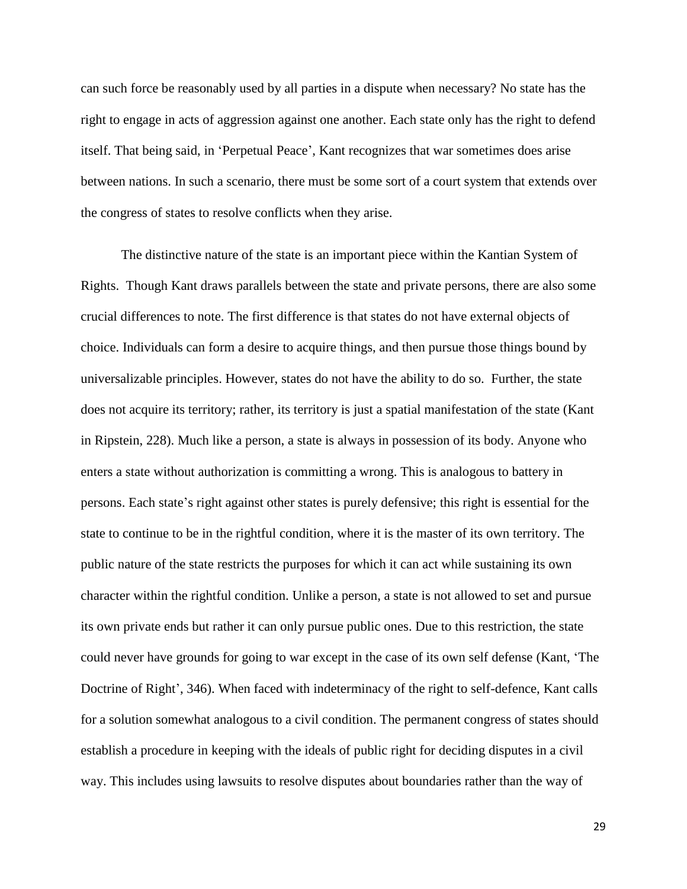can such force be reasonably used by all parties in a dispute when necessary? No state has the right to engage in acts of aggression against one another. Each state only has the right to defend itself. That being said, in 'Perpetual Peace', Kant recognizes that war sometimes does arise between nations. In such a scenario, there must be some sort of a court system that extends over the congress of states to resolve conflicts when they arise.

The distinctive nature of the state is an important piece within the Kantian System of Rights. Though Kant draws parallels between the state and private persons, there are also some crucial differences to note. The first difference is that states do not have external objects of choice. Individuals can form a desire to acquire things, and then pursue those things bound by universalizable principles. However, states do not have the ability to do so. Further, the state does not acquire its territory; rather, its territory is just a spatial manifestation of the state (Kant in Ripstein, 228). Much like a person, a state is always in possession of its body. Anyone who enters a state without authorization is committing a wrong. This is analogous to battery in persons. Each state's right against other states is purely defensive; this right is essential for the state to continue to be in the rightful condition, where it is the master of its own territory. The public nature of the state restricts the purposes for which it can act while sustaining its own character within the rightful condition. Unlike a person, a state is not allowed to set and pursue its own private ends but rather it can only pursue public ones. Due to this restriction, the state could never have grounds for going to war except in the case of its own self defense (Kant, 'The Doctrine of Right', 346). When faced with indeterminacy of the right to self-defence, Kant calls for a solution somewhat analogous to a civil condition. The permanent congress of states should establish a procedure in keeping with the ideals of public right for deciding disputes in a civil way. This includes using lawsuits to resolve disputes about boundaries rather than the way of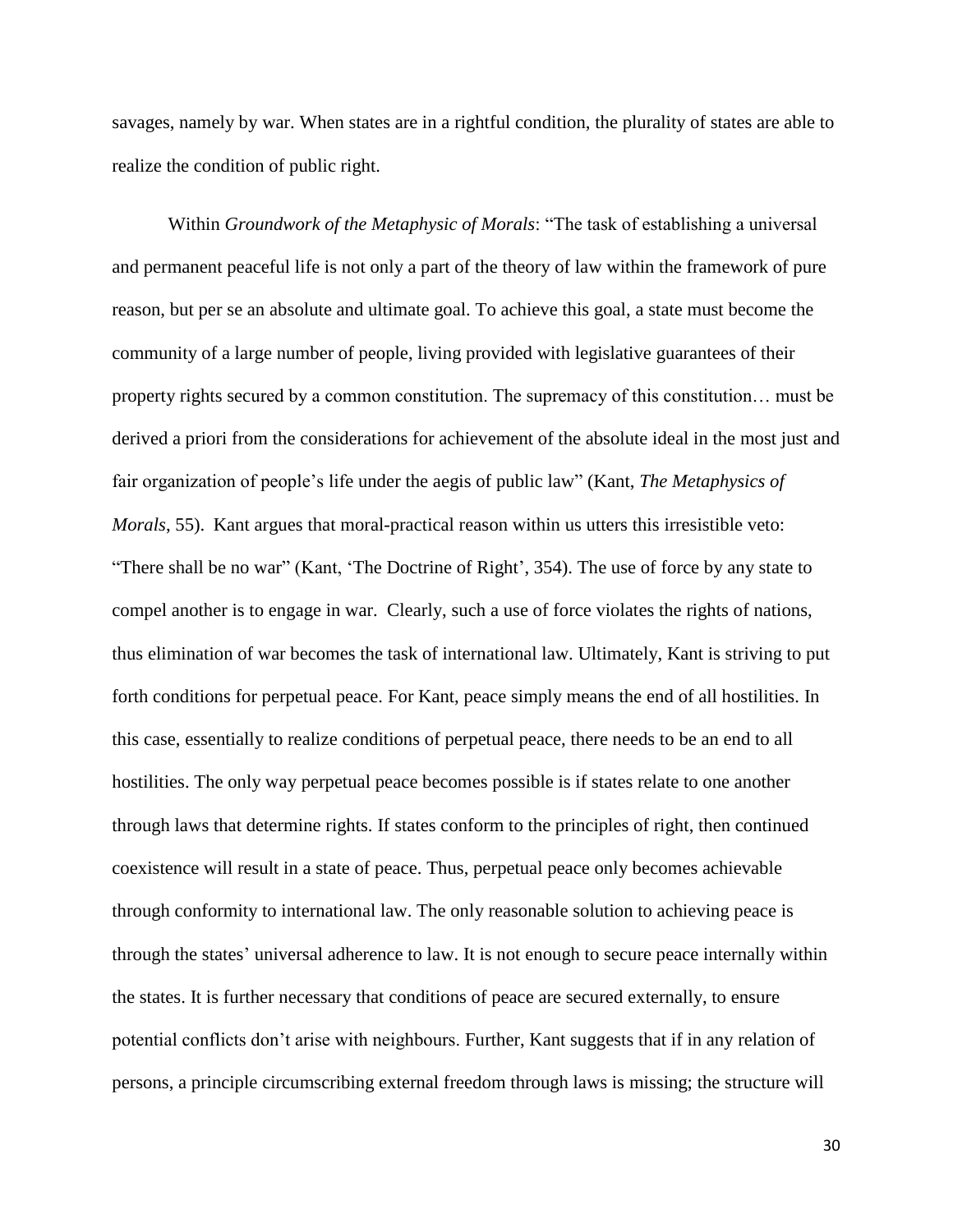savages, namely by war. When states are in a rightful condition, the plurality of states are able to realize the condition of public right.

Within *Groundwork of the Metaphysic of Morals*: "The task of establishing a universal and permanent peaceful life is not only a part of the theory of law within the framework of pure reason, but per se an absolute and ultimate goal. To achieve this goal, a state must become the community of a large number of people, living provided with legislative guarantees of their property rights secured by a common constitution. The supremacy of this constitution… must be derived a priori from the considerations for achievement of the absolute ideal in the most just and fair organization of people's life under the aegis of public law" (Kant, *The Metaphysics of Morals*, 55). Kant argues that moral-practical reason within us utters this irresistible veto: "There shall be no war" (Kant, 'The Doctrine of Right', 354). The use of force by any state to compel another is to engage in war. Clearly, such a use of force violates the rights of nations, thus elimination of war becomes the task of international law. Ultimately, Kant is striving to put forth conditions for perpetual peace. For Kant, peace simply means the end of all hostilities. In this case, essentially to realize conditions of perpetual peace, there needs to be an end to all hostilities. The only way perpetual peace becomes possible is if states relate to one another through laws that determine rights. If states conform to the principles of right, then continued coexistence will result in a state of peace. Thus, perpetual peace only becomes achievable through conformity to international law. The only reasonable solution to achieving peace is through the states' universal adherence to law. It is not enough to secure peace internally within the states. It is further necessary that conditions of peace are secured externally, to ensure potential conflicts don't arise with neighbours. Further, Kant suggests that if in any relation of persons, a principle circumscribing external freedom through laws is missing; the structure will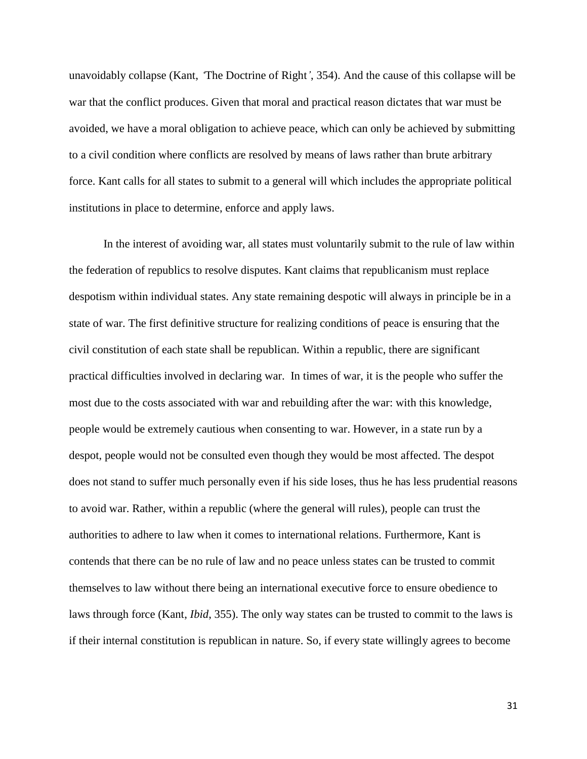unavoidably collapse (Kant, 'The Doctrine of Right', 354). And the cause of this collapse will be war that the conflict produces. Given that moral and practical reason dictates that war must be avoided, we have a moral obligation to achieve peace, which can only be achieved by submitting to a civil condition where conflicts are resolved by means of laws rather than brute arbitrary force. Kant calls for all states to submit to a general will which includes the appropriate political institutions in place to determine, enforce and apply laws.

In the interest of avoiding war, all states must voluntarily submit to the rule of law within the federation of republics to resolve disputes. Kant claims that republicanism must replace despotism within individual states. Any state remaining despotic will always in principle be in a state of war. The first definitive structure for realizing conditions of peace is ensuring that the civil constitution of each state shall be republican. Within a republic, there are significant practical difficulties involved in declaring war. In times of war, it is the people who suffer the most due to the costs associated with war and rebuilding after the war: with this knowledge, people would be extremely cautious when consenting to war. However, in a state run by a despot, people would not be consulted even though they would be most affected. The despot does not stand to suffer much personally even if his side loses, thus he has less prudential reasons to avoid war. Rather, within a republic (where the general will rules), people can trust the authorities to adhere to law when it comes to international relations. Furthermore, Kant is contends that there can be no rule of law and no peace unless states can be trusted to commit themselves to law without there being an international executive force to ensure obedience to laws through force (Kant, *Ibid*, 355). The only way states can be trusted to commit to the laws is if their internal constitution is republican in nature. So, if every state willingly agrees to become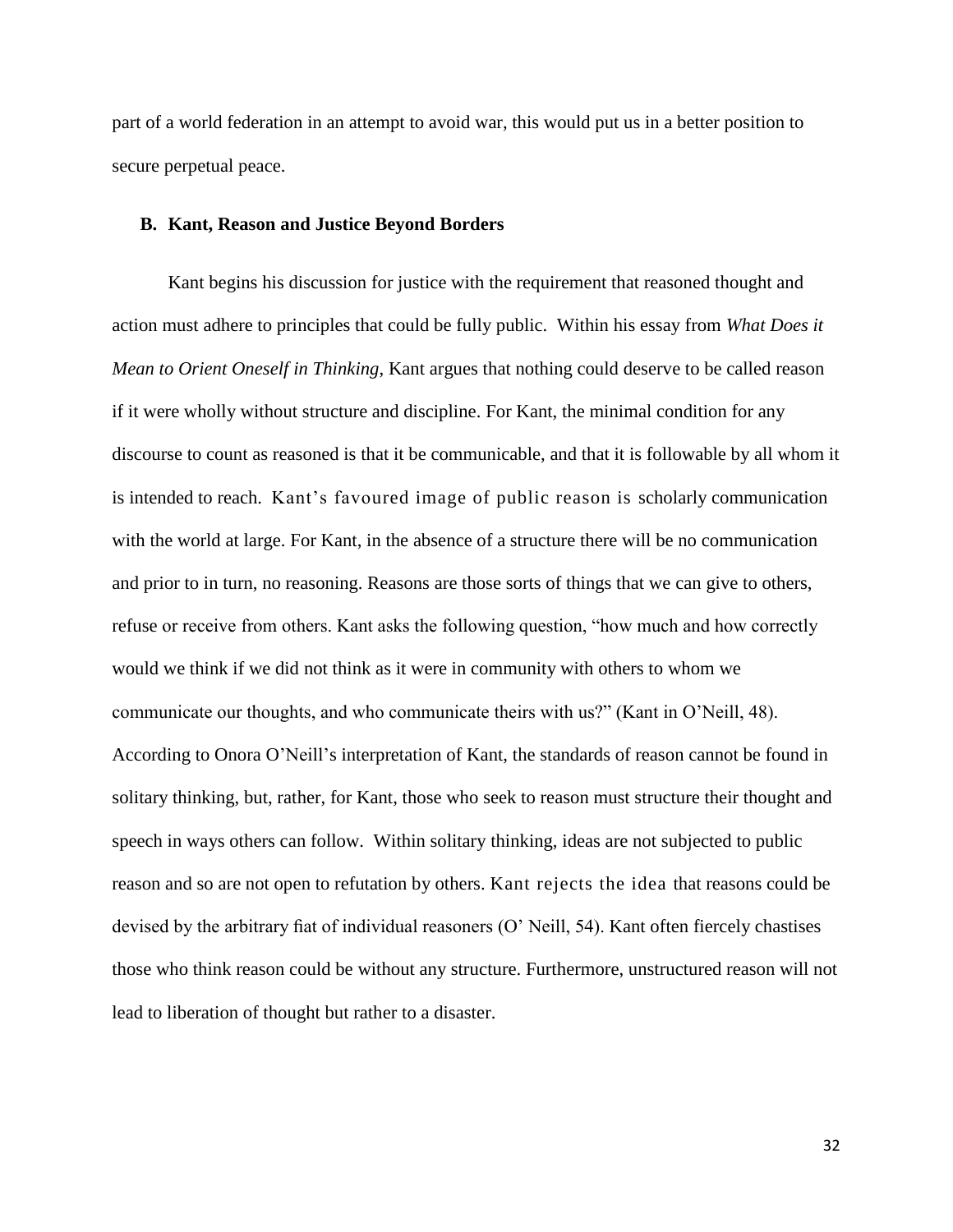part of a world federation in an attempt to avoid war, this would put us in a better position to secure perpetual peace.

### B. Kant, Reason and Justice Beyond Borders

Kant begins his discussion for justice with the requirement that reasoned thought and action must adhere to principles that could be fully public. Within his essay from *What Does it Mean to Orient Oneself in Thinking*, Kant argues that nothing could deserve to be called reason if it were wholly without structure and discipline. For Kant, the minimal condition for any discourse to count as reasoned is that it be communicable, and that it is followable by all whom it is intended to reach. Kant's favoured image of public reason is scholarly communication with the world at large. For Kant, in the absence of a structure there will be no communication and prior to in turn, no reasoning. Reasons are those sorts of things that we can give to others, refuse or receive from others. Kant asks the following question, "how much and how correctly would we think if we did not think as it were in community with others to whom we communicate our thoughts, and who communicate theirs with us?" (Kant in O'Neill, 48). According to Onora O'Neill's interpretation of Kant, the standards of reason cannot be found in solitary thinking, but, rather, for Kant, those who seek to reason must structure their thought and speech in ways others can follow. Within solitary thinking, ideas are not subjected to public reason and so are not open to refutation by others. Kant rejects the idea that reasons could be devised by the arbitrary fiat of individual reasoners (O' Neill, 54). Kant often fiercely chastises those who think reason could be without any structure. Furthermore, unstructured reason will not lead to liberation of thought but rather to a disaster.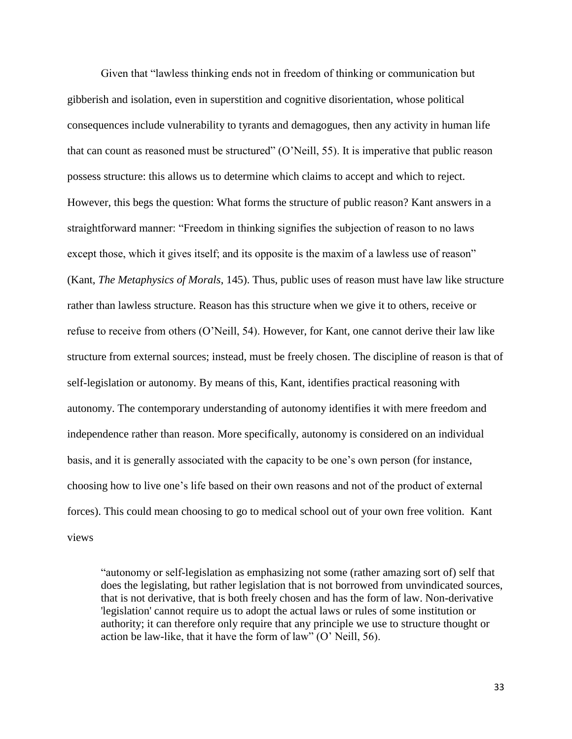Given that "lawless thinking ends not in freedom of thinking or communication but gibberish and isolation, even in superstition and cognitive disorientation, whose political consequences include vulnerability to tyrants and demagogues, then any activity in human life that can count as reasoned must be structured" (O'Neill, 55). It is imperative that public reason possess structure: this allows us to determine which claims to accept and which to reject. However, this begs the question: What forms the structure of public reason? Kant answers in a straightforward manner: "Freedom in thinking signifies the subjection of reason to no laws except those, which it gives itself; and its opposite is the maxim of a lawless use of reason" (Kant, *The Metaphysics of Morals*, 145). Thus, public uses of reason must have law like structure rather than lawless structure. Reason has this structure when we give it to others, receive or refuse to receive from others (O'Neill, 54). However, for Kant, one cannot derive their law like structure from external sources; instead, must be freely chosen. The discipline of reason is that of self-legislation or autonomy. By means of this, Kant, identifies practical reasoning with autonomy. The contemporary understanding of autonomy identifies it with mere freedom and independence rather than reason. More specifically, autonomy is considered on an individual basis, and it is generally associated with the capacity to be one's own person (for instance, choosing how to live one's life based on their own reasons and not of the product of external forces). This could mean choosing to go to medical school out of your own free volition. Kant views

> "autonomy or self-legislation as emphasizing not some (rather amazing sort of) self that does the legislating, but rather legislation that is not borrowed from unvindicated sources, that is not derivative, that is both freely chosen and has the form of law. Non-derivative 'legislation' cannot require us to adopt the actual laws or rules of some institution or authority; it can therefore only require that any principle we use to structure thought or action be law-like, that it have the form of law" (O' Neill, 56).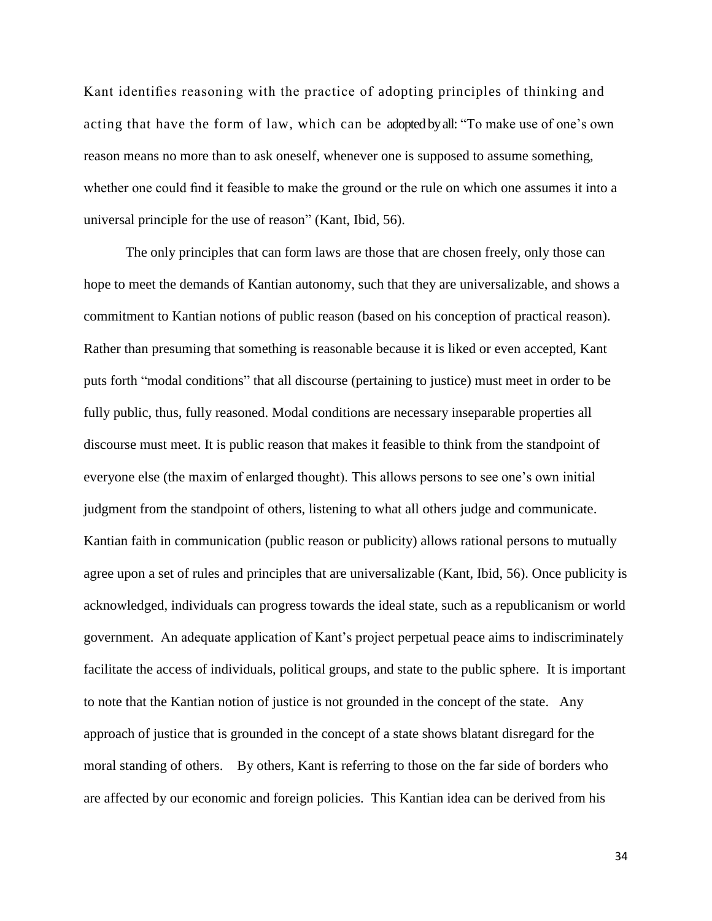Kant identifies reasoning with the practice of adopting principles of thinking and acting that have the form of law, which can be adopted by all: "To make use of one's own reason means no more than to ask oneself, whenever one is supposed to assume something, whether one could find it feasible to make the ground or the rule on which one assumes it into a universal principle for the use of reason" (Kant, Ibid, 56).

The only principles that can form laws are those that are chosen freely, only those can hope to meet the demands of Kantian autonomy, such that they are universalizable, and shows a commitment to Kantian notions of public reason (based on his conception of practical reason). Rather than presuming that something is reasonable because it is liked or even accepted, Kant puts forth "modal conditions" that all discourse (pertaining to justice) must meet in order to be fully public, thus, fully reasoned. Modal conditions are necessary inseparable properties all discourse must meet. It is public reason that makes it feasible to think from the standpoint of everyone else (the maxim of enlarged thought). This allows persons to see one's own initial judgment from the standpoint of others, listening to what all others judge and communicate. Kantian faith in communication (public reason or publicity) allows rational persons to mutually agree upon a set of rules and principles that are universalizable (Kant, Ibid, 56). Once publicity is acknowledged, individuals can progress towards the ideal state, such as a republicanism or world government. An adequate application of Kant's project perpetual peace aims to indiscriminately facilitate the access of individuals, political groups, and state to the public sphere. It is important to note that the Kantian notion of justice is not grounded in the concept of the state. Any approach of justice that is grounded in the concept of a state shows blatant disregard for the moral standing of others. By others, Kant is referring to those on the far side of borders who are affected by our economic and foreign policies. This Kantian idea can be derived from his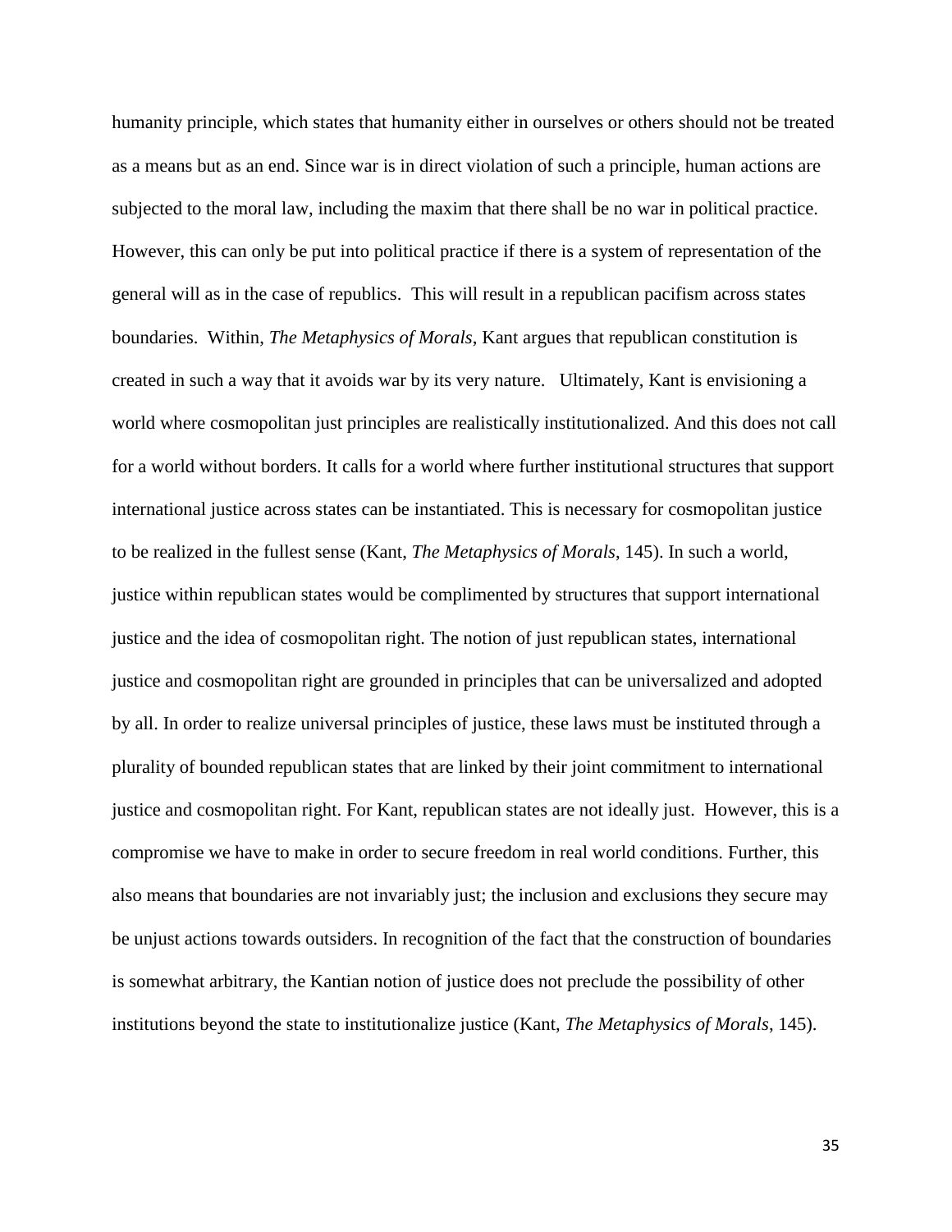humanity principle, which states that humanity either in ourselves or others should not be treated as a means but as an end. Since war is in direct violation of such a principle, human actions are subjected to the moral law, including the maxim that there shall be no war in political practice. However, this can only be put into political practice if there is a system of representation of the general will as in the case of republics. This will result in a republican pacifism across states boundaries. Within, *The Metaphysics of Morals*, Kant argues that republican constitution is created in such a way that it avoids war by its very nature. Ultimately, Kant is envisioning a world where cosmopolitan just principles are realistically institutionalized. And this does not call for a world without borders. It calls for a world where further institutional structures that support international justice across states can be instantiated. This is necessary for cosmopolitan justice to be realized in the fullest sense (Kant, *The Metaphysics of Morals*, 145). In such a world, justice within republican states would be complimented by structures that support international justice and the idea of cosmopolitan right. The notion of just republican states, international justice and cosmopolitan right are grounded in principles that can be universalized and adopted by all. In order to realize universal principles of justice, these laws must be instituted through a plurality of bounded republican states that are linked by their joint commitment to international justice and cosmopolitan right. For Kant, republican states are not ideally just. However, this is a compromise we have to make in order to secure freedom in real world conditions. Further, this also means that boundaries are not invariably just; the inclusion and exclusions they secure may be unjust actions towards outsiders. In recognition of the fact that the construction of boundaries is somewhat arbitrary, the Kantian notion of justice does not preclude the possibility of other institutions beyond the state to institutionalize justice (Kant, *The Metaphysics of Morals*, 145).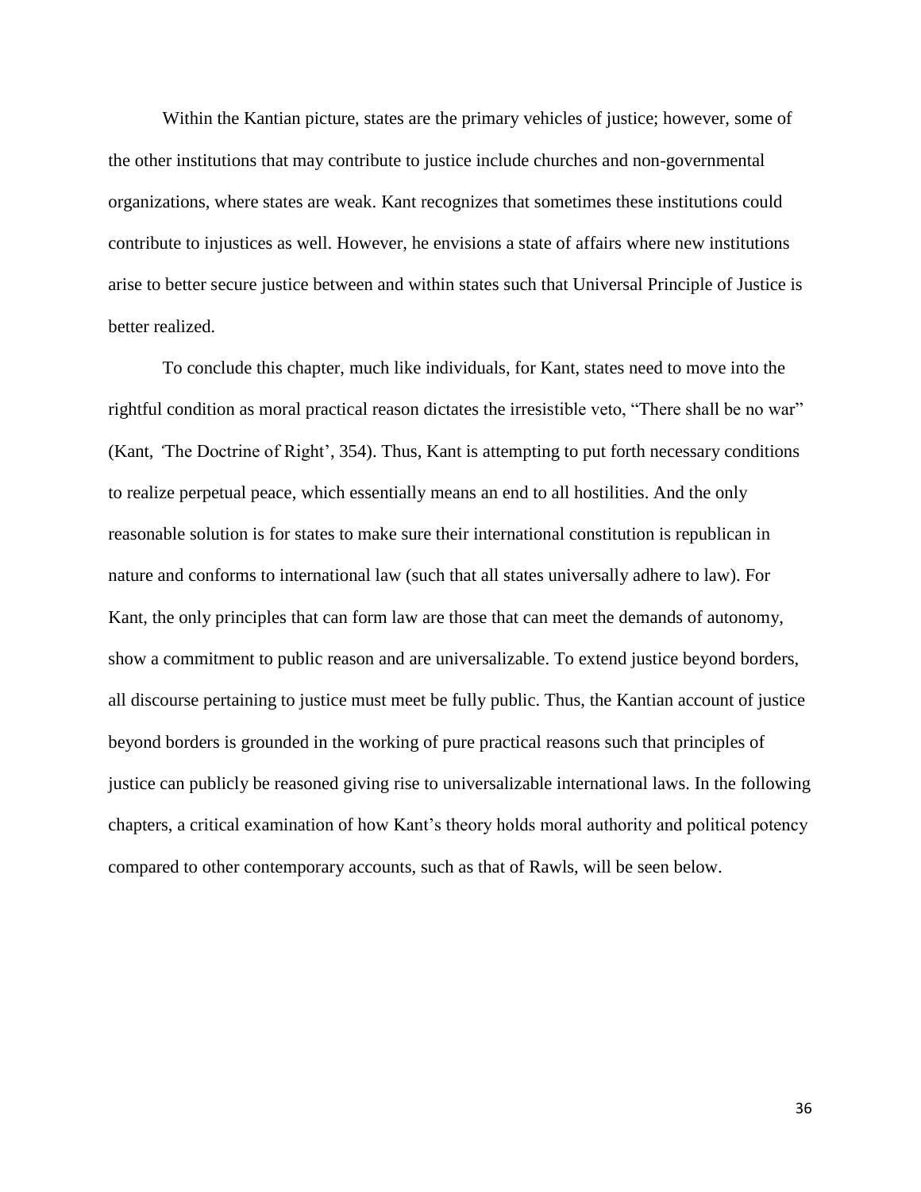Within the Kantian picture, states are the primary vehicles of justice; however, some of the other institutions that may contribute to justice include churches and non-governmental organizations, where states are weak. Kant recognizes that sometimes these institutions could contribute to injustices as well. However, he envisions a state of affairs where new institutions arise to better secure justice between and within states such that Universal Principle of Justice is better realized.

To conclude this chapter, much like individuals, for Kant, states need to move into the rightful condition as moral practical reason dictates the irresistible veto, "There shall be no war" (Kant, 'The Doctrine of Right', 354). Thus, Kant is attempting to put forth necessary conditions to realize perpetual peace, which essentially means an end to all hostilities. And the only reasonable solution is for states to make sure their international constitution is republican in nature and conforms to international law (such that all states universally adhere to law). For Kant, the only principles that can form law are those that can meet the demands of autonomy, show a commitment to public reason and are universalizable. To extend justice beyond borders, all discourse pertaining to justice must meet be fully public. Thus, the Kantian account of justice beyond borders is grounded in the working of pure practical reasons such that principles of justice can publicly be reasoned giving rise to universalizable international laws. In the following chapters, a critical examination of how Kant's theory holds moral authority and political potency compared to other contemporary accounts, such as that of Rawls, will be seen below.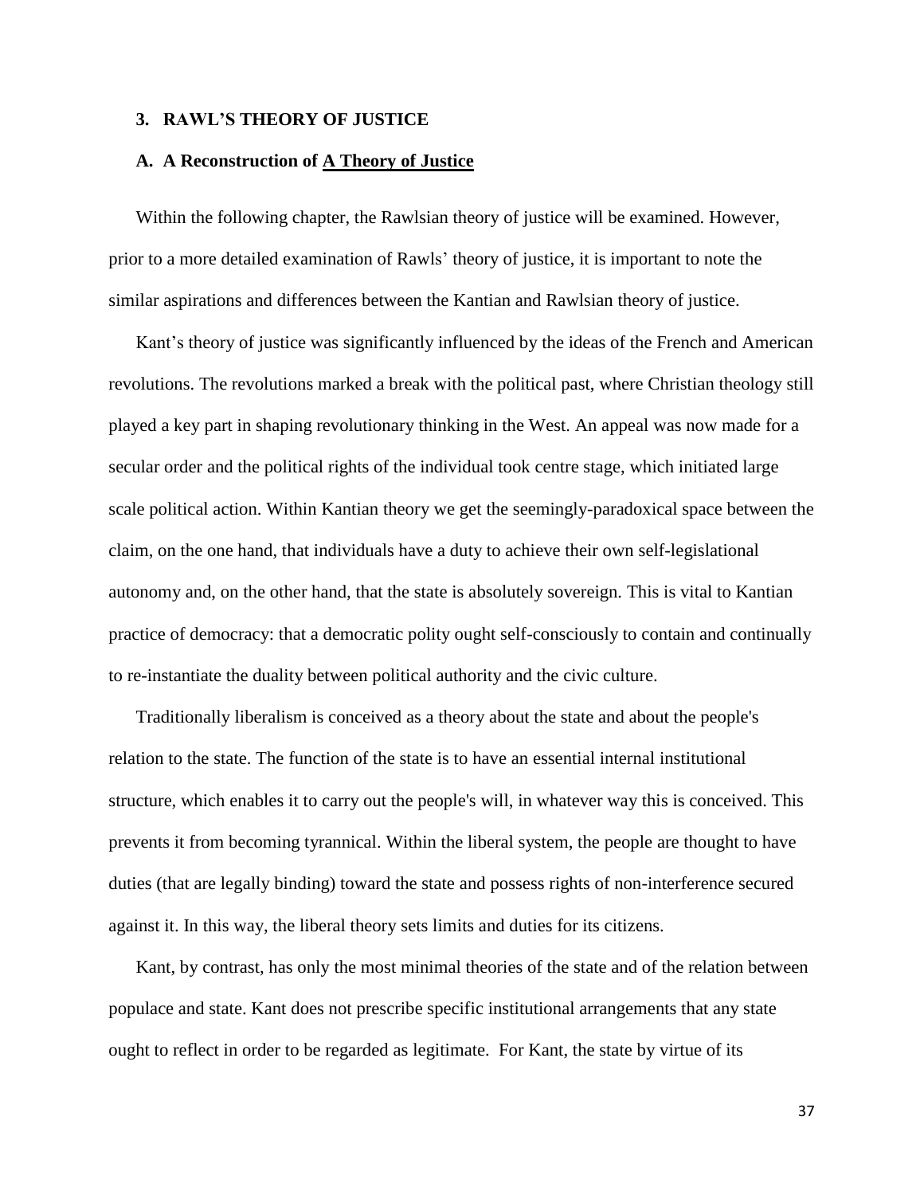## 3. RAWL'S THEORY OF JUSTICE

### A. A Reconstruction of A Theory of Justice

Within the following chapter, the Rawlsian theory of justice will be examined. However, prior to a more detailed examination of Rawls' theory of justice, it is important to note the similar aspirations and differences between the Kantian and Rawlsian theory of justice.

Kant's theory of justice was significantly influenced by the ideas of the French and American revolutions. The revolutions marked a break with the political past, where Christian theology still played a key part in shaping revolutionary thinking in the West. An appeal was now made for a secular order and the political rights of the individual took centre stage, which initiated large scale political action. Within Kantian theory we get the seemingly-paradoxical space between the claim, on the one hand, that individuals have a duty to achieve their own self-legislational autonomy and, on the other hand, that the state is absolutely sovereign. This is vital to Kantian practice of democracy: that a democratic polity ought self-consciously to contain and continually to re-instantiate the duality between political authority and the civic culture.

Traditionally liberalism is conceived as a theory about the state and about the people's relation to the state. The function of the state is to have an essential internal institutional structure, which enables it to carry out the people's will, in whatever way this is conceived. This prevents it from becoming tyrannical. Within the liberal system, the people are thought to have duties (that are legally binding) toward the state and possess rights of non-interference secured against it. In this way, the liberal theory sets limits and duties for its citizens.

Kant, by contrast, has only the most minimal theories of the state and of the relation between populace and state. Kant does not prescribe specific institutional arrangements that any state ought to reflect in order to be regarded as legitimate. For Kant, the state by virtue of its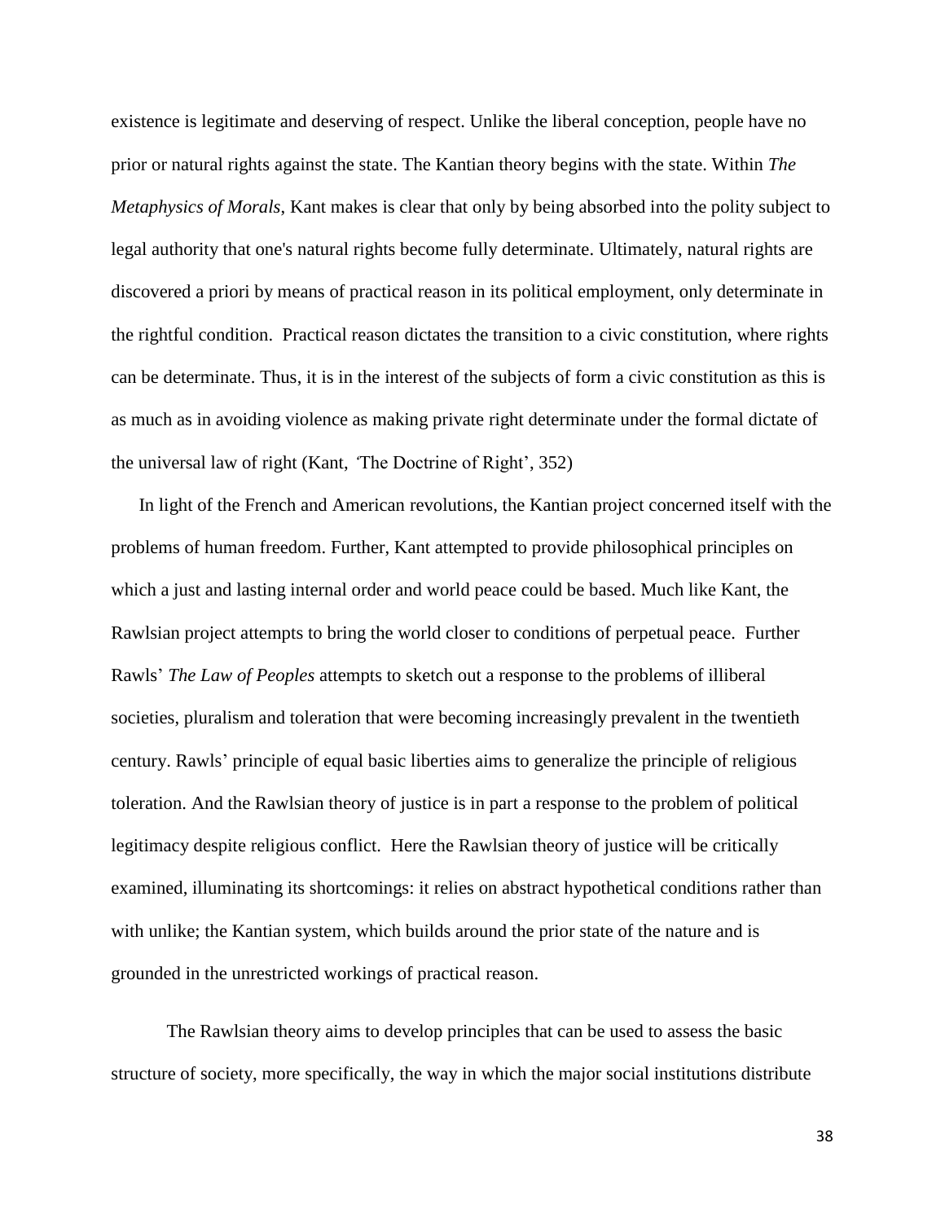existence is legitimate and deserving of respect. Unlike the liberal conception, people have no prior or natural rights against the state. The Kantian theory begins with the state. Within *The Metaphysics of Morals*, Kant makes is clear that only by being absorbed into the polity subject to legal authority that one's natural rights become fully determinate. Ultimately, natural rights are discovered a priori by means of practical reason in its political employment, only determinate in the rightful condition. Practical reason dictates the transition to a civic constitution, where rights can be determinate. Thus, it is in the interest of the subjects of form a civic constitution as this is as much as in avoiding violence as making private right determinate under the formal dictate of the universal law of right (Kant, 'The Doctrine of Right', 352)

In light of the French and American revolutions, the Kantian project concerned itself with the problems of human freedom. Further, Kant attempted to provide philosophical principles on which a just and lasting internal order and world peace could be based. Much like Kant, the Rawlsian project attempts to bring the world closer to conditions of perpetual peace. Further Rawls' *The Law of Peoples* attempts to sketch out a response to the problems of illiberal societies, pluralism and toleration that were becoming increasingly prevalent in the twentieth century. Rawls' principle of equal basic liberties aims to generalize the principle of religious toleration. And the Rawlsian theory of justice is in part a response to the problem of political legitimacy despite religious conflict. Here the Rawlsian theory of justice will be critically examined, illuminating its shortcomings: it relies on abstract hypothetical conditions rather than with unlike; the Kantian system, which builds around the prior state of the nature and is grounded in the unrestricted workings of practical reason.

The Rawlsian theory aims to develop principles that can be used to assess the basic structure of society, more specifically, the way in which the major social institutions distribute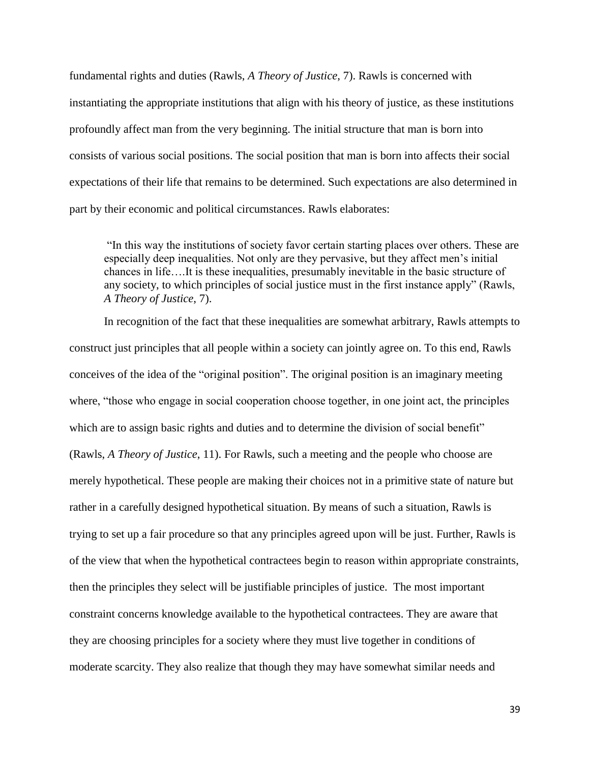fundamental rights and duties (Rawls, *A Theory of Justice*, 7). Rawls is concerned with instantiating the appropriate institutions that align with his theory of justice, as these institutions profoundly affect man from the very beginning. The initial structure that man is born into consists of various social positions. The social position that man is born into affects their social expectations of their life that remains to be determined. Such expectations are also determined in part by their economic and political circumstances. Rawls elaborates:

> "In this way the institutions of society favor certain starting places over others. These are especially deep inequalities. Not only are they pervasive, but they affect men's initial chances in life….It is these inequalities, presumably inevitable in the basic structure of any society, to which principles of social justice must in the first instance apply" (Rawls, *A Theory of Justice*, 7).

In recognition of the fact that these inequalities are somewhat arbitrary, Rawls attempts to construct just principles that all people within a society can jointly agree on. To this end, Rawls conceives of the idea of the "original position". The original position is an imaginary meeting where, "those who engage in social cooperation choose together, in one joint act, the principles which are to assign basic rights and duties and to determine the division of social benefit" (Rawls, *A Theory of Justice*, 11). For Rawls, such a meeting and the people who choose are merely hypothetical. These people are making their choices not in a primitive state of nature but rather in a carefully designed hypothetical situation. By means of such a situation, Rawls is trying to set up a fair procedure so that any principles agreed upon will be just. Further, Rawls is of the view that when the hypothetical contractees begin to reason within appropriate constraints, then the principles they select will be justifiable principles of justice. The most important constraint concerns knowledge available to the hypothetical contractees. They are aware that they are choosing principles for a society where they must live together in conditions of moderate scarcity. They also realize that though they may have somewhat similar needs and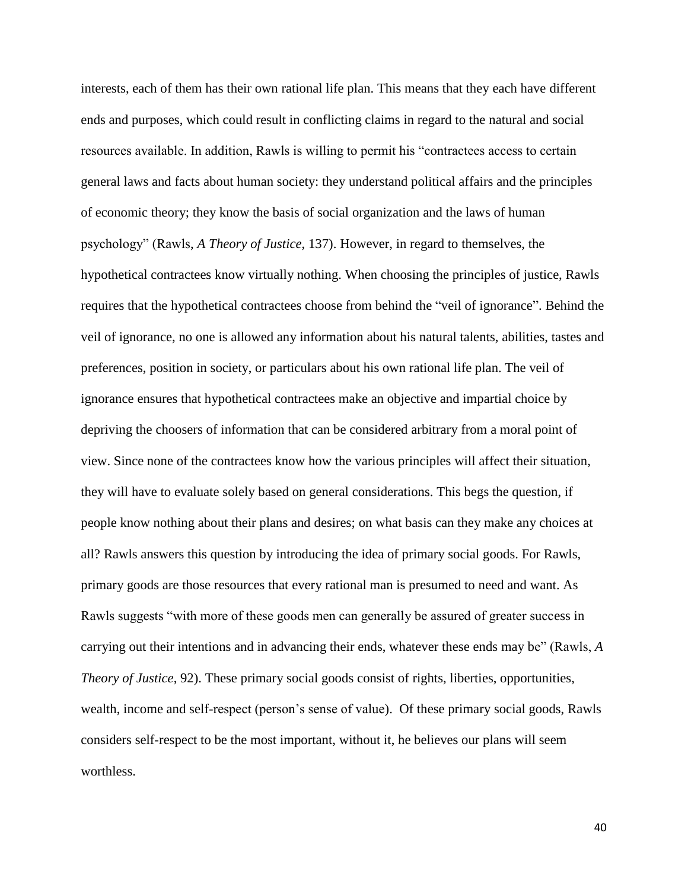interests, each of them has their own rational life plan. This means that they each have different ends and purposes, which could result in conflicting claims in regard to the natural and social resources available. In addition, Rawls is willing to permit his "contractees access to certain general laws and facts about human society: they understand political affairs and the principles of economic theory; they know the basis of social organization and the laws of human psychology" (Rawls, *A Theory of Justice*, 137). However, in regard to themselves, the hypothetical contractees know virtually nothing. When choosing the principles of justice, Rawls requires that the hypothetical contractees choose from behind the "veil of ignorance". Behind the veil of ignorance, no one is allowed any information about his natural talents, abilities, tastes and preferences, position in society, or particulars about his own rational life plan. The veil of ignorance ensures that hypothetical contractees make an objective and impartial choice by depriving the choosers of information that can be considered arbitrary from a moral point of view. Since none of the contractees know how the various principles will affect their situation, they will have to evaluate solely based on general considerations. This begs the question, if people know nothing about their plans and desires; on what basis can they make any choices at all? Rawls answers this question by introducing the idea of primary social goods. For Rawls, primary goods are those resources that every rational man is presumed to need and want. As Rawls suggests "with more of these goods men can generally be assured of greater success in carrying out their intentions and in advancing their ends, whatever these ends may be" (Rawls, *A Theory of Justice*, 92). These primary social goods consist of rights, liberties, opportunities, wealth, income and self-respect (person's sense of value). Of these primary social goods, Rawls considers self-respect to be the most important, without it, he believes our plans will seem worthless.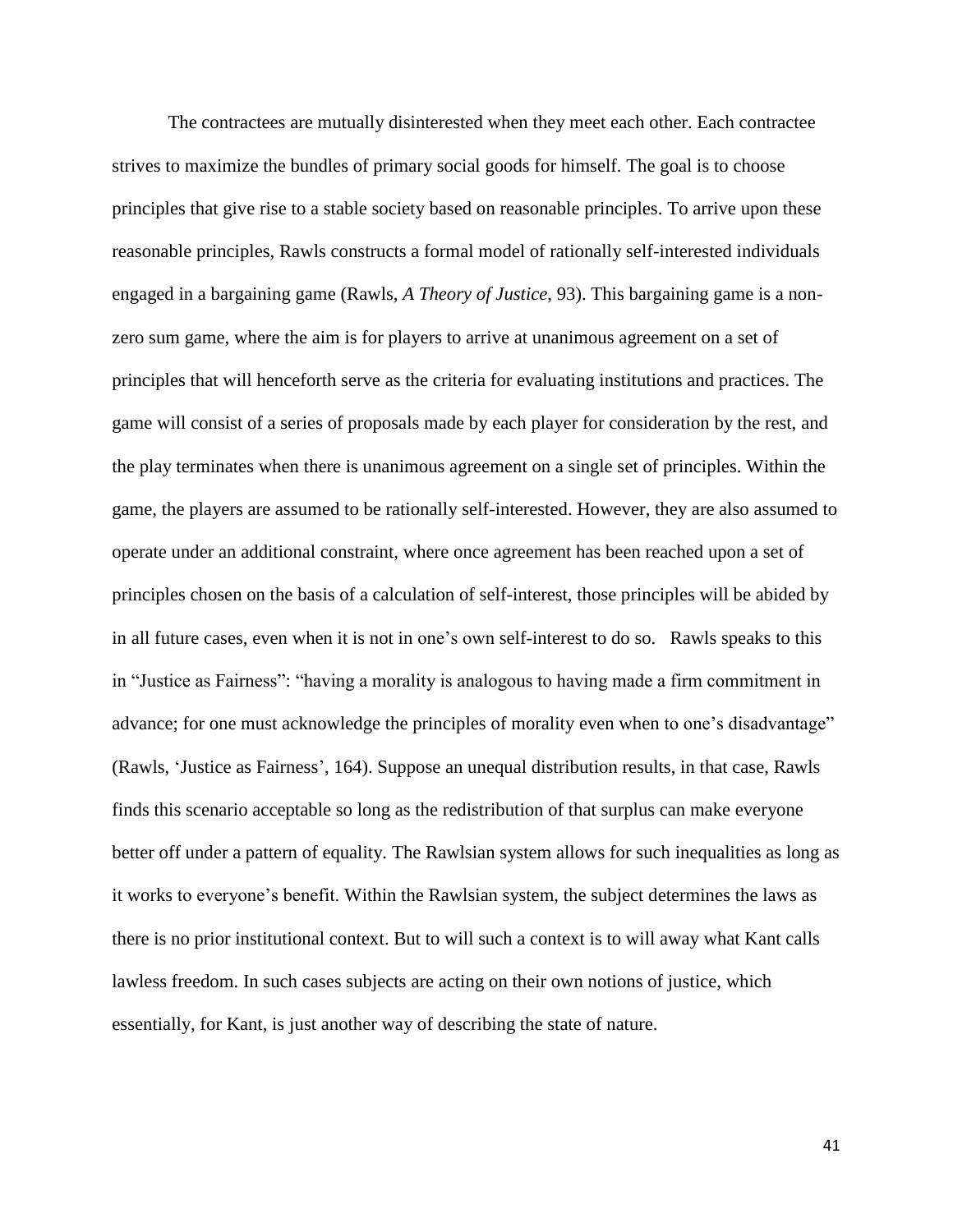The contractees are mutually disinterested when they meet each other. Each contractee strives to maximize the bundles of primary social goods for himself. The goal is to choose principles that give rise to a stable society based on reasonable principles. To arrive upon these reasonable principles, Rawls constructs a formal model of rationally self-interested individuals engaged in a bargaining game (Rawls, *A Theory of Justice*, 93). This bargaining game is a non-zero sum game, where the aim is for players to arrive at unanimous agreement on a set of principles that will henceforth serve as the criteria for evaluating institutions and practices. The game will consist of a series of proposals made by each player for consideration by the rest, and the play terminates when there is unanimous agreement on a single set of principles. Within the game, the players are assumed to be rationally self-interested. However, they are also assumed to operate under an additional constraint, where once agreement has been reached upon a set of principles chosen on the basis of a calculation of self-interest, those principles will be abided by in all future cases, even when it is not in one's own self-interest to do so. Rawls speaks to this in "Justice as Fairness": "having a morality is analogous to having made a firm commitment in advance; for one must acknowledge the principles of morality even when to one's disadvantage" (Rawls, 'Justice as Fairness', 164). Suppose an unequal distribution results, in that case, Rawls finds this scenario acceptable so long as the redistribution of that surplus can make everyone better off under a pattern of equality. The Rawlsian system allows for such inequalities as long as it works to everyone's benefit. Within the Rawlsian system, the subject determines the laws as there is no prior institutional context. But to will such a context is to will away what Kant calls lawless freedom. In such cases subjects are acting on their own notions of justice, which essentially, for Kant, is just another way of describing the state of nature.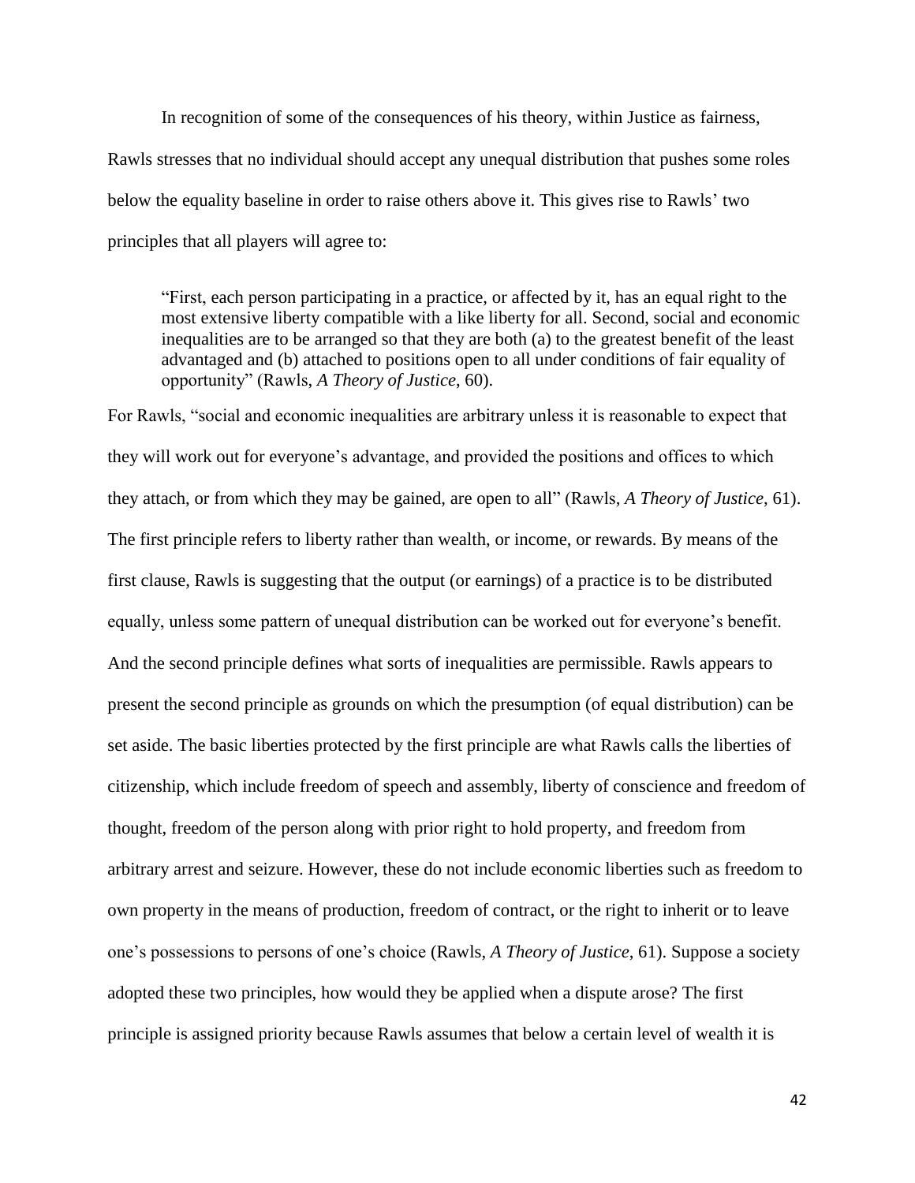In recognition of some of the consequences of his theory, within Justice as fairness, Rawls stresses that no individual should accept any unequal distribution that pushes some roles below the equality baseline in order to raise others above it. This gives rise to Rawls' two principles that all players will agree to:

> "First, each person participating in a practice, or affected by it, has an equal right to the most extensive liberty compatible with a like liberty for all. Second, social and economic inequalities are to be arranged so that they are both (a) to the greatest benefit of the least advantaged and (b) attached to positions open to all under conditions of fair equality of opportunity" (Rawls, *A Theory of Justice*, 60).

For Rawls, "social and economic inequalities are arbitrary unless it is reasonable to expect that they will work out for everyone's advantage, and provided the positions and offices to which they attach, or from which they may be gained, are open to all" (Rawls, *A Theory of Justice*, 61). The first principle refers to liberty rather than wealth, or income, or rewards. By means of the first clause, Rawls is suggesting that the output (or earnings) of a practice is to be distributed equally, unless some pattern of unequal distribution can be worked out for everyone's benefit. And the second principle defines what sorts of inequalities are permissible. Rawls appears to present the second principle as grounds on which the presumption (of equal distribution) can be set aside. The basic liberties protected by the first principle are what Rawls calls the liberties of citizenship, which include freedom of speech and assembly, liberty of conscience and freedom of thought, freedom of the person along with prior right to hold property, and freedom from arbitrary arrest and seizure. However, these do not include economic liberties such as freedom to own property in the means of production, freedom of contract, or the right to inherit or to leave one's possessions to persons of one's choice (Rawls, *A Theory of Justice*, 61). Suppose a society adopted these two principles, how would they be applied when a dispute arose? The first principle is assigned priority because Rawls assumes that below a certain level of wealth it is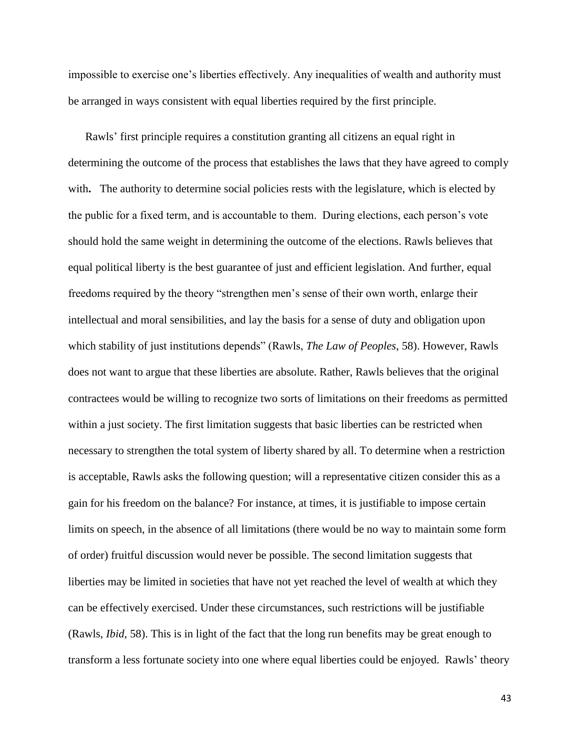impossible to exercise one's liberties effectively. Any inequalities of wealth and authority must be arranged in ways consistent with equal liberties required by the first principle.

Rawls' first principle requires a constitution granting all citizens an equal right in determining the outcome of the process that establishes the laws that they have agreed to comply with**.** The authority to determine social policies rests with the legislature, which is elected by the public for a fixed term, and is accountable to them. During elections, each person's vote should hold the same weight in determining the outcome of the elections. Rawls believes that equal political liberty is the best guarantee of just and efficient legislation. And further, equal freedoms required by the theory "strengthen men's sense of their own worth, enlarge their intellectual and moral sensibilities, and lay the basis for a sense of duty and obligation upon which stability of just institutions depends" (Rawls, *The Law of Peoples*, 58). However, Rawls does not want to argue that these liberties are absolute. Rather, Rawls believes that the original contractees would be willing to recognize two sorts of limitations on their freedoms as permitted within a just society. The first limitation suggests that basic liberties can be restricted when necessary to strengthen the total system of liberty shared by all. To determine when a restriction is acceptable, Rawls asks the following question; will a representative citizen consider this as a gain for his freedom on the balance? For instance, at times, it is justifiable to impose certain limits on speech, in the absence of all limitations (there would be no way to maintain some form of order) fruitful discussion would never be possible. The second limitation suggests that liberties may be limited in societies that have not yet reached the level of wealth at which they can be effectively exercised. Under these circumstances, such restrictions will be justifiable (Rawls, *Ibid*, 58). This is in light of the fact that the long run benefits may be great enough to transform a less fortunate society into one where equal liberties could be enjoyed. Rawls' theory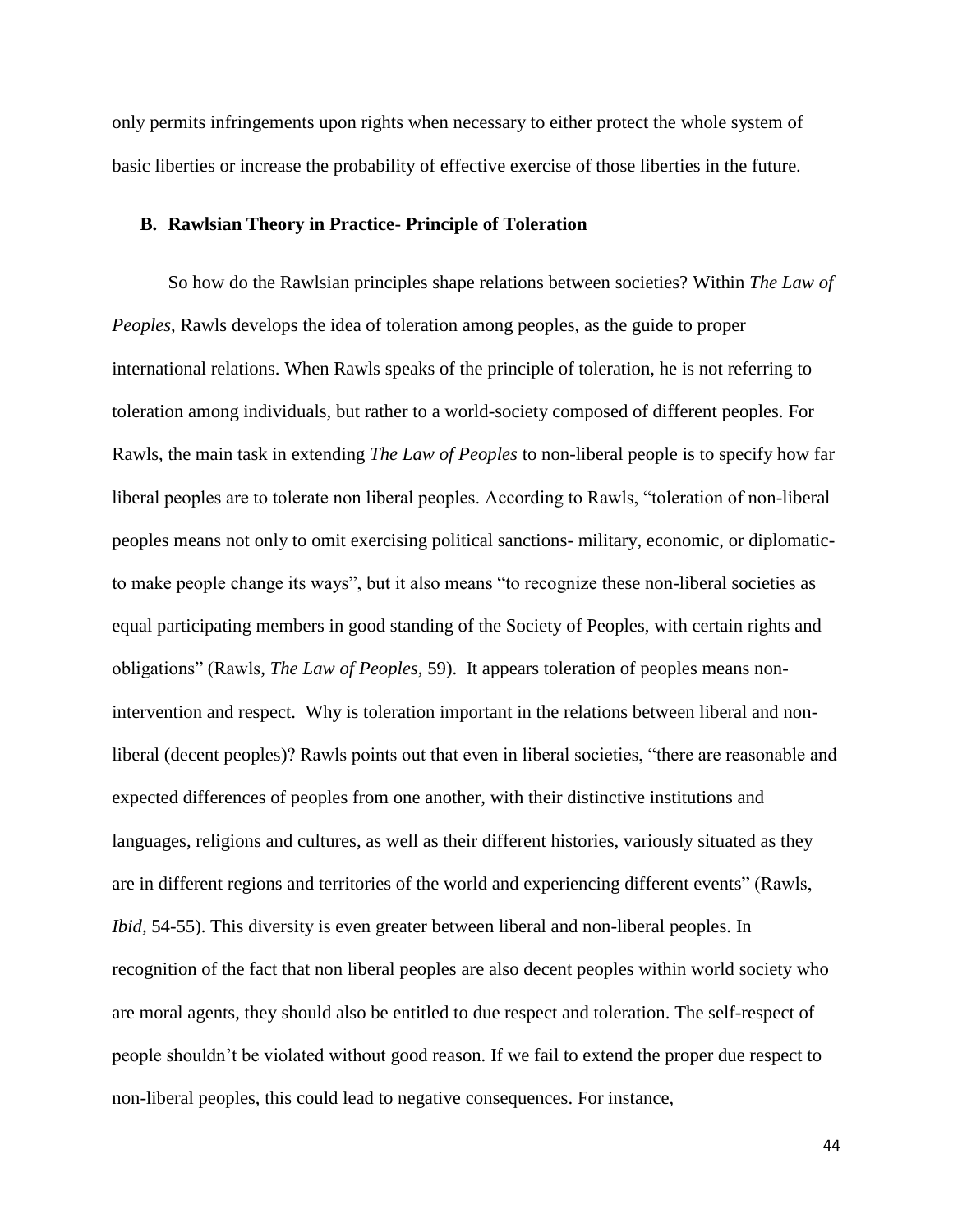only permits infringements upon rights when necessary to either protect the whole system of basic liberties or increase the probability of effective exercise of those liberties in the future.

### B. Rawlsian Theory in Practice- Principle of Toleration

So how do the Rawlsian principles shape relations between societies? Within *The Law of Peoples*, Rawls develops the idea of toleration among peoples, as the guide to proper international relations. When Rawls speaks of the principle of toleration, he is not referring to toleration among individuals, but rather to a world-society composed of different peoples. For Rawls, the main task in extending *The Law of Peoples* to non-liberal people is to specify how far liberal peoples are to tolerate non liberal peoples. According to Rawls, "toleration of non-liberal peoples means not only to omit exercising political sanctions- military, economic, or diplomatic- to make people change its ways", but it also means "to recognize these non-liberal societies as equal participating members in good standing of the Society of Peoples, with certain rights and obligations" (Rawls, *The Law of Peoples*, 59). It appears toleration of peoples means non-intervention and respect. Why is toleration important in the relations between liberal and non-liberal (decent peoples)? Rawls points out that even in liberal societies, "there are reasonable and expected differences of peoples from one another, with their distinctive institutions and languages, religions and cultures, as well as their different histories, variously situated as they are in different regions and territories of the world and experiencing different events" (Rawls, *Ibid,* 54-55). This diversity is even greater between liberal and non-liberal peoples. In recognition of the fact that non liberal peoples are also decent peoples within world society who are moral agents, they should also be entitled to due respect and toleration. The self-respect of people shouldn't be violated without good reason. If we fail to extend the proper due respect to non-liberal peoples, this could lead to negative consequences. For instance,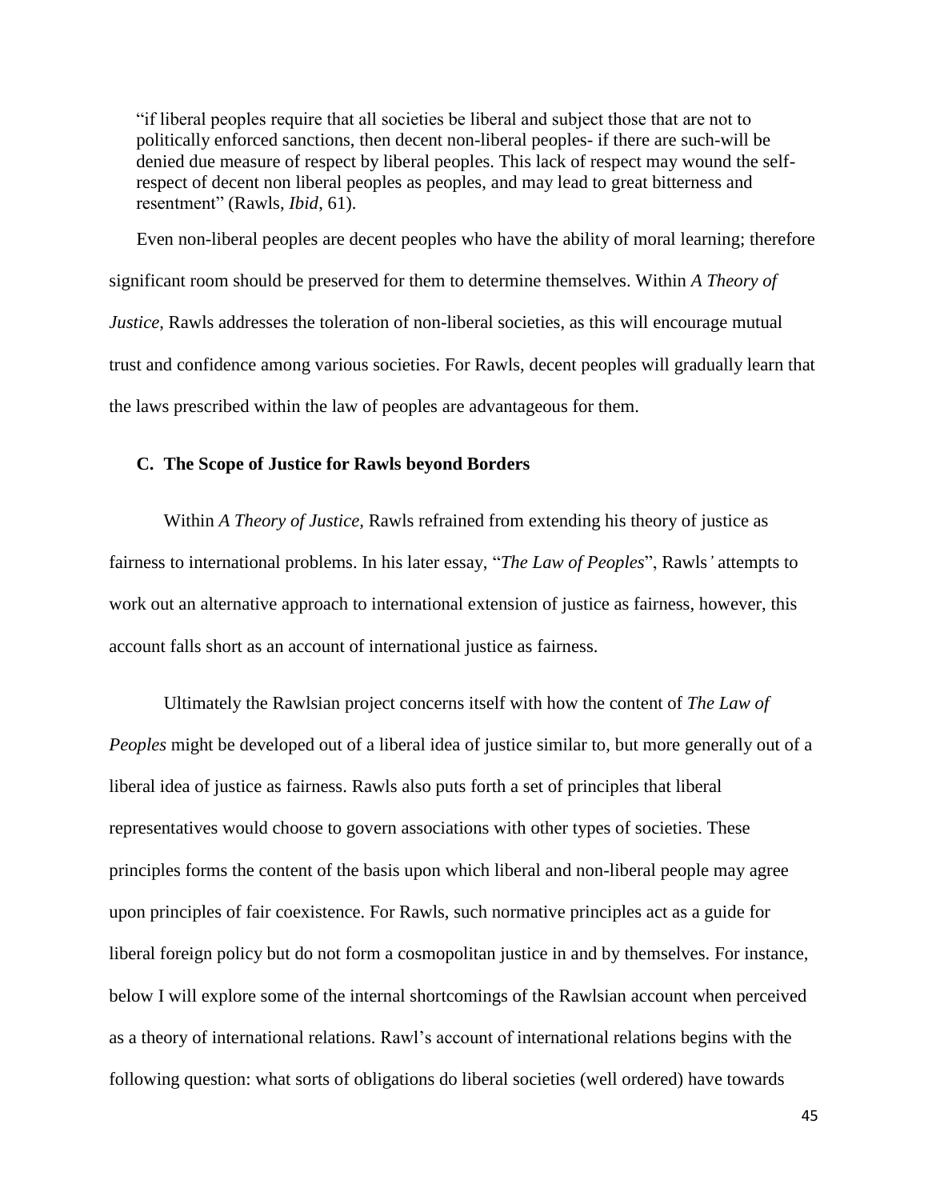> "if liberal peoples require that all societies be liberal and subject those that are not to politically enforced sanctions, then decent non-liberal peoples- if there are such-will be denied due measure of respect by liberal peoples. This lack of respect may wound the self-respect of decent non liberal peoples as peoples, and may lead to great bitterness and resentment" (Rawls, *Ibid*, 61).

Even non-liberal peoples are decent peoples who have the ability of moral learning; therefore significant room should be preserved for them to determine themselves. Within *A Theory of Justice*, Rawls addresses the toleration of non-liberal societies, as this will encourage mutual trust and confidence among various societies. For Rawls, decent peoples will gradually learn that the laws prescribed within the law of peoples are advantageous for them.

### C. The Scope of Justice for Rawls beyond Borders

Within *A Theory of Justice,* Rawls refrained from extending his theory of justice as fairness to international problems. In his later essay, "*The Law of Peoples*", Rawls*'* attempts to work out an alternative approach to international extension of justice as fairness, however, this account falls short as an account of international justice as fairness.

Ultimately the Rawlsian project concerns itself with how the content of *The Law of Peoples* might be developed out of a liberal idea of justice similar to, but more generally out of a liberal idea of justice as fairness. Rawls also puts forth a set of principles that liberal representatives would choose to govern associations with other types of societies. These principles forms the content of the basis upon which liberal and non-liberal people may agree upon principles of fair coexistence. For Rawls, such normative principles act as a guide for liberal foreign policy but do not form a cosmopolitan justice in and by themselves. For instance, below I will explore some of the internal shortcomings of the Rawlsian account when perceived as a theory of international relations. Rawl's account of international relations begins with the following question: what sorts of obligations do liberal societies (well ordered) have towards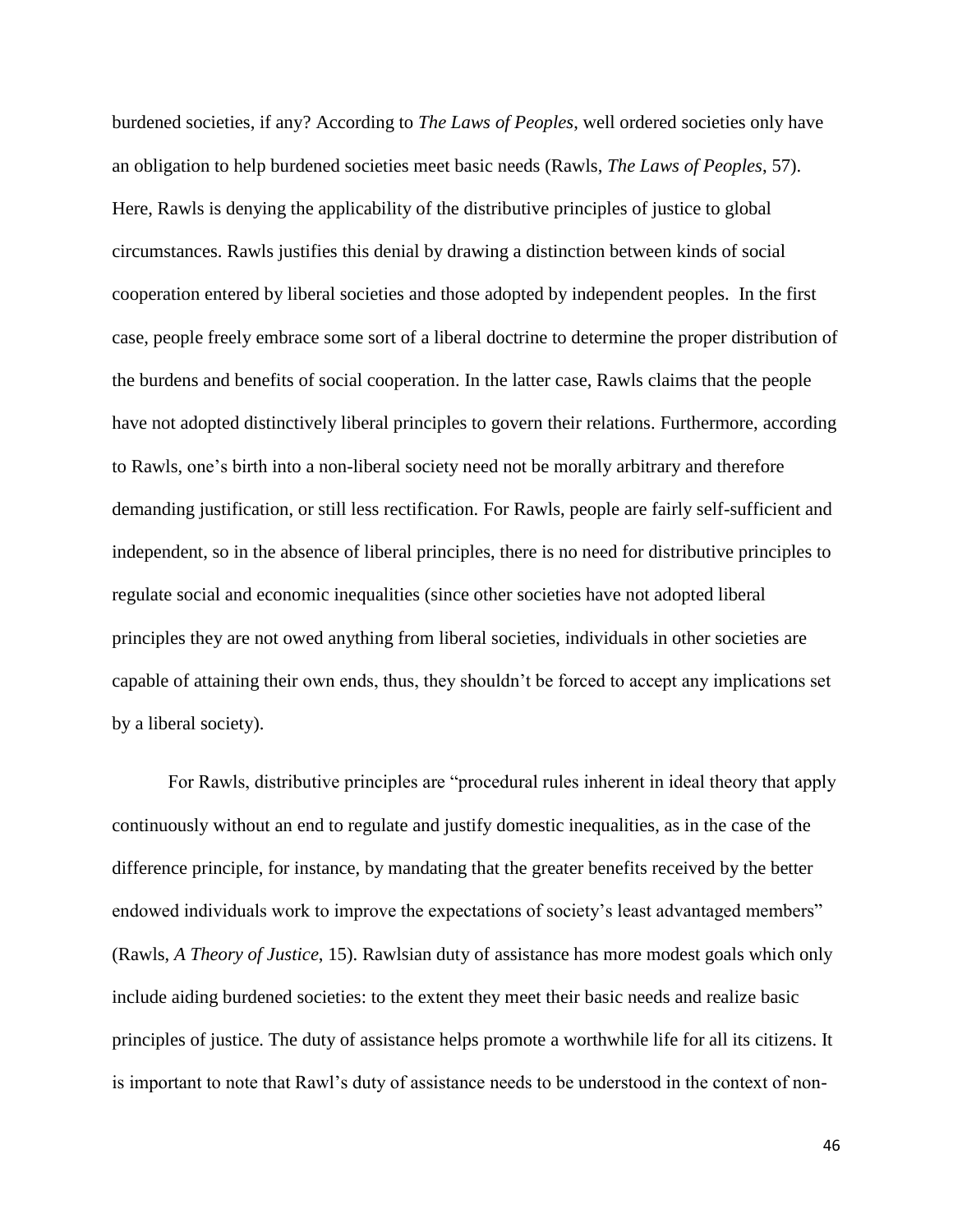burdened societies, if any? According to *The Laws of Peoples*, well ordered societies only have an obligation to help burdened societies meet basic needs (Rawls, *The Laws of Peoples*, 57). Here, Rawls is denying the applicability of the distributive principles of justice to global circumstances. Rawls justifies this denial by drawing a distinction between kinds of social cooperation entered by liberal societies and those adopted by independent peoples. In the first case, people freely embrace some sort of a liberal doctrine to determine the proper distribution of the burdens and benefits of social cooperation. In the latter case, Rawls claims that the people have not adopted distinctively liberal principles to govern their relations. Furthermore, according to Rawls, one's birth into a non-liberal society need not be morally arbitrary and therefore demanding justification, or still less rectification. For Rawls, people are fairly self-sufficient and independent, so in the absence of liberal principles, there is no need for distributive principles to regulate social and economic inequalities (since other societies have not adopted liberal principles they are not owed anything from liberal societies, individuals in other societies are capable of attaining their own ends, thus, they shouldn't be forced to accept any implications set by a liberal society).

For Rawls, distributive principles are "procedural rules inherent in ideal theory that apply continuously without an end to regulate and justify domestic inequalities, as in the case of the difference principle, for instance, by mandating that the greater benefits received by the better endowed individuals work to improve the expectations of society's least advantaged members" (Rawls, *A Theory of Justice*, 15). Rawlsian duty of assistance has more modest goals which only include aiding burdened societies: to the extent they meet their basic needs and realize basic principles of justice. The duty of assistance helps promote a worthwhile life for all its citizens. It is important to note that Rawl's duty of assistance needs to be understood in the context of non-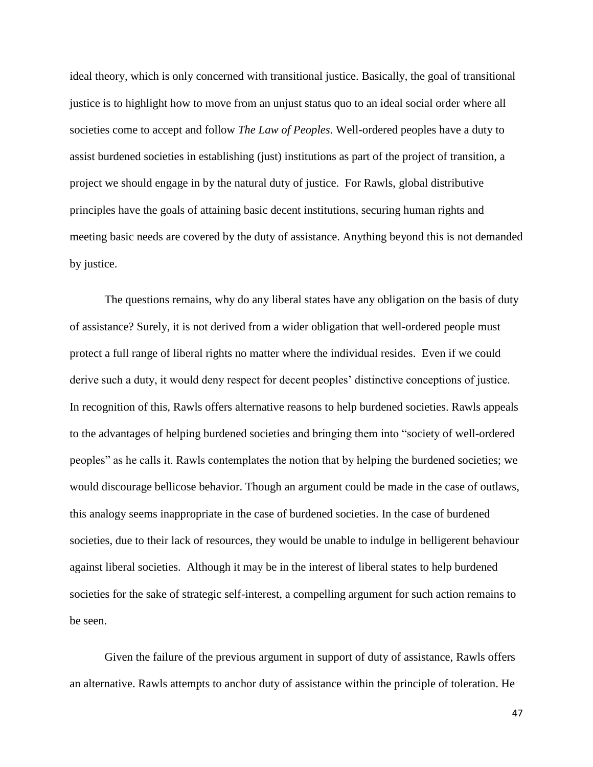ideal theory, which is only concerned with transitional justice. Basically, the goal of transitional justice is to highlight how to move from an unjust status quo to an ideal social order where all societies come to accept and follow *The Law of Peoples*. Well-ordered peoples have a duty to assist burdened societies in establishing (just) institutions as part of the project of transition, a project we should engage in by the natural duty of justice. For Rawls, global distributive principles have the goals of attaining basic decent institutions, securing human rights and meeting basic needs are covered by the duty of assistance. Anything beyond this is not demanded by justice.

The questions remains, why do any liberal states have any obligation on the basis of duty of assistance? Surely, it is not derived from a wider obligation that well-ordered people must protect a full range of liberal rights no matter where the individual resides. Even if we could derive such a duty, it would deny respect for decent peoples' distinctive conceptions of justice. In recognition of this, Rawls offers alternative reasons to help burdened societies. Rawls appeals to the advantages of helping burdened societies and bringing them into "society of well-ordered peoples" as he calls it. Rawls contemplates the notion that by helping the burdened societies; we would discourage bellicose behavior. Though an argument could be made in the case of outlaws, this analogy seems inappropriate in the case of burdened societies. In the case of burdened societies, due to their lack of resources, they would be unable to indulge in belligerent behaviour against liberal societies. Although it may be in the interest of liberal states to help burdened societies for the sake of strategic self-interest, a compelling argument for such action remains to be seen.

Given the failure of the previous argument in support of duty of assistance, Rawls offers an alternative. Rawls attempts to anchor duty of assistance within the principle of toleration. He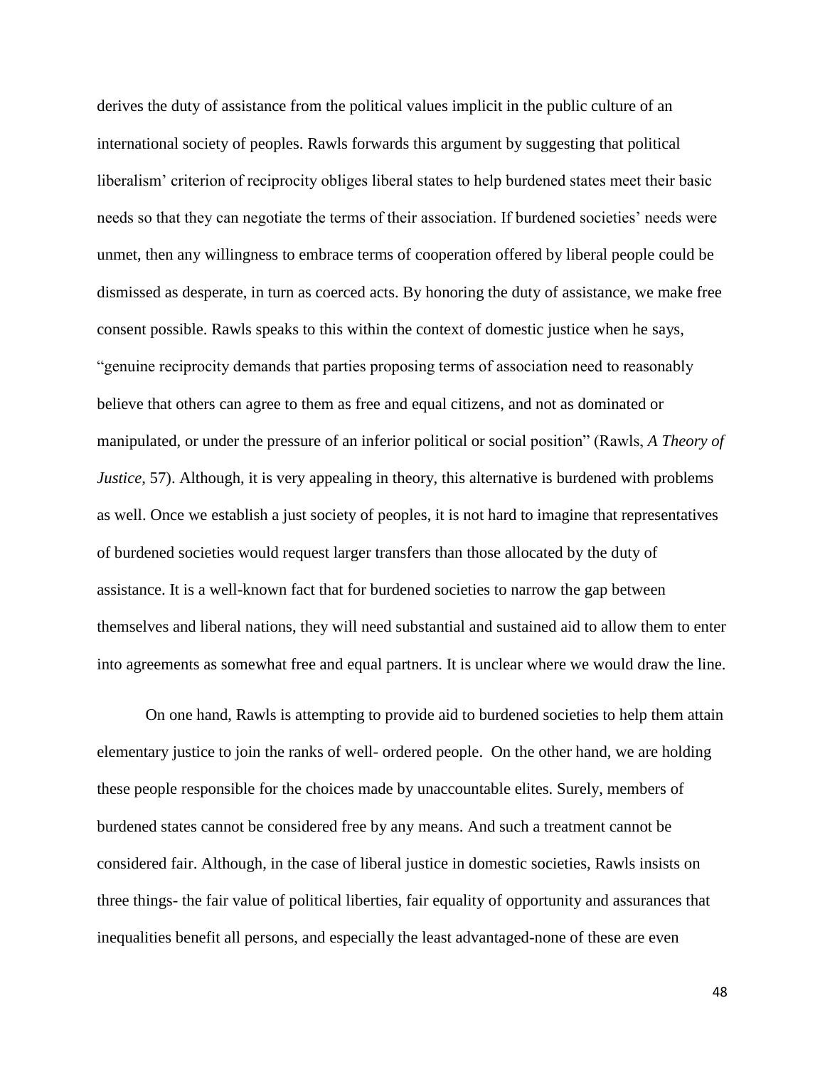derives the duty of assistance from the political values implicit in the public culture of an international society of peoples. Rawls forwards this argument by suggesting that political liberalism' criterion of reciprocity obliges liberal states to help burdened states meet their basic needs so that they can negotiate the terms of their association. If burdened societies' needs were unmet, then any willingness to embrace terms of cooperation offered by liberal people could be dismissed as desperate, in turn as coerced acts. By honoring the duty of assistance, we make free consent possible. Rawls speaks to this within the context of domestic justice when he says, "genuine reciprocity demands that parties proposing terms of association need to reasonably believe that others can agree to them as free and equal citizens, and not as dominated or manipulated, or under the pressure of an inferior political or social position" (Rawls, *A Theory of Justice*, 57). Although, it is very appealing in theory, this alternative is burdened with problems as well. Once we establish a just society of peoples, it is not hard to imagine that representatives of burdened societies would request larger transfers than those allocated by the duty of assistance. It is a well-known fact that for burdened societies to narrow the gap between themselves and liberal nations, they will need substantial and sustained aid to allow them to enter into agreements as somewhat free and equal partners. It is unclear where we would draw the line.

On one hand, Rawls is attempting to provide aid to burdened societies to help them attain elementary justice to join the ranks of well- ordered people. On the other hand, we are holding these people responsible for the choices made by unaccountable elites. Surely, members of burdened states cannot be considered free by any means. And such a treatment cannot be considered fair. Although, in the case of liberal justice in domestic societies, Rawls insists on three things- the fair value of political liberties, fair equality of opportunity and assurances that inequalities benefit all persons, and especially the least advantaged-none of these are even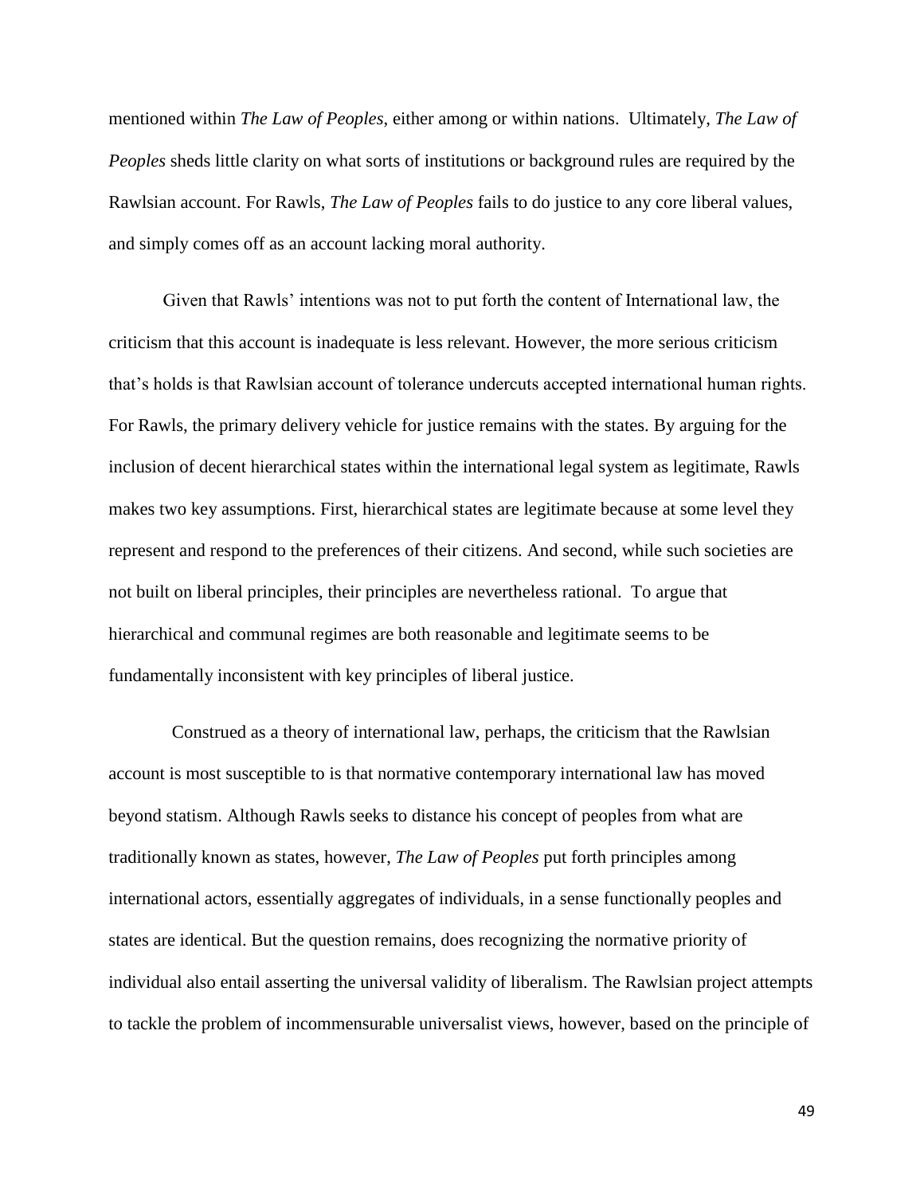mentioned within *The Law of Peoples*, either among or within nations. Ultimately, *The Law of Peoples* sheds little clarity on what sorts of institutions or background rules are required by the Rawlsian account. For Rawls, *The Law of Peoples* fails to do justice to any core liberal values, and simply comes off as an account lacking moral authority.

Given that Rawls' intentions was not to put forth the content of International law, the criticism that this account is inadequate is less relevant. However, the more serious criticism that's holds is that Rawlsian account of tolerance undercuts accepted international human rights. For Rawls, the primary delivery vehicle for justice remains with the states. By arguing for the inclusion of decent hierarchical states within the international legal system as legitimate, Rawls makes two key assumptions. First, hierarchical states are legitimate because at some level they represent and respond to the preferences of their citizens. And second, while such societies are not built on liberal principles, their principles are nevertheless rational. To argue that hierarchical and communal regimes are both reasonable and legitimate seems to be fundamentally inconsistent with key principles of liberal justice.

Construed as a theory of international law, perhaps, the criticism that the Rawlsian account is most susceptible to is that normative contemporary international law has moved beyond statism. Although Rawls seeks to distance his concept of peoples from what are traditionally known as states, however, *The Law of Peoples* put forth principles among international actors, essentially aggregates of individuals, in a sense functionally peoples and states are identical. But the question remains, does recognizing the normative priority of individual also entail asserting the universal validity of liberalism. The Rawlsian project attempts to tackle the problem of incommensurable universalist views, however, based on the principle of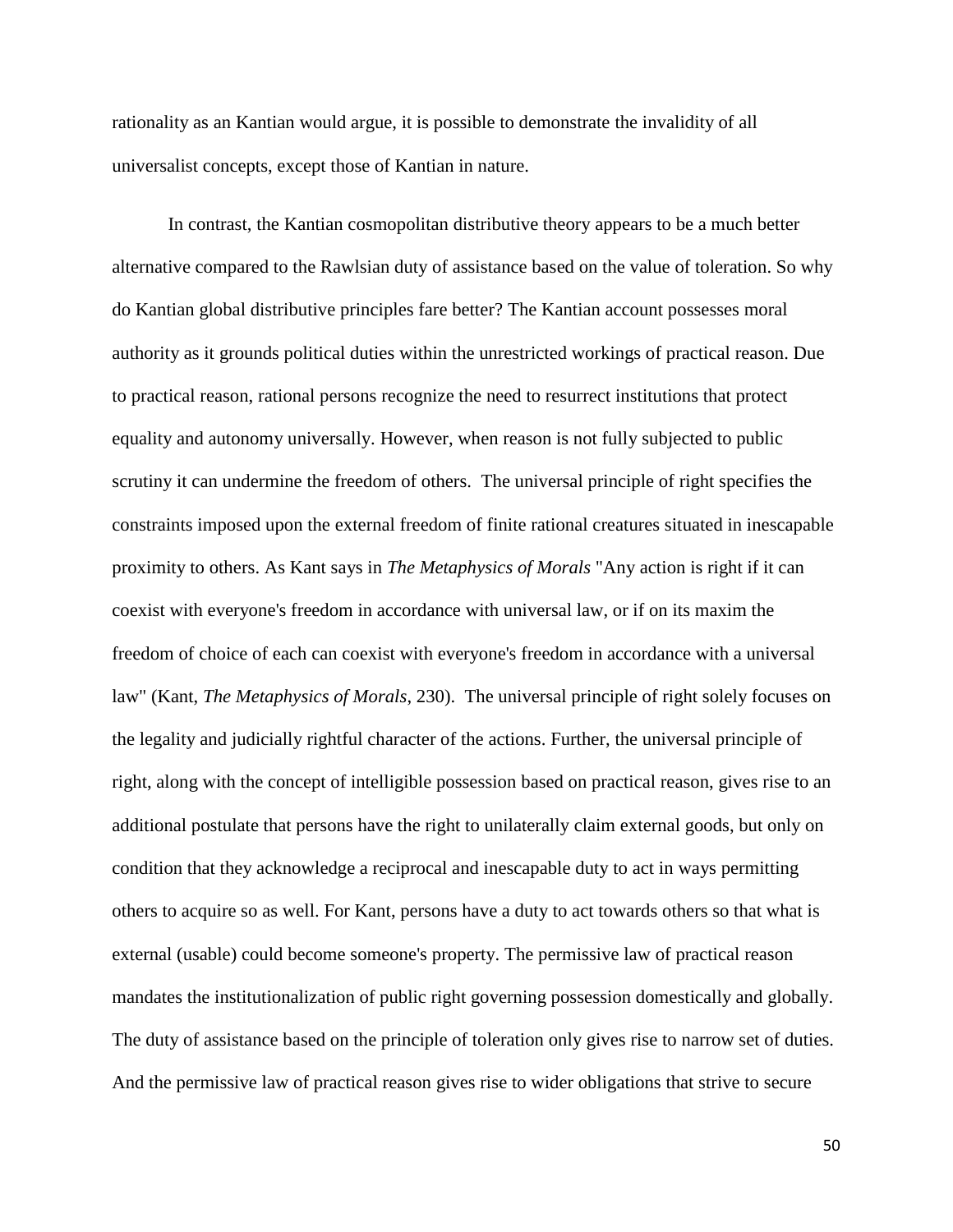rationality as an Kantian would argue, it is possible to demonstrate the invalidity of all universalist concepts, except those of Kantian in nature.

In contrast, the Kantian cosmopolitan distributive theory appears to be a much better alternative compared to the Rawlsian duty of assistance based on the value of toleration. So why do Kantian global distributive principles fare better? The Kantian account possesses moral authority as it grounds political duties within the unrestricted workings of practical reason. Due to practical reason, rational persons recognize the need to resurrect institutions that protect equality and autonomy universally. However, when reason is not fully subjected to public scrutiny it can undermine the freedom of others. The universal principle of right specifies the constraints imposed upon the external freedom of finite rational creatures situated in inescapable proximity to others. As Kant says in *The Metaphysics of Morals* "Any action is right if it can coexist with everyone's freedom in accordance with universal law, or if on its maxim the freedom of choice of each can coexist with everyone's freedom in accordance with a universal law" (Kant, *The Metaphysics of Morals*, 230). The universal principle of right solely focuses on the legality and judicially rightful character of the actions. Further, the universal principle of right, along with the concept of intelligible possession based on practical reason, gives rise to an additional postulate that persons have the right to unilaterally claim external goods, but only on condition that they acknowledge a reciprocal and inescapable duty to act in ways permitting others to acquire so as well. For Kant, persons have a duty to act towards others so that what is external (usable) could become someone's property. The permissive law of practical reason mandates the institutionalization of public right governing possession domestically and globally. The duty of assistance based on the principle of toleration only gives rise to narrow set of duties. And the permissive law of practical reason gives rise to wider obligations that strive to secure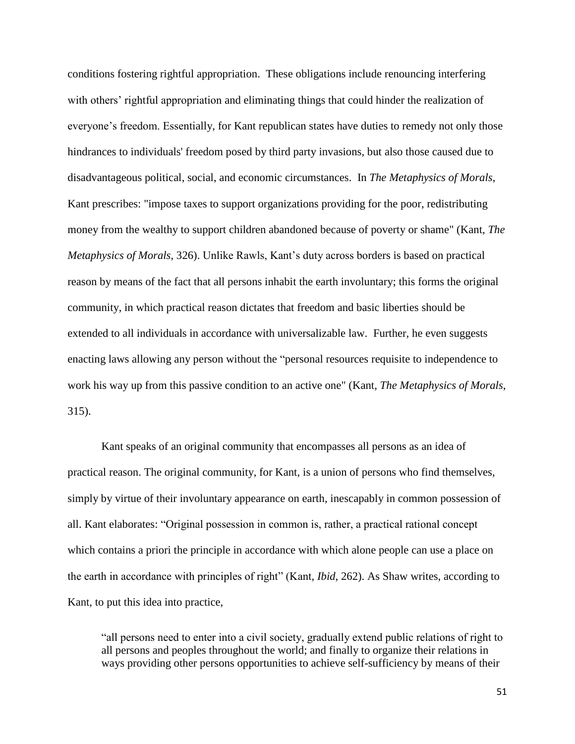conditions fostering rightful appropriation. These obligations include renouncing interfering with others' rightful appropriation and eliminating things that could hinder the realization of everyone's freedom. Essentially, for Kant republican states have duties to remedy not only those hindrances to individuals' freedom posed by third party invasions, but also those caused due to disadvantageous political, social, and economic circumstances. In *The Metaphysics of Morals*, Kant prescribes: "impose taxes to support organizations providing for the poor, redistributing money from the wealthy to support children abandoned because of poverty or shame" (Kant, *The Metaphysics of Morals*, 326). Unlike Rawls, Kant's duty across borders is based on practical reason by means of the fact that all persons inhabit the earth involuntary; this forms the original community, in which practical reason dictates that freedom and basic liberties should be extended to all individuals in accordance with universalizable law. Further, he even suggests enacting laws allowing any person without the "personal resources requisite to independence to work his way up from this passive condition to an active one" (Kant, *The Metaphysics of Morals*, 315).

Kant speaks of an original community that encompasses all persons as an idea of practical reason. The original community, for Kant, is a union of persons who find themselves, simply by virtue of their involuntary appearance on earth, inescapably in common possession of all. Kant elaborates: "Original possession in common is, rather, a practical rational concept which contains a priori the principle in accordance with which alone people can use a place on the earth in accordance with principles of right" (Kant, *Ibid*, 262). As Shaw writes, according to Kant, to put this idea into practice,

> "all persons need to enter into a civil society, gradually extend public relations of right to all persons and peoples throughout the world; and finally to organize their relations in ways providing other persons opportunities to achieve self-sufficiency by means of their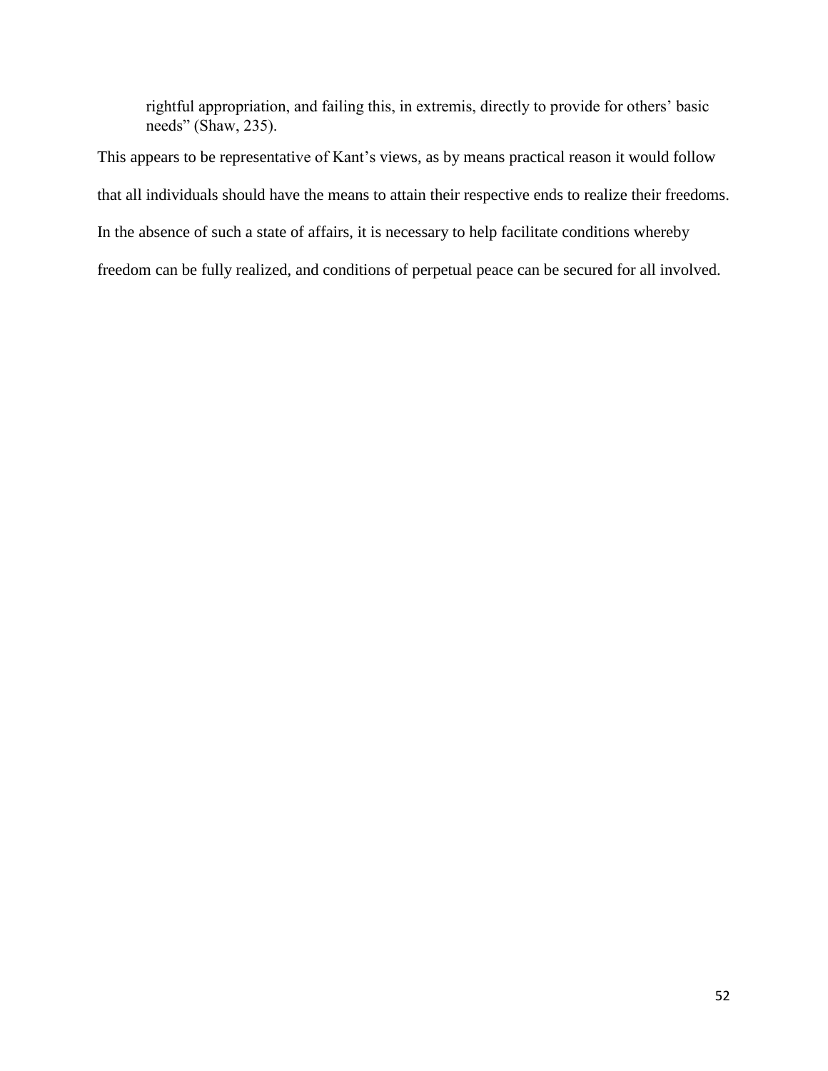> rightful appropriation, and failing this, in extremis, directly to provide for others' basic needs" (Shaw, 235).

This appears to be representative of Kant's views, as by means practical reason it would follow that all individuals should have the means to attain their respective ends to realize their freedoms. In the absence of such a state of affairs, it is necessary to help facilitate conditions whereby freedom can be fully realized, and conditions of perpetual peace can be secured for all involved.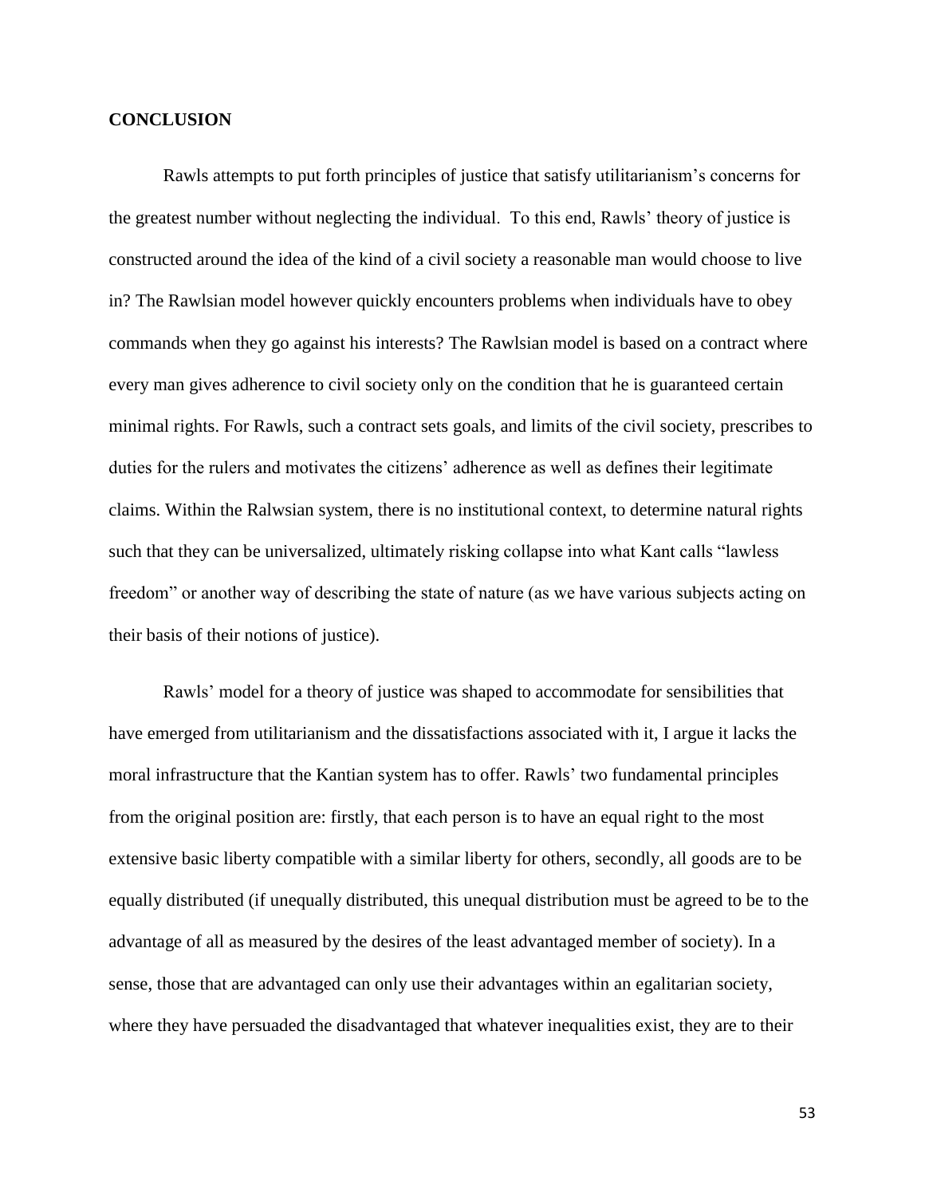**CONCLUSION**

Rawls attempts to put forth principles of justice that satisfy utilitarianism's concerns for the greatest number without neglecting the individual. To this end, Rawls' theory of justice is constructed around the idea of the kind of a civil society a reasonable man would choose to live in? The Rawlsian model however quickly encounters problems when individuals have to obey commands when they go against his interests? The Rawlsian model is based on a contract where every man gives adherence to civil society only on the condition that he is guaranteed certain minimal rights. For Rawls, such a contract sets goals, and limits of the civil society, prescribes to duties for the rulers and motivates the citizens' adherence as well as defines their legitimate claims. Within the Ralwsian system, there is no institutional context, to determine natural rights such that they can be universalized, ultimately risking collapse into what Kant calls "lawless freedom" or another way of describing the state of nature (as we have various subjects acting on their basis of their notions of justice).

Rawls' model for a theory of justice was shaped to accommodate for sensibilities that have emerged from utilitarianism and the dissatisfactions associated with it, I argue it lacks the moral infrastructure that the Kantian system has to offer. Rawls' two fundamental principles from the original position are: firstly, that each person is to have an equal right to the most extensive basic liberty compatible with a similar liberty for others, secondly, all goods are to be equally distributed (if unequally distributed, this unequal distribution must be agreed to be to the advantage of all as measured by the desires of the least advantaged member of society). In a sense, those that are advantaged can only use their advantages within an egalitarian society, where they have persuaded the disadvantaged that whatever inequalities exist, they are to their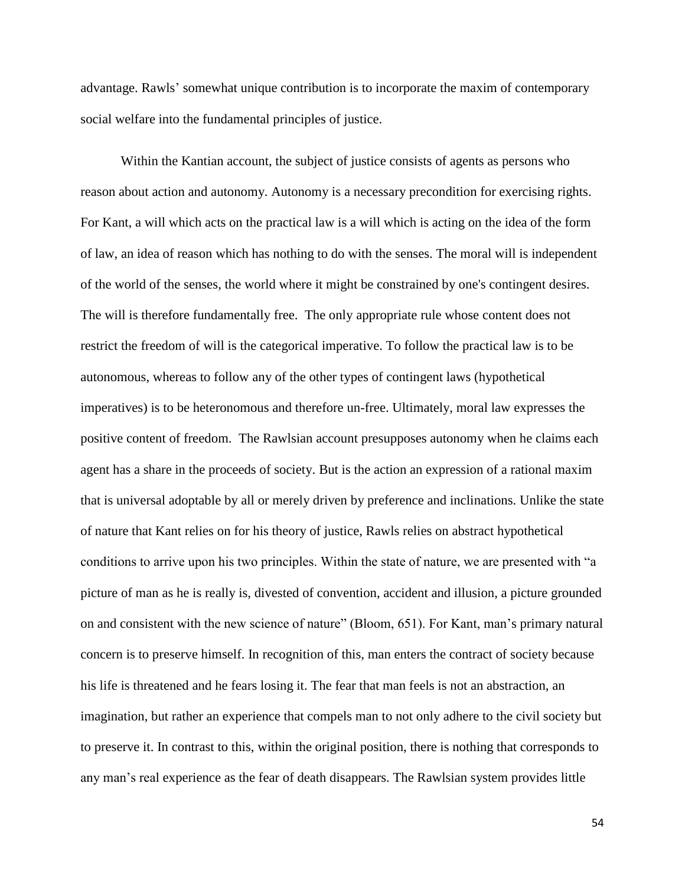advantage. Rawls' somewhat unique contribution is to incorporate the maxim of contemporary social welfare into the fundamental principles of justice.

Within the Kantian account, the subject of justice consists of agents as persons who reason about action and autonomy. Autonomy is a necessary precondition for exercising rights. For Kant, a will which acts on the practical law is a will which is acting on the idea of the form of law, an idea of reason which has nothing to do with the senses. The moral will is independent of the world of the senses, the world where it might be constrained by one's contingent desires. The will is therefore fundamentally free. The only appropriate rule whose content does not restrict the freedom of will is the categorical imperative. To follow the practical law is to be autonomous, whereas to follow any of the other types of contingent laws (hypothetical imperatives) is to be heteronomous and therefore un-free. Ultimately, moral law expresses the positive content of freedom. The Rawlsian account presupposes autonomy when he claims each agent has a share in the proceeds of society. But is the action an expression of a rational maxim that is universal adoptable by all or merely driven by preference and inclinations. Unlike the state of nature that Kant relies on for his theory of justice, Rawls relies on abstract hypothetical conditions to arrive upon his two principles. Within the state of nature, we are presented with "a picture of man as he is really is, divested of convention, accident and illusion, a picture grounded on and consistent with the new science of nature" (Bloom, 651). For Kant, man's primary natural concern is to preserve himself. In recognition of this, man enters the contract of society because his life is threatened and he fears losing it. The fear that man feels is not an abstraction, an imagination, but rather an experience that compels man to not only adhere to the civil society but to preserve it. In contrast to this, within the original position, there is nothing that corresponds to any man's real experience as the fear of death disappears. The Rawlsian system provides little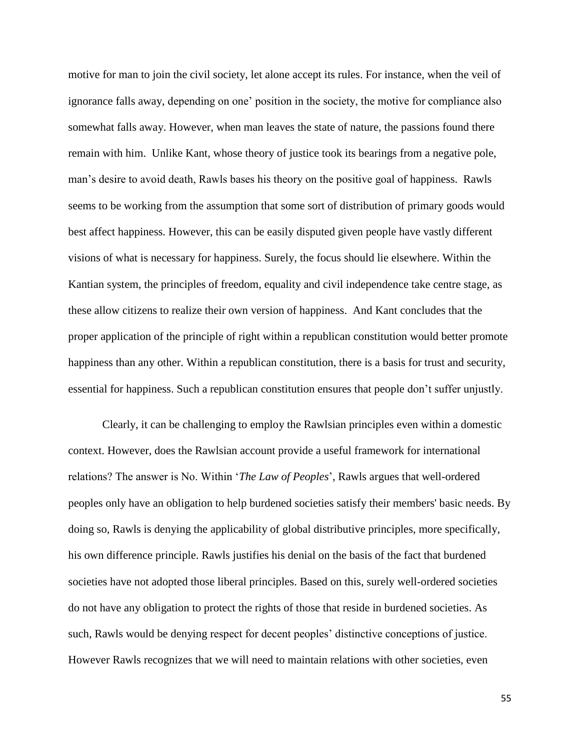motive for man to join the civil society, let alone accept its rules. For instance, when the veil of ignorance falls away, depending on one' position in the society, the motive for compliance also somewhat falls away. However, when man leaves the state of nature, the passions found there remain with him. Unlike Kant, whose theory of justice took its bearings from a negative pole, man's desire to avoid death, Rawls bases his theory on the positive goal of happiness. Rawls seems to be working from the assumption that some sort of distribution of primary goods would best affect happiness. However, this can be easily disputed given people have vastly different visions of what is necessary for happiness. Surely, the focus should lie elsewhere. Within the Kantian system, the principles of freedom, equality and civil independence take centre stage, as these allow citizens to realize their own version of happiness. And Kant concludes that the proper application of the principle of right within a republican constitution would better promote happiness than any other. Within a republican constitution, there is a basis for trust and security, essential for happiness. Such a republican constitution ensures that people don't suffer unjustly.

Clearly, it can be challenging to employ the Rawlsian principles even within a domestic context. However, does the Rawlsian account provide a useful framework for international relations? The answer is No. Within '*The Law of Peoples*', Rawls argues that well-ordered peoples only have an obligation to help burdened societies satisfy their members' basic needs. By doing so, Rawls is denying the applicability of global distributive principles, more specifically, his own difference principle. Rawls justifies his denial on the basis of the fact that burdened societies have not adopted those liberal principles. Based on this, surely well-ordered societies do not have any obligation to protect the rights of those that reside in burdened societies. As such, Rawls would be denying respect for decent peoples' distinctive conceptions of justice. However Rawls recognizes that we will need to maintain relations with other societies, even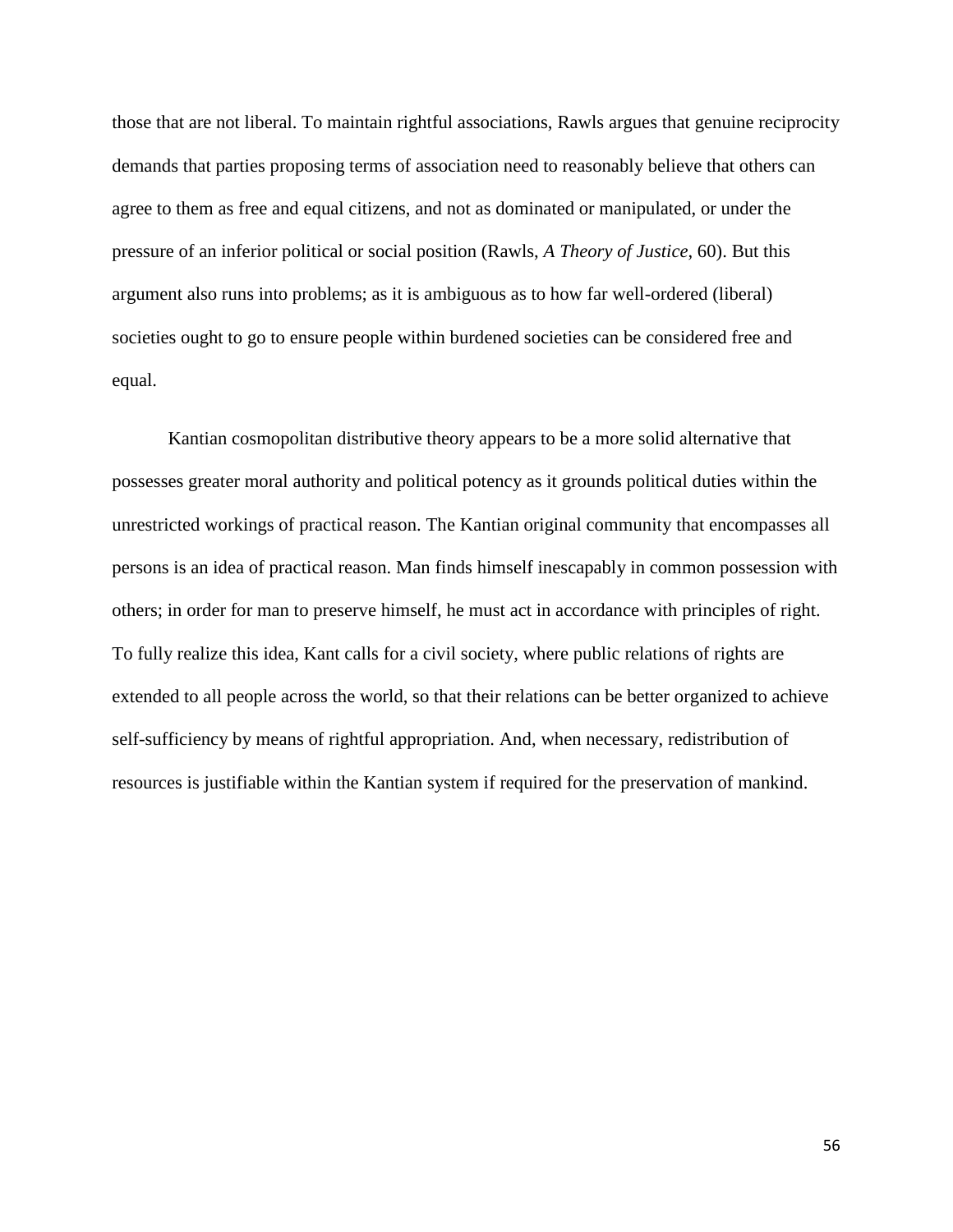those that are not liberal. To maintain rightful associations, Rawls argues that genuine reciprocity demands that parties proposing terms of association need to reasonably believe that others can agree to them as free and equal citizens, and not as dominated or manipulated, or under the pressure of an inferior political or social position (Rawls, *A Theory of Justice*, 60). But this argument also runs into problems; as it is ambiguous as to how far well-ordered (liberal) societies ought to go to ensure people within burdened societies can be considered free and equal.

Kantian cosmopolitan distributive theory appears to be a more solid alternative that possesses greater moral authority and political potency as it grounds political duties within the unrestricted workings of practical reason. The Kantian original community that encompasses all persons is an idea of practical reason. Man finds himself inescapably in common possession with others; in order for man to preserve himself, he must act in accordance with principles of right. To fully realize this idea, Kant calls for a civil society, where public relations of rights are extended to all people across the world, so that their relations can be better organized to achieve self-sufficiency by means of rightful appropriation. And, when necessary, redistribution of resources is justifiable within the Kantian system if required for the preservation of mankind.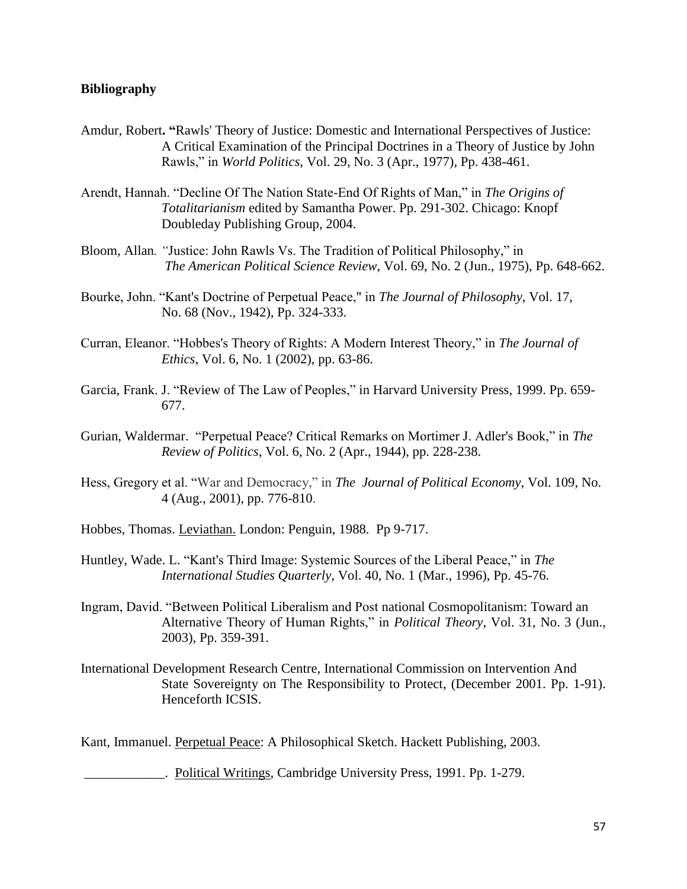**Bibliography**

Amdur, Robert. "Rawls' Theory of Justice: Domestic and International Perspectives of Justice: A Critical Examination of the Principal Doctrines in a Theory of Justice by John Rawls," in *World Politics*, Vol. 29, No. 3 (Apr., 1977), Pp. 438-461.

Arendt, Hannah. "Decline Of The Nation State-End Of Rights of Man," in *The Origins of Totalitarianism* edited by Samantha Power. Pp. 291-302. Chicago: Knopf Doubleday Publishing Group, 2004.

Bloom, Allan. "Justice: John Rawls Vs. The Tradition of Political Philosophy," in *The American Political Science Review*, Vol. 69, No. 2 (Jun., 1975), Pp. 648-662.

Bourke, John. "Kant's Doctrine of Perpetual Peace," in *The Journal of Philosophy*, Vol. 17, No. 68 (Nov., 1942), Pp. 324-333.

Curran, Eleanor. "Hobbes's Theory of Rights: A Modern Interest Theory," in *The Journal of Ethics*, Vol. 6, No. 1 (2002), pp. 63-86.

Garcia, Frank. J. "Review of The Law of Peoples," in Harvard University Press, 1999. Pp. 659-677.

Gurian, Waldermar. "Perpetual Peace? Critical Remarks on Mortimer J. Adler's Book," in *The Review of Politics*, Vol. 6, No. 2 (Apr., 1944), pp. 228-238.

Hess, Gregory et al. "War and Democracy," in *The Journal of Political Economy*, Vol. 109, No. 4 (Aug., 2001), pp. 776-810.

Hobbes, Thomas. Leviathan. London: Penguin, 1988. Pp 9-717.

Huntley, Wade. L. "Kant's Third Image: Systemic Sources of the Liberal Peace," in *The International Studies Quarterly*, Vol. 40, No. 1 (Mar., 1996), Pp. 45-76.

Ingram, David. "Between Political Liberalism and Post national Cosmopolitanism: Toward an Alternative Theory of Human Rights," in *Political Theory*, Vol. 31, No. 3 (Jun., 2003), Pp. 359-391.

International Development Research Centre, International Commission on Intervention And State Sovereignty on The Responsibility to Protect, (December 2001. Pp. 1-91). Henceforth ICSIS.

Kant, Immanuel. Perpetual Peace: A Philosophical Sketch. Hackett Publishing, 2003.

\_\_\_\_\_\_\_\_\_\_\_\_. Political Writings, Cambridge University Press, 1991. Pp. 1-279.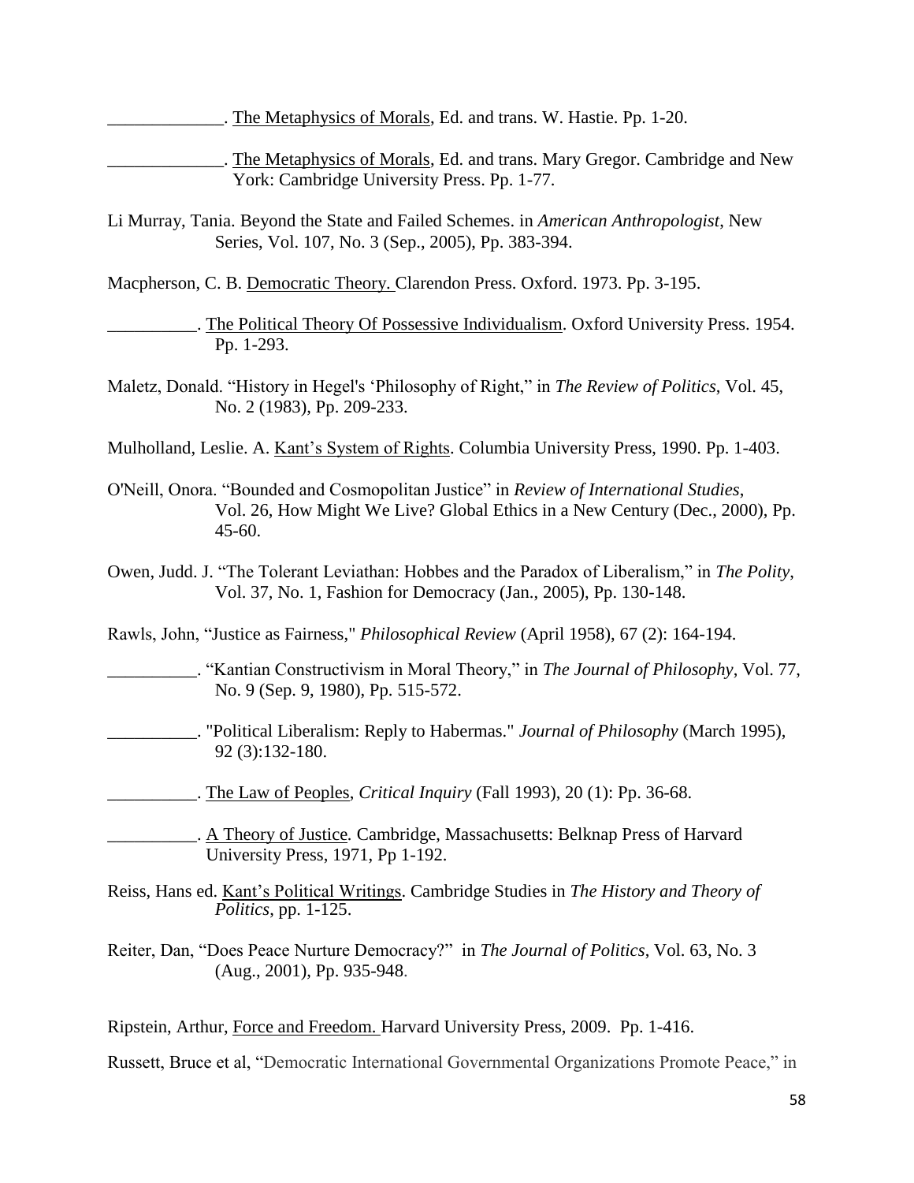_____________. The Metaphysics of Morals, Ed. and trans. W. Hastie. Pp. 1-20.

_____________. The Metaphysics of Morals, Ed. and trans. Mary Gregor. Cambridge and New York: Cambridge University Press. Pp. 1-77.

Li Murray, Tania. Beyond the State and Failed Schemes. in *American Anthropologist*, New Series, Vol. 107, No. 3 (Sep., 2005), Pp. 383-394.

Macpherson, C. B. Democratic Theory. Clarendon Press. Oxford. 1973. Pp. 3-195.

__________. The Political Theory Of Possessive Individualism. Oxford University Press. 1954. Pp. 1-293.

Maletz, Donald. "History in Hegel's 'Philosophy of Right," in *The Review of Politics*, Vol. 45, No. 2 (1983), Pp. 209-233.

Mulholland, Leslie. A. Kant's System of Rights. Columbia University Press, 1990. Pp. 1-403.

O'Neill, Onora. "Bounded and Cosmopolitan Justice" in *Review of International Studies*, Vol. 26, How Might We Live? Global Ethics in a New Century (Dec., 2000), Pp. 45-60.

Owen, Judd. J. "The Tolerant Leviathan: Hobbes and the Paradox of Liberalism," in *The Polity*, Vol. 37, No. 1, Fashion for Democracy (Jan., 2005), Pp. 130-148.

Rawls, John, "Justice as Fairness," *Philosophical Review* (April 1958), 67 (2): 164-194.

__________. "Kantian Constructivism in Moral Theory," in *The Journal of Philosophy*, Vol. 77, No. 9 (Sep. 9, 1980), Pp. 515-572.

__________. "Political Liberalism: Reply to Habermas." *Journal of Philosophy* (March 1995), 92 (3):132-180.

__________. The Law of Peoples, *Critical Inquiry* (Fall 1993), 20 (1): Pp. 36-68.

__________. A Theory of Justice. Cambridge, Massachusetts: Belknap Press of Harvard University Press, 1971, Pp 1-192.

Reiss, Hans ed. Kant's Political Writings. Cambridge Studies in *The History and Theory of Politics*, pp. 1-125.

Reiter, Dan, "Does Peace Nurture Democracy?" in *The Journal of Politics*, Vol. 63, No. 3 (Aug., 2001), Pp. 935-948.

Ripstein, Arthur, Force and Freedom. Harvard University Press, 2009. Pp. 1-416.

Russett, Bruce et al, "Democratic International Governmental Organizations Promote Peace," in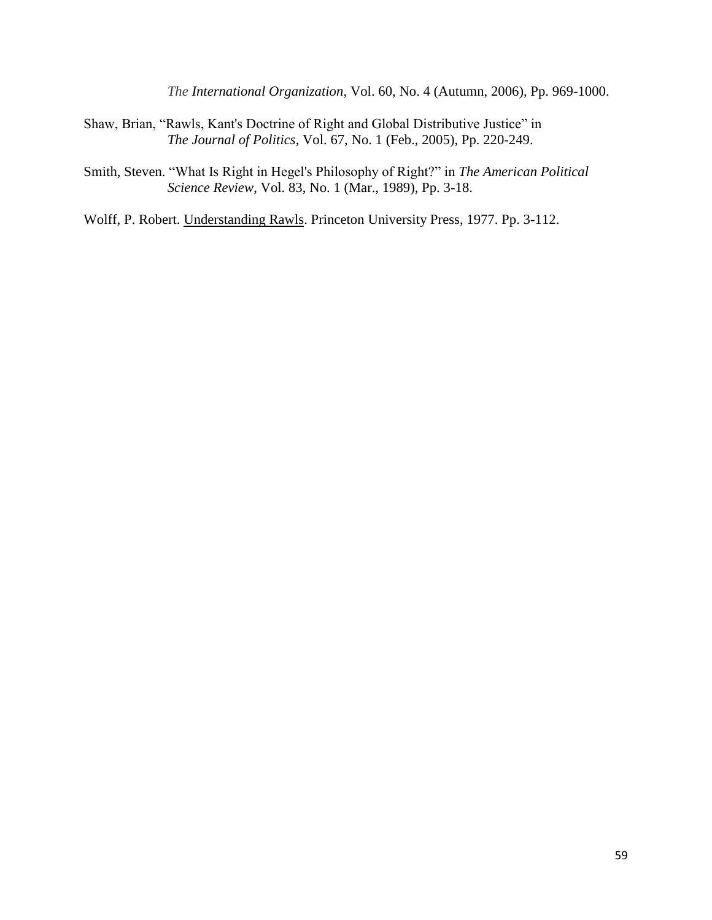*The International Organization*, Vol. 60, No. 4 (Autumn, 2006), Pp. 969-1000.

Shaw, Brian, "Rawls, Kant's Doctrine of Right and Global Distributive Justice" in *The Journal of Politics*, Vol. 67, No. 1 (Feb., 2005), Pp. 220-249.

Smith, Steven. "What Is Right in Hegel's Philosophy of Right?" in *The American Political Science Review*, Vol. 83, No. 1 (Mar., 1989), Pp. 3-18.

Wolff, P. Robert. Understanding Rawls. Princeton University Press, 1977. Pp. 3-112.